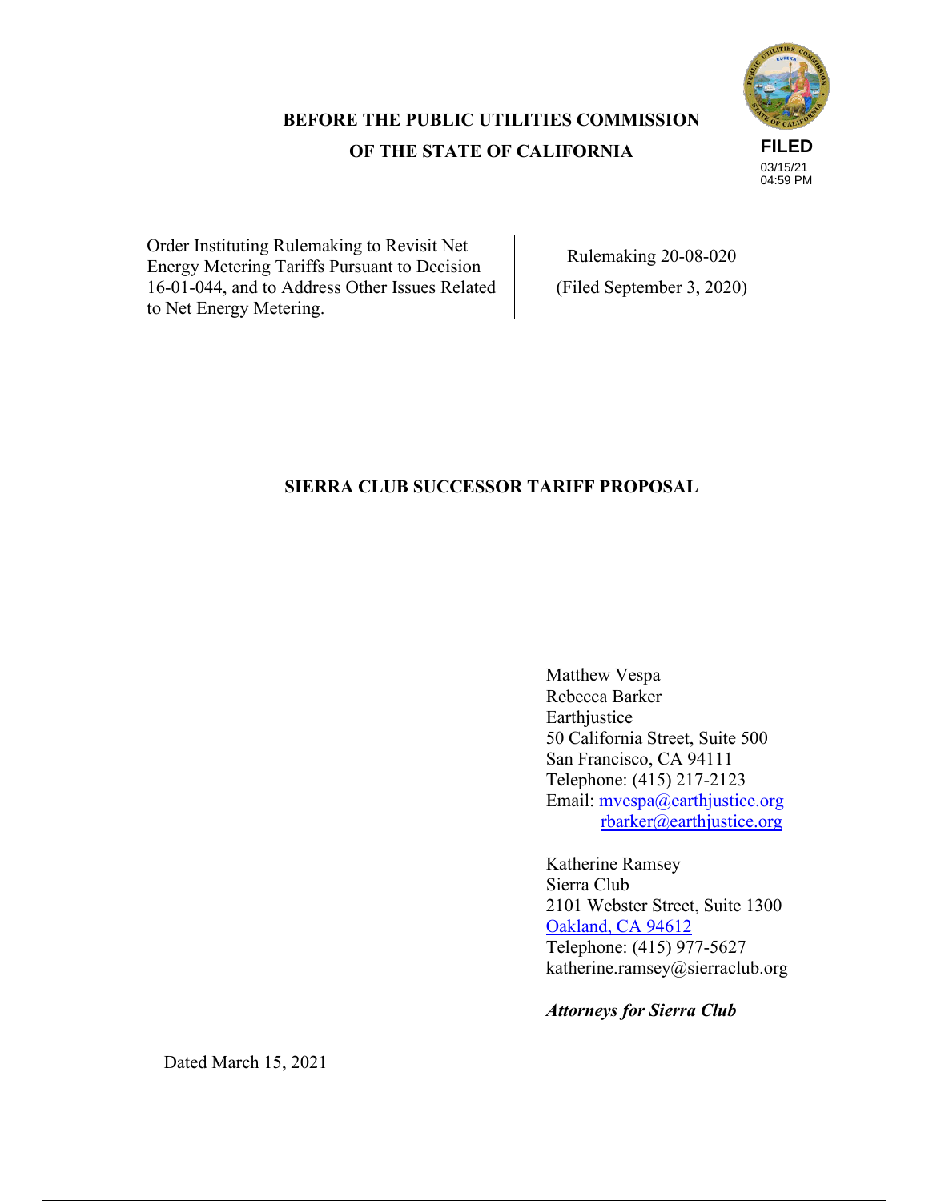**BEFORE THE PUBLIC UTILITIES COMMISSION**

**OF THE STATE OF CALIFORNIA**

FILED
03/15/21
04:59 PM

| Order Instituting Rulemaking to Revisit Net Energy Metering Tariffs Pursuant to Decision 16-01-044, and to Address Other Issues Related to Net Energy Metering. | Rulemaking 20-08-020 (Filed September 3, 2020) |
|---|---|

**SIERRA CLUB SUCCESSOR TARIFF PROPOSAL**

Matthew Vespa
Rebecca Barker
Earthjustice
50 California Street, Suite 500
San Francisco, CA 94111
Telephone: (415) 217-2123
Email: mvespa@earthjustice.org
rbarker@earthjustice.org

Katherine Ramsey
Sierra Club
2101 Webster Street, Suite 1300
Oakland, CA 94612
Telephone: (415) 977-5627
katherine.ramsey@sierraclub.org

***Attorneys for Sierra Club***

Dated March 15, 2021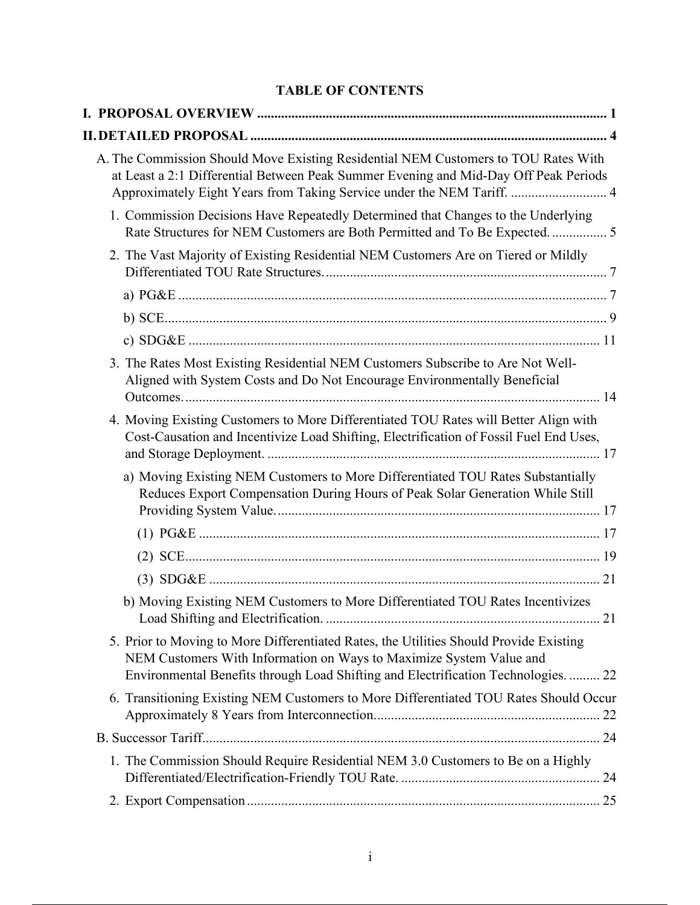# TABLE OF CONTENTS

**I. PROPOSAL OVERVIEW** ..................................................................................................... 1

**II. DETAILED PROPOSAL** ...................................................................................................... 4

- A. The Commission Should Move Existing Residential NEM Customers to TOU Rates With at Least a 2:1 Differential Between Peak Summer Evening and Mid-Day Off Peak Periods Approximately Eight Years from Taking Service under the NEM Tariff. ............................ 4
  - 1. Commission Decisions Have Repeatedly Determined that Changes to the Underlying Rate Structures for NEM Customers are Both Permitted and To Be Expected. ................ 5
  - 2. The Vast Majority of Existing Residential NEM Customers Are on Tiered or Mildly Differentiated TOU Rate Structures. ................................................................................. 7
    - a) PG&E ........................................................................................................................... 7
    - b) SCE ................................................................................................................................ 9
    - c) SDG&E ....................................................................................................................... 11
  - 3. The Rates Most Existing Residential NEM Customers Subscribe to Are Not Well-Aligned with System Costs and Do Not Encourage Environmentally Beneficial Outcomes. ....................................................................................................................... 14
  - 4. Moving Existing Customers to More Differentiated TOU Rates will Better Align with Cost-Causation and Incentivize Load Shifting, Electrification of Fossil Fuel End Uses, and Storage Deployment. ................................................................................................ 17
    - a) Moving Existing NEM Customers to More Differentiated TOU Rates Substantially Reduces Export Compensation During Hours of Peak Solar Generation While Still Providing System Value. ............................................................................................ 17
      - (1) PG&E .................................................................................................................... 17
      - (2) SCE ........................................................................................................................ 19
      - (3) SDG&E ................................................................................................................. 21
    - b) Moving Existing NEM Customers to More Differentiated TOU Rates Incentivizes Load Shifting and Electrification. ............................................................................... 21
  - 5. Prior to Moving to More Differentiated Rates, the Utilities Should Provide Existing NEM Customers With Information on Ways to Maximize System Value and Environmental Benefits through Load Shifting and Electrification Technologies. ......... 22
  - 6. Transitioning Existing NEM Customers to More Differentiated TOU Rates Should Occur Approximately 8 Years from Interconnection. ................................................................ 22
- B. Successor Tariff ................................................................................................................... 24
  - 1. The Commission Should Require Residential NEM 3.0 Customers to Be on a Highly Differentiated/Electrification-Friendly TOU Rate. .......................................................... 24
  - 2. Export Compensation ..................................................................................................... 25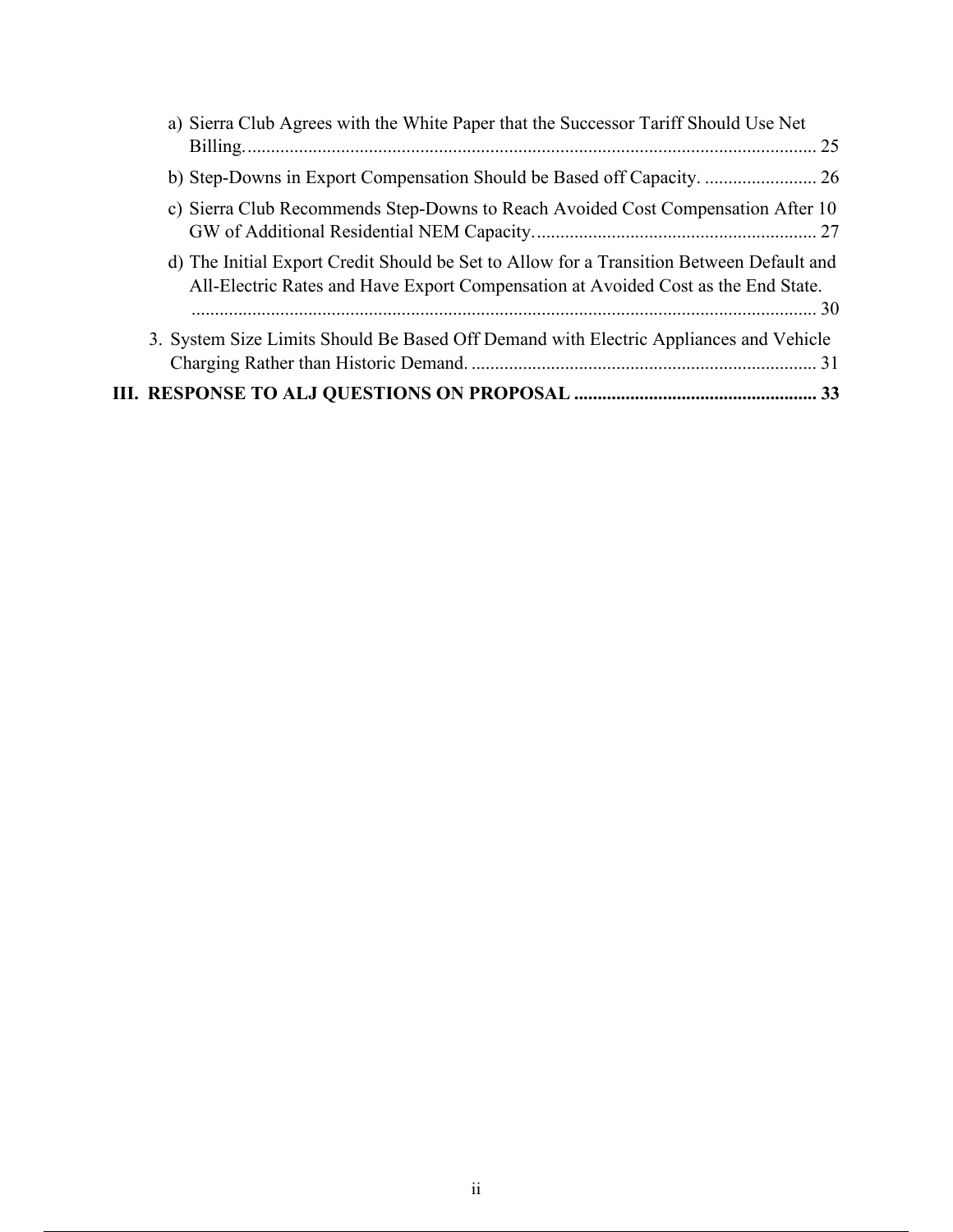a) Sierra Club Agrees with the White Paper that the Successor Tariff Should Use Net Billing. ........................................................................................................................ 25

b) Step-Downs in Export Compensation Should be Based off Capacity. ........................ 26

c) Sierra Club Recommends Step-Downs to Reach Avoided Cost Compensation After 10 GW of Additional Residential NEM Capacity. ........................................................... 27

d) The Initial Export Credit Should be Set to Allow for a Transition Between Default and All-Electric Rates and Have Export Compensation at Avoided Cost as the End State. .................................................................................................................................... 30

3. System Size Limits Should Be Based Off Demand with Electric Appliances and Vehicle Charging Rather than Historic Demand. ......................................................................... 31

**III. RESPONSE TO ALJ QUESTIONS ON PROPOSAL .................................................... 33**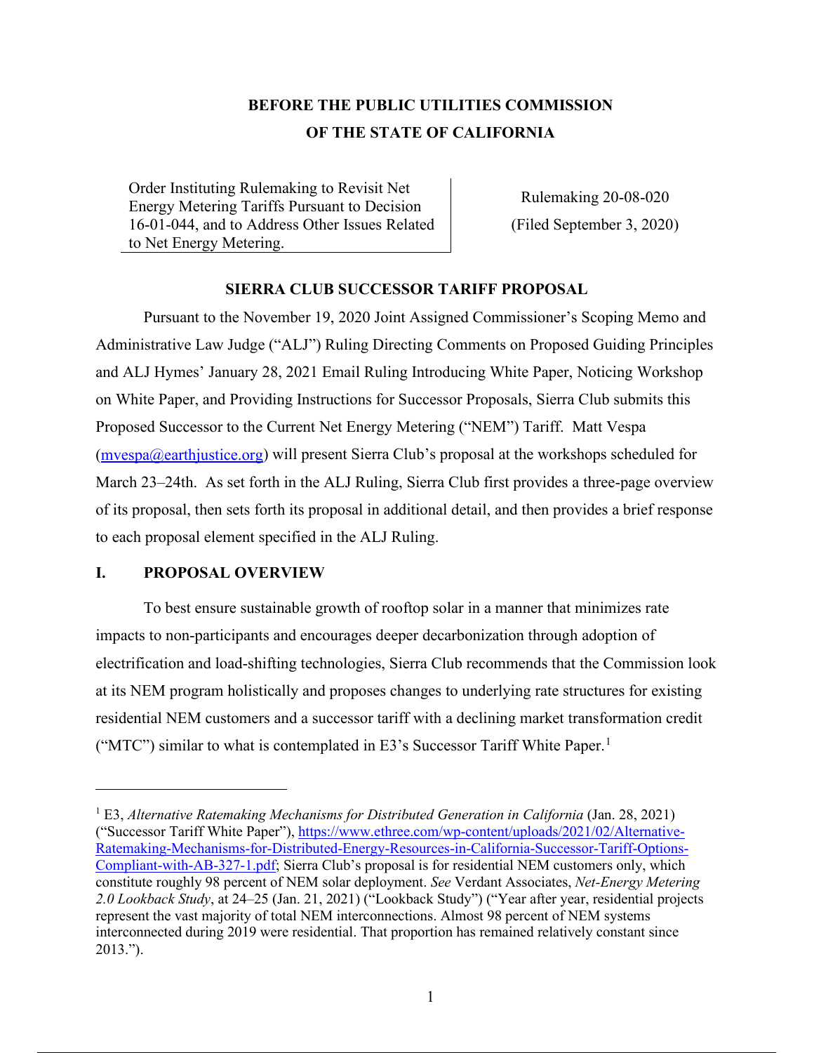# BEFORE THE PUBLIC UTILITIES COMMISSION OF THE STATE OF CALIFORNIA

| Order Instituting Rulemaking to Revisit Net Energy Metering Tariffs Pursuant to Decision 16-01-044, and to Address Other Issues Related to Net Energy Metering. | Rulemaking 20-08-020 (Filed September 3, 2020) |
| --- | --- |

## SIERRA CLUB SUCCESSOR TARIFF PROPOSAL

Pursuant to the November 19, 2020 Joint Assigned Commissioner's Scoping Memo and Administrative Law Judge ("ALJ") Ruling Directing Comments on Proposed Guiding Principles and ALJ Hymes' January 28, 2021 Email Ruling Introducing White Paper, Noticing Workshop on White Paper, and Providing Instructions for Successor Proposals, Sierra Club submits this Proposed Successor to the Current Net Energy Metering ("NEM") Tariff. Matt Vespa (mvespa@earthjustice.org) will present Sierra Club's proposal at the workshops scheduled for March 23–24th. As set forth in the ALJ Ruling, Sierra Club first provides a three-page overview of its proposal, then sets forth its proposal in additional detail, and then provides a brief response to each proposal element specified in the ALJ Ruling.

## I. PROPOSAL OVERVIEW

To best ensure sustainable growth of rooftop solar in a manner that minimizes rate impacts to non-participants and encourages deeper decarbonization through adoption of electrification and load-shifting technologies, Sierra Club recommends that the Commission look at its NEM program holistically and proposes changes to underlying rate structures for existing residential NEM customers and a successor tariff with a declining market transformation credit ("MTC") similar to what is contemplated in E3's Successor Tariff White Paper.[1]

---

[1] E3, *Alternative Ratemaking Mechanisms for Distributed Generation in California* (Jan. 28, 2021) ("Successor Tariff White Paper"), https://www.ethree.com/wp-content/uploads/2021/02/Alternative-Ratemaking-Mechanisms-for-Distributed-Energy-Resources-in-California-Successor-Tariff-Options-Compliant-with-AB-327-1.pdf; Sierra Club's proposal is for residential NEM customers only, which constitute roughly 98 percent of NEM solar deployment. *See* Verdant Associates, *Net-Energy Metering 2.0 Lookback Study*, at 24–25 (Jan. 21, 2021) ("Lookback Study") ("Year after year, residential projects represent the vast majority of total NEM interconnections. Almost 98 percent of NEM systems interconnected during 2019 were residential. That proportion has remained relatively constant since 2013.").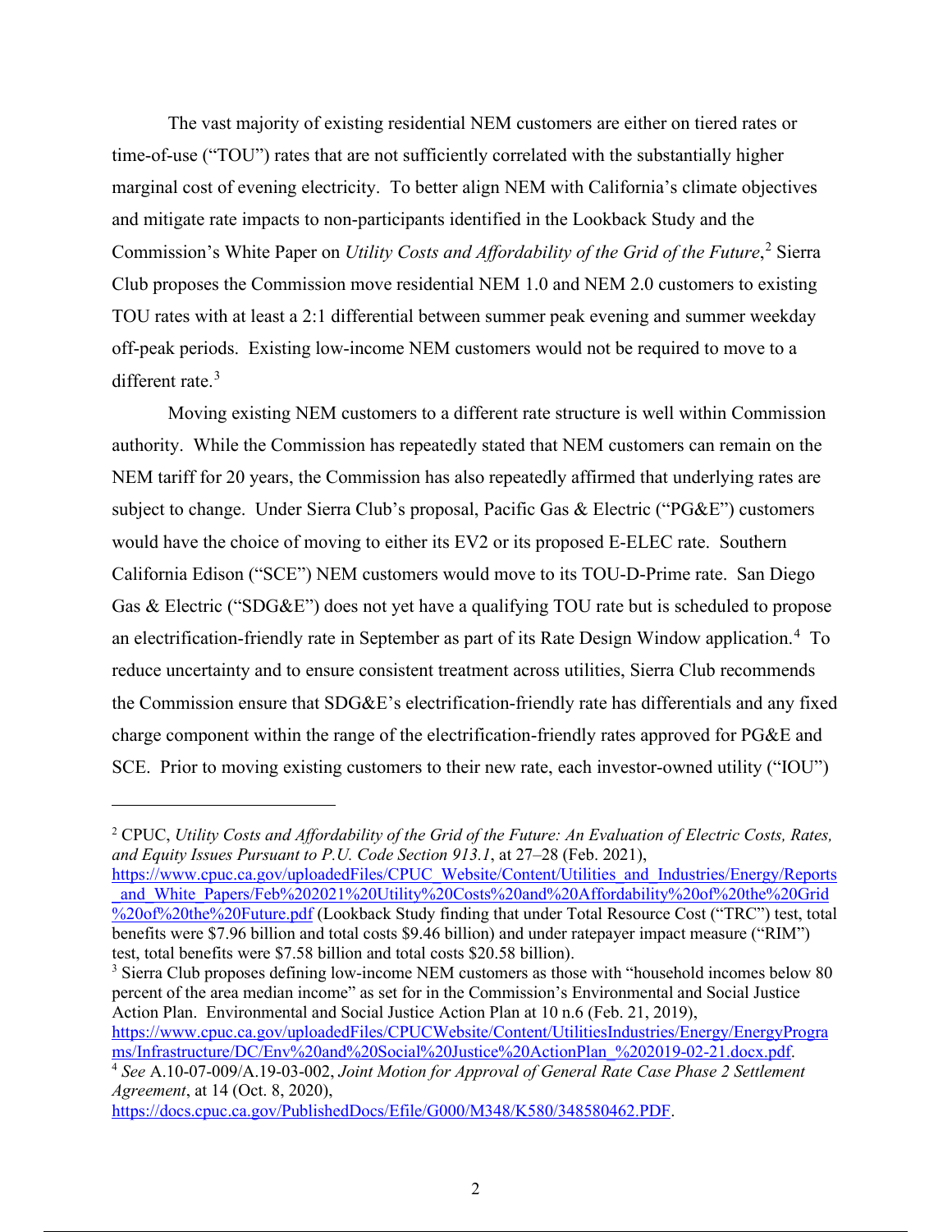The vast majority of existing residential NEM customers are either on tiered rates or time-of-use ("TOU") rates that are not sufficiently correlated with the substantially higher marginal cost of evening electricity. To better align NEM with California's climate objectives and mitigate rate impacts to non-participants identified in the Lookback Study and the Commission's White Paper on *Utility Costs and Affordability of the Grid of the Future*,[2] Sierra Club proposes the Commission move residential NEM 1.0 and NEM 2.0 customers to existing TOU rates with at least a 2:1 differential between summer peak evening and summer weekday off-peak periods. Existing low-income NEM customers would not be required to move to a different rate.[3]

Moving existing NEM customers to a different rate structure is well within Commission authority. While the Commission has repeatedly stated that NEM customers can remain on the NEM tariff for 20 years, the Commission has also repeatedly affirmed that underlying rates are subject to change. Under Sierra Club's proposal, Pacific Gas & Electric ("PG&E") customers would have the choice of moving to either its EV2 or its proposed E-ELEC rate. Southern California Edison ("SCE") NEM customers would move to its TOU-D-Prime rate. San Diego Gas & Electric ("SDG&E") does not yet have a qualifying TOU rate but is scheduled to propose an electrification-friendly rate in September as part of its Rate Design Window application.[4] To reduce uncertainty and to ensure consistent treatment across utilities, Sierra Club recommends the Commission ensure that SDG&E's electrification-friendly rate has differentials and any fixed charge component within the range of the electrification-friendly rates approved for PG&E and SCE. Prior to moving existing customers to their new rate, each investor-owned utility ("IOU")

---

[2] CPUC, *Utility Costs and Affordability of the Grid of the Future: An Evaluation of Electric Costs, Rates, and Equity Issues Pursuant to P.U. Code Section 913.1*, at 27–28 (Feb. 2021), https://www.cpuc.ca.gov/uploadedFiles/CPUC_Website/Content/Utilities_and_Industries/Energy/Reports_and_White_Papers/Feb%202021%20Utility%20Costs%20and%20Affordability%20of%20the%20Grid%20of%20the%20Future.pdf (Lookback Study finding that under Total Resource Cost ("TRC") test, total benefits were $7.96 billion and total costs $9.46 billion) and under ratepayer impact measure ("RIM") test, total benefits were $7.58 billion and total costs $20.58 billion).

[3] Sierra Club proposes defining low-income NEM customers as those with "household incomes below 80 percent of the area median income" as set for in the Commission's Environmental and Social Justice Action Plan. Environmental and Social Justice Action Plan at 10 n.6 (Feb. 21, 2019), https://www.cpuc.ca.gov/uploadedFiles/CPUCWebsite/Content/UtilitiesIndustries/Energy/EnergyPrograms/Infrastructure/DC/Env%20and%20Social%20Justice%20ActionPlan_%202019-02-21.docx.pdf.

[4] *See* A.10-07-009/A.19-03-002, *Joint Motion for Approval of General Rate Case Phase 2 Settlement Agreement*, at 14 (Oct. 8, 2020), https://docs.cpuc.ca.gov/PublishedDocs/Efile/G000/M348/K580/348580462.PDF.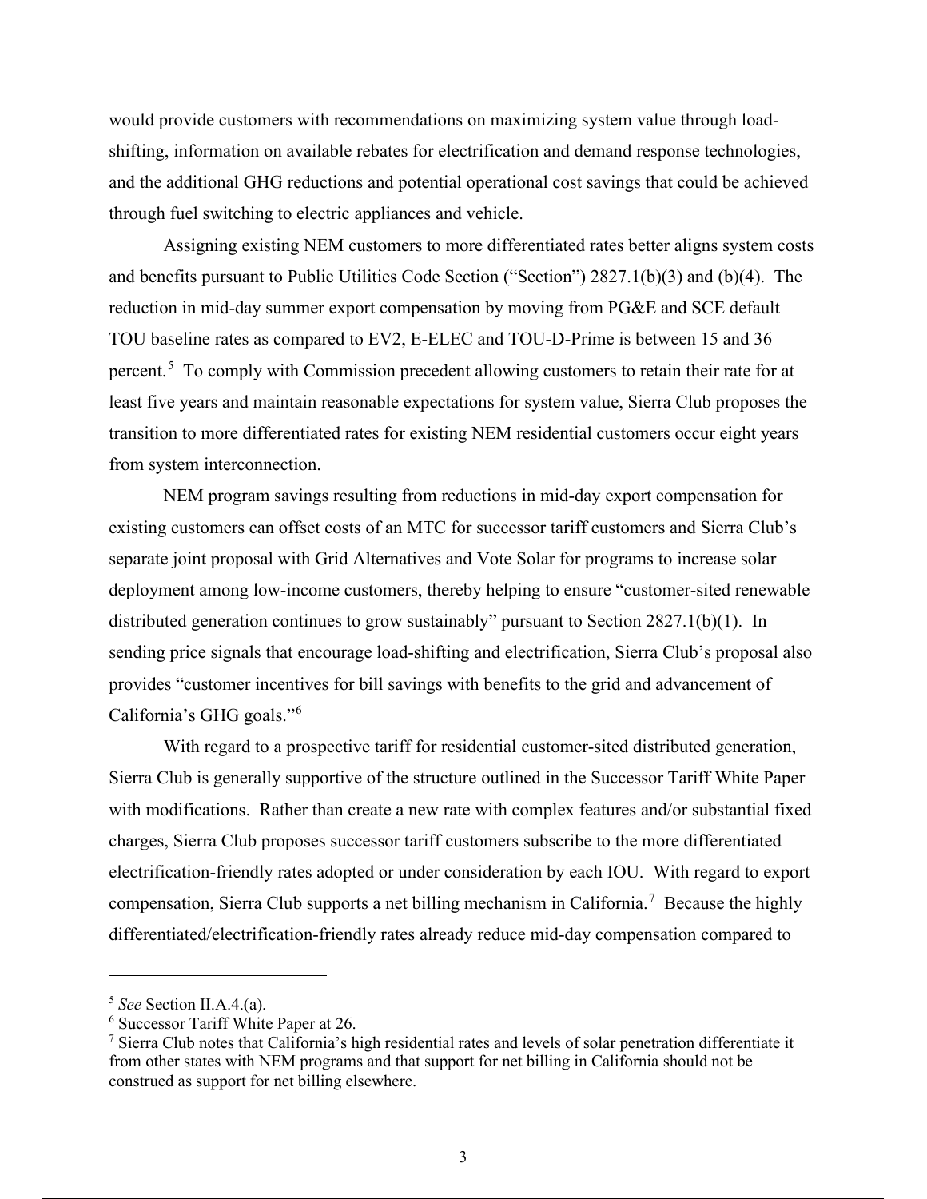would provide customers with recommendations on maximizing system value through load-shifting, information on available rebates for electrification and demand response technologies, and the additional GHG reductions and potential operational cost savings that could be achieved through fuel switching to electric appliances and vehicle.

Assigning existing NEM customers to more differentiated rates better aligns system costs and benefits pursuant to Public Utilities Code Section ("Section") 2827.1(b)(3) and (b)(4). The reduction in mid-day summer export compensation by moving from PG&E and SCE default TOU baseline rates as compared to EV2, E-ELEC and TOU-D-Prime is between 15 and 36 percent.[5] To comply with Commission precedent allowing customers to retain their rate for at least five years and maintain reasonable expectations for system value, Sierra Club proposes the transition to more differentiated rates for existing NEM residential customers occur eight years from system interconnection.

NEM program savings resulting from reductions in mid-day export compensation for existing customers can offset costs of an MTC for successor tariff customers and Sierra Club's separate joint proposal with Grid Alternatives and Vote Solar for programs to increase solar deployment among low-income customers, thereby helping to ensure "customer-sited renewable distributed generation continues to grow sustainably" pursuant to Section 2827.1(b)(1). In sending price signals that encourage load-shifting and electrification, Sierra Club's proposal also provides "customer incentives for bill savings with benefits to the grid and advancement of California's GHG goals."[6]

With regard to a prospective tariff for residential customer-sited distributed generation, Sierra Club is generally supportive of the structure outlined in the Successor Tariff White Paper with modifications. Rather than create a new rate with complex features and/or substantial fixed charges, Sierra Club proposes successor tariff customers subscribe to the more differentiated electrification-friendly rates adopted or under consideration by each IOU. With regard to export compensation, Sierra Club supports a net billing mechanism in California.[7] Because the highly differentiated/electrification-friendly rates already reduce mid-day compensation compared to

---

[5] *See* Section II.A.4.(a).

[6] Successor Tariff White Paper at 26.

[7] Sierra Club notes that California's high residential rates and levels of solar penetration differentiate it from other states with NEM programs and that support for net billing in California should not be construed as support for net billing elsewhere.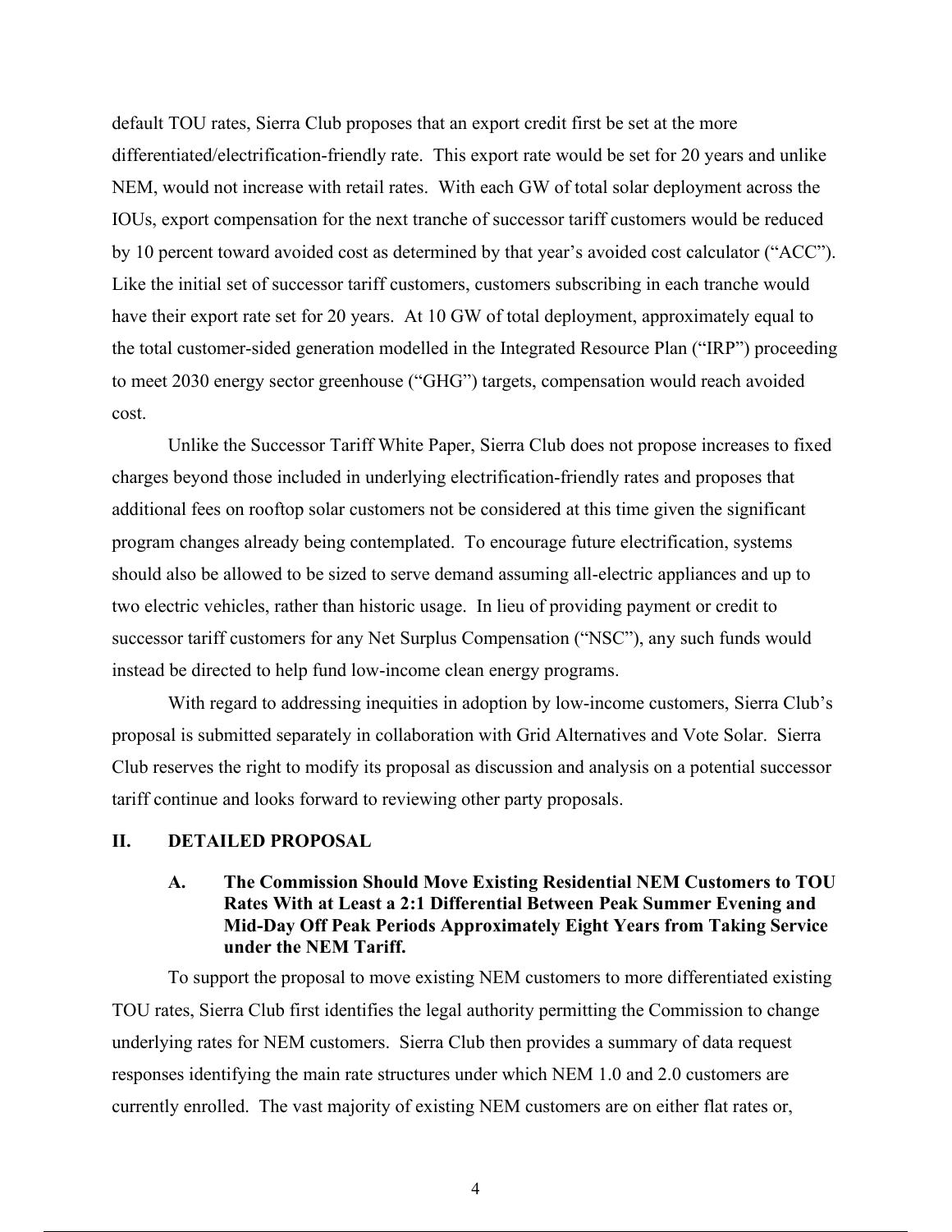default TOU rates, Sierra Club proposes that an export credit first be set at the more differentiated/electrification-friendly rate. This export rate would be set for 20 years and unlike NEM, would not increase with retail rates. With each GW of total solar deployment across the IOUs, export compensation for the next tranche of successor tariff customers would be reduced by 10 percent toward avoided cost as determined by that year's avoided cost calculator ("ACC"). Like the initial set of successor tariff customers, customers subscribing in each tranche would have their export rate set for 20 years. At 10 GW of total deployment, approximately equal to the total customer-sided generation modelled in the Integrated Resource Plan ("IRP") proceeding to meet 2030 energy sector greenhouse ("GHG") targets, compensation would reach avoided cost.

Unlike the Successor Tariff White Paper, Sierra Club does not propose increases to fixed charges beyond those included in underlying electrification-friendly rates and proposes that additional fees on rooftop solar customers not be considered at this time given the significant program changes already being contemplated. To encourage future electrification, systems should also be allowed to be sized to serve demand assuming all-electric appliances and up to two electric vehicles, rather than historic usage. In lieu of providing payment or credit to successor tariff customers for any Net Surplus Compensation ("NSC"), any such funds would instead be directed to help fund low-income clean energy programs.

With regard to addressing inequities in adoption by low-income customers, Sierra Club's proposal is submitted separately in collaboration with Grid Alternatives and Vote Solar. Sierra Club reserves the right to modify its proposal as discussion and analysis on a potential successor tariff continue and looks forward to reviewing other party proposals.

## II. DETAILED PROPOSAL

### A. The Commission Should Move Existing Residential NEM Customers to TOU Rates With at Least a 2:1 Differential Between Peak Summer Evening and Mid-Day Off Peak Periods Approximately Eight Years from Taking Service under the NEM Tariff.

To support the proposal to move existing NEM customers to more differentiated existing TOU rates, Sierra Club first identifies the legal authority permitting the Commission to change underlying rates for NEM customers. Sierra Club then provides a summary of data request responses identifying the main rate structures under which NEM 1.0 and 2.0 customers are currently enrolled. The vast majority of existing NEM customers are on either flat rates or,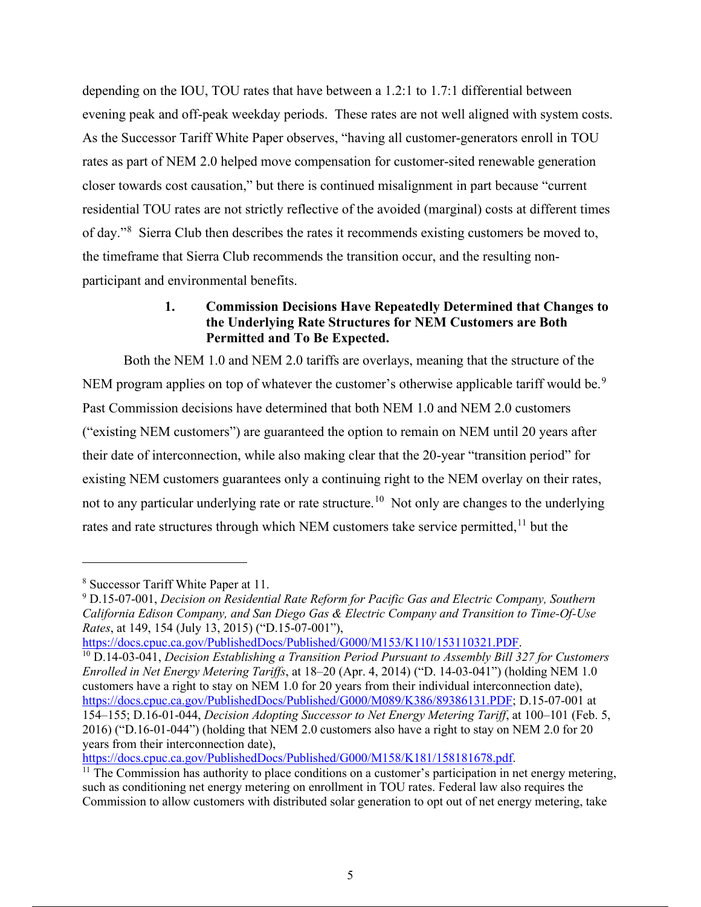depending on the IOU, TOU rates that have between a 1.2:1 to 1.7:1 differential between evening peak and off-peak weekday periods. These rates are not well aligned with system costs. As the Successor Tariff White Paper observes, "having all customer-generators enroll in TOU rates as part of NEM 2.0 helped move compensation for customer-sited renewable generation closer towards cost causation," but there is continued misalignment in part because "current residential TOU rates are not strictly reflective of the avoided (marginal) costs at different times of day."[8] Sierra Club then describes the rates it recommends existing customers be moved to, the timeframe that Sierra Club recommends the transition occur, and the resulting non-participant and environmental benefits.

### 1. Commission Decisions Have Repeatedly Determined that Changes to the Underlying Rate Structures for NEM Customers are Both Permitted and To Be Expected.

Both the NEM 1.0 and NEM 2.0 tariffs are overlays, meaning that the structure of the NEM program applies on top of whatever the customer's otherwise applicable tariff would be.[9] Past Commission decisions have determined that both NEM 1.0 and NEM 2.0 customers ("existing NEM customers") are guaranteed the option to remain on NEM until 20 years after their date of interconnection, while also making clear that the 20-year "transition period" for existing NEM customers guarantees only a continuing right to the NEM overlay on their rates, not to any particular underlying rate or rate structure.[10] Not only are changes to the underlying rates and rate structures through which NEM customers take service permitted,[11] but the

---

[8] Successor Tariff White Paper at 11.

[9] D.15-07-001, *Decision on Residential Rate Reform for Pacific Gas and Electric Company, Southern California Edison Company, and San Diego Gas & Electric Company and Transition to Time-Of-Use Rates*, at 149, 154 (July 13, 2015) ("D.15-07-001"), https://docs.cpuc.ca.gov/PublishedDocs/Published/G000/M153/K110/153110321.PDF.

[10] D.14-03-041, *Decision Establishing a Transition Period Pursuant to Assembly Bill 327 for Customers Enrolled in Net Energy Metering Tariffs*, at 18–20 (Apr. 4, 2014) ("D. 14-03-041") (holding NEM 1.0 customers have a right to stay on NEM 1.0 for 20 years from their individual interconnection date), https://docs.cpuc.ca.gov/PublishedDocs/Published/G000/M089/K386/89386131.PDF; D.15-07-001 at 154–155; D.16-01-044, *Decision Adopting Successor to Net Energy Metering Tariff*, at 100–101 (Feb. 5, 2016) ("D.16-01-044") (holding that NEM 2.0 customers also have a right to stay on NEM 2.0 for 20 years from their interconnection date), https://docs.cpuc.ca.gov/PublishedDocs/Published/G000/M158/K181/158181678.pdf.

[11] The Commission has authority to place conditions on a customer's participation in net energy metering, such as conditioning net energy metering on enrollment in TOU rates. Federal law also requires the Commission to allow customers with distributed solar generation to opt out of net energy metering, take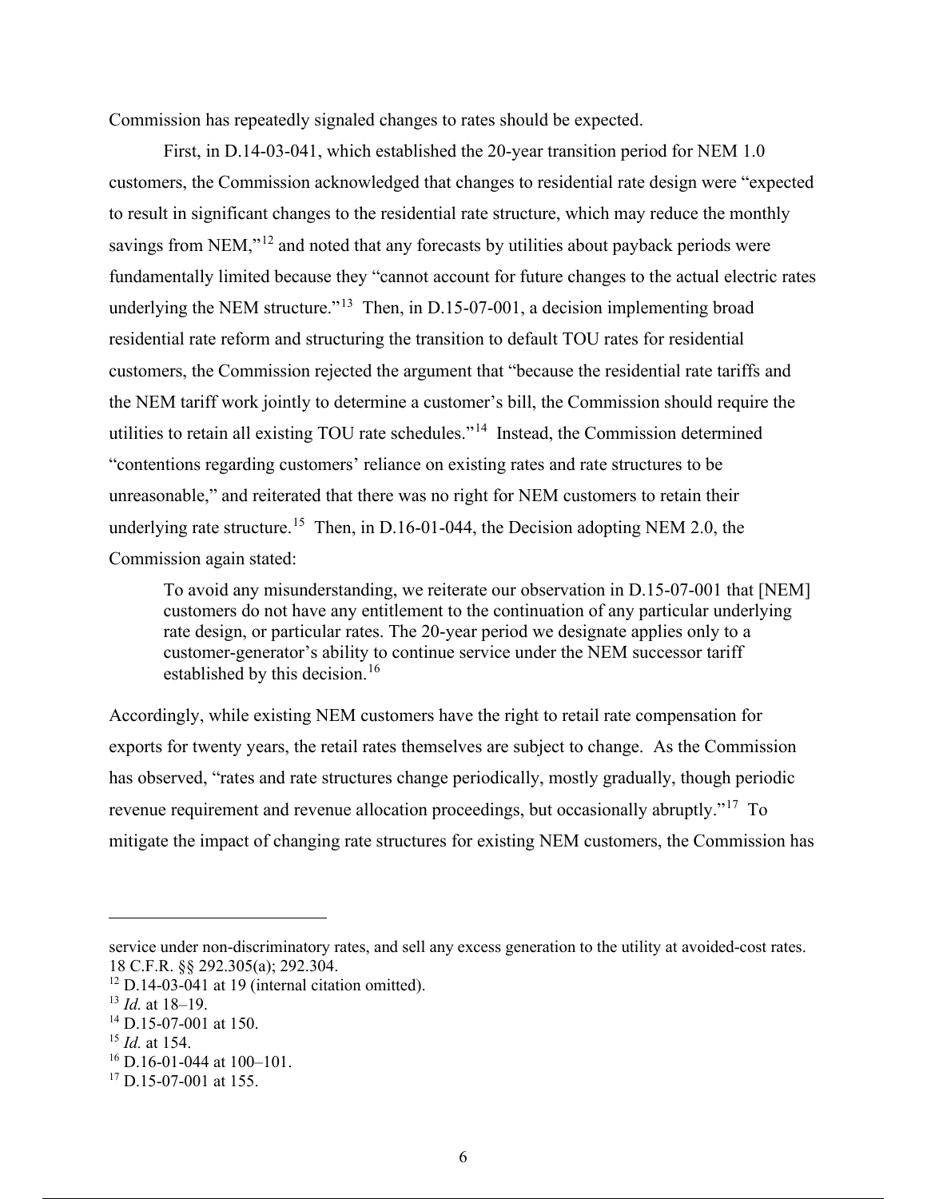Commission has repeatedly signaled changes to rates should be expected.

First, in D.14-03-041, which established the 20-year transition period for NEM 1.0 customers, the Commission acknowledged that changes to residential rate design were "expected to result in significant changes to the residential rate structure, which may reduce the monthly savings from NEM,"[12] and noted that any forecasts by utilities about payback periods were fundamentally limited because they "cannot account for future changes to the actual electric rates underlying the NEM structure."[13] Then, in D.15-07-001, a decision implementing broad residential rate reform and structuring the transition to default TOU rates for residential customers, the Commission rejected the argument that "because the residential rate tariffs and the NEM tariff work jointly to determine a customer's bill, the Commission should require the utilities to retain all existing TOU rate schedules."[14] Instead, the Commission determined "contentions regarding customers' reliance on existing rates and rate structures to be unreasonable," and reiterated that there was no right for NEM customers to retain their underlying rate structure.[15] Then, in D.16-01-044, the Decision adopting NEM 2.0, the Commission again stated:

> To avoid any misunderstanding, we reiterate our observation in D.15-07-001 that [NEM] customers do not have any entitlement to the continuation of any particular underlying rate design, or particular rates. The 20-year period we designate applies only to a customer-generator's ability to continue service under the NEM successor tariff established by this decision.[16]

Accordingly, while existing NEM customers have the right to retail rate compensation for exports for twenty years, the retail rates themselves are subject to change. As the Commission has observed, "rates and rate structures change periodically, mostly gradually, though periodic revenue requirement and revenue allocation proceedings, but occasionally abruptly."[17] To mitigate the impact of changing rate structures for existing NEM customers, the Commission has

---

service under non-discriminatory rates, and sell any excess generation to the utility at avoided-cost rates. 18 C.F.R. §§ 292.305(a); 292.304.

[12] D.14-03-041 at 19 (internal citation omitted).

[13] *Id.* at 18–19.

[14] D.15-07-001 at 150.

[15] *Id.* at 154.

[16] D.16-01-044 at 100–101.

[17] D.15-07-001 at 155.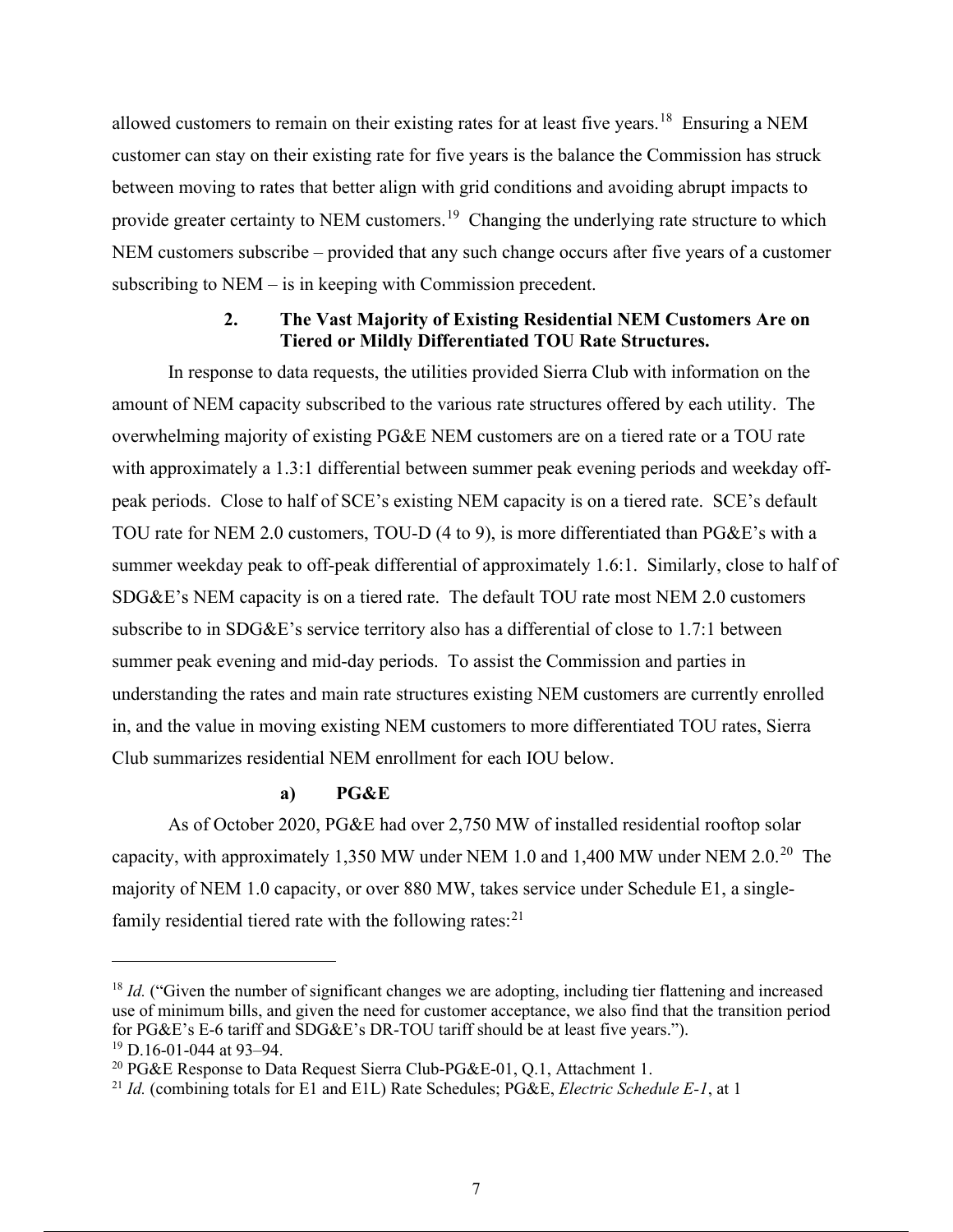allowed customers to remain on their existing rates for at least five years.[18] Ensuring a NEM customer can stay on their existing rate for five years is the balance the Commission has struck between moving to rates that better align with grid conditions and avoiding abrupt impacts to provide greater certainty to NEM customers.[19] Changing the underlying rate structure to which NEM customers subscribe – provided that any such change occurs after five years of a customer subscribing to NEM – is in keeping with Commission precedent.

#### 2. The Vast Majority of Existing Residential NEM Customers Are on Tiered or Mildly Differentiated TOU Rate Structures.

In response to data requests, the utilities provided Sierra Club with information on the amount of NEM capacity subscribed to the various rate structures offered by each utility. The overwhelming majority of existing PG&E NEM customers are on a tiered rate or a TOU rate with approximately a 1.3:1 differential between summer peak evening periods and weekday off-peak periods. Close to half of SCE's existing NEM capacity is on a tiered rate. SCE's default TOU rate for NEM 2.0 customers, TOU-D (4 to 9), is more differentiated than PG&E's with a summer weekday peak to off-peak differential of approximately 1.6:1. Similarly, close to half of SDG&E's NEM capacity is on a tiered rate. The default TOU rate most NEM 2.0 customers subscribe to in SDG&E's service territory also has a differential of close to 1.7:1 between summer peak evening and mid-day periods. To assist the Commission and parties in understanding the rates and main rate structures existing NEM customers are currently enrolled in, and the value in moving existing NEM customers to more differentiated TOU rates, Sierra Club summarizes residential NEM enrollment for each IOU below.

##### a) PG&E

As of October 2020, PG&E had over 2,750 MW of installed residential rooftop solar capacity, with approximately 1,350 MW under NEM 1.0 and 1,400 MW under NEM 2.0.[20] The majority of NEM 1.0 capacity, or over 880 MW, takes service under Schedule E1, a single-family residential tiered rate with the following rates:[21]

---

[18] *Id.* ("Given the number of significant changes we are adopting, including tier flattening and increased use of minimum bills, and given the need for customer acceptance, we also find that the transition period for PG&E's E-6 tariff and SDG&E's DR-TOU tariff should be at least five years.").

[19] D.16-01-044 at 93–94.

[20] PG&E Response to Data Request Sierra Club-PG&E-01, Q.1, Attachment 1.

[21] *Id.* (combining totals for E1 and E1L) Rate Schedules; PG&E, *Electric Schedule E-1*, at 1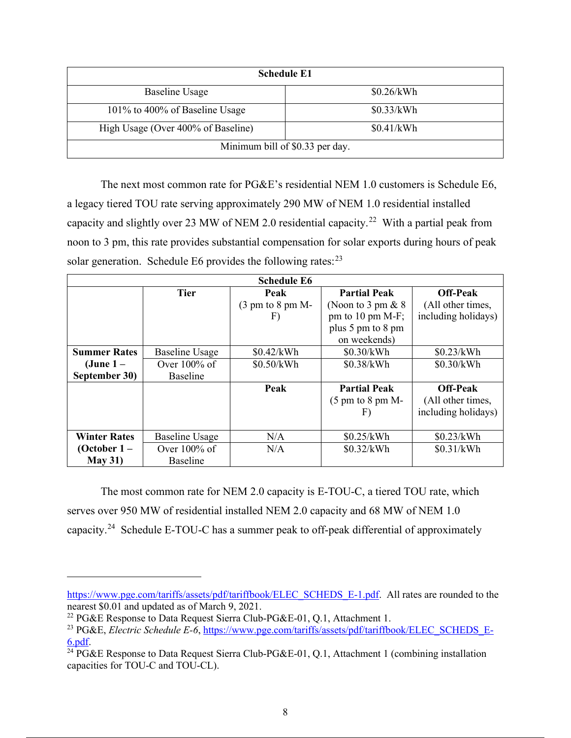| Schedule E1 | |
|---|---|
| Baseline Usage | \$0.26/kWh |
| 101% to 400% of Baseline Usage | \$0.33/kWh |
| High Usage (Over 400% of Baseline) | \$0.41/kWh |
| Minimum bill of \$0.33 per day. | |

The next most common rate for PG&E's residential NEM 1.0 customers is Schedule E6, a legacy tiered TOU rate serving approximately 290 MW of NEM 1.0 residential installed capacity and slightly over 23 MW of NEM 2.0 residential capacity.[22] With a partial peak from noon to 3 pm, this rate provides substantial compensation for solar exports during hours of peak solar generation. Schedule E6 provides the following rates:[23]

| Schedule E6 | | | | |
|---|---|---|---|---|
| | **Tier** | **Peak** (3 pm to 8 pm M-F) | **Partial Peak** (Noon to 3 pm & 8 pm to 10 pm M-F; plus 5 pm to 8 pm on weekends) | **Off-Peak** (All other times, including holidays) |
| **Summer Rates (June 1 – September 30)** | Baseline Usage | \$0.42/kWh | \$0.30/kWh | \$0.23/kWh |
| | Over 100% of Baseline | \$0.50/kWh | \$0.38/kWh | \$0.30/kWh |
| | | **Peak** | **Partial Peak** (5 pm to 8 pm M-F) | **Off-Peak** (All other times, including holidays) |
| **Winter Rates (October 1 – May 31)** | Baseline Usage | N/A | \$0.25/kWh | \$0.23/kWh |
| | Over 100% of Baseline | N/A | \$0.32/kWh | \$0.31/kWh |

The most common rate for NEM 2.0 capacity is E-TOU-C, a tiered TOU rate, which serves over 950 MW of residential installed NEM 2.0 capacity and 68 MW of NEM 1.0 capacity.[24] Schedule E-TOU-C has a summer peak to off-peak differential of approximately

---

https://www.pge.com/tariffs/assets/pdf/tariffbook/ELEC_SCHEDS_E-1.pdf. All rates are rounded to the nearest \$0.01 and updated as of March 9, 2021.

[22] PG&E Response to Data Request Sierra Club-PG&E-01, Q.1, Attachment 1.

[23] PG&E, *Electric Schedule E-6*, https://www.pge.com/tariffs/assets/pdf/tariffbook/ELEC_SCHEDS_E-6.pdf.

[24] PG&E Response to Data Request Sierra Club-PG&E-01, Q.1, Attachment 1 (combining installation capacities for TOU-C and TOU-CL).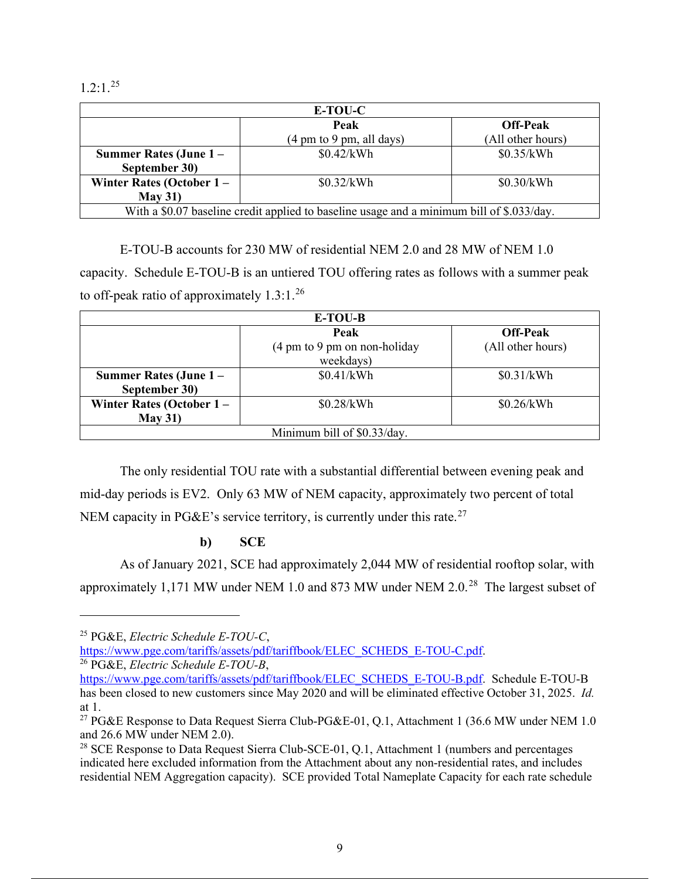1.2:1.[25]

| E-TOU-C | | |
|---|---|---|
| | **Peak** (4 pm to 9 pm, all days) | **Off-Peak** (All other hours) |
| **Summer Rates (June 1 – September 30)** | \$0.42/kWh | \$0.35/kWh |
| **Winter Rates (October 1 – May 31)** | \$0.32/kWh | \$0.30/kWh |
| With a \$0.07 baseline credit applied to baseline usage and a minimum bill of \$.033/day. | | |

E-TOU-B accounts for 230 MW of residential NEM 2.0 and 28 MW of NEM 1.0 capacity. Schedule E-TOU-B is an untiered TOU offering rates as follows with a summer peak to off-peak ratio of approximately 1.3:1.[26]

| E-TOU-B | | |
|---|---|---|
| | **Peak** (4 pm to 9 pm on non-holiday weekdays) | **Off-Peak** (All other hours) |
| **Summer Rates (June 1 – September 30)** | \$0.41/kWh | \$0.31/kWh |
| **Winter Rates (October 1 – May 31)** | \$0.28/kWh | \$0.26/kWh |
| Minimum bill of \$0.33/day. | | |

The only residential TOU rate with a substantial differential between evening peak and mid-day periods is EV2. Only 63 MW of NEM capacity, approximately two percent of total NEM capacity in PG&E's service territory, is currently under this rate.[27]

#### b) SCE

As of January 2021, SCE had approximately 2,044 MW of residential rooftop solar, with approximately 1,171 MW under NEM 1.0 and 873 MW under NEM 2.0.[28] The largest subset of

---

[25] PG&E, *Electric Schedule E-TOU-C*, https://www.pge.com/tariffs/assets/pdf/tariffbook/ELEC_SCHEDS_E-TOU-C.pdf.

[26] PG&E, *Electric Schedule E-TOU-B*, https://www.pge.com/tariffs/assets/pdf/tariffbook/ELEC_SCHEDS_E-TOU-B.pdf. Schedule E-TOU-B has been closed to new customers since May 2020 and will be eliminated effective October 31, 2025. *Id.* at 1.

[27] PG&E Response to Data Request Sierra Club-PG&E-01, Q.1, Attachment 1 (36.6 MW under NEM 1.0 and 26.6 MW under NEM 2.0).

[28] SCE Response to Data Request Sierra Club-SCE-01, Q.1, Attachment 1 (numbers and percentages indicated here excluded information from the Attachment about any non-residential rates, and includes residential NEM Aggregation capacity). SCE provided Total Nameplate Capacity for each rate schedule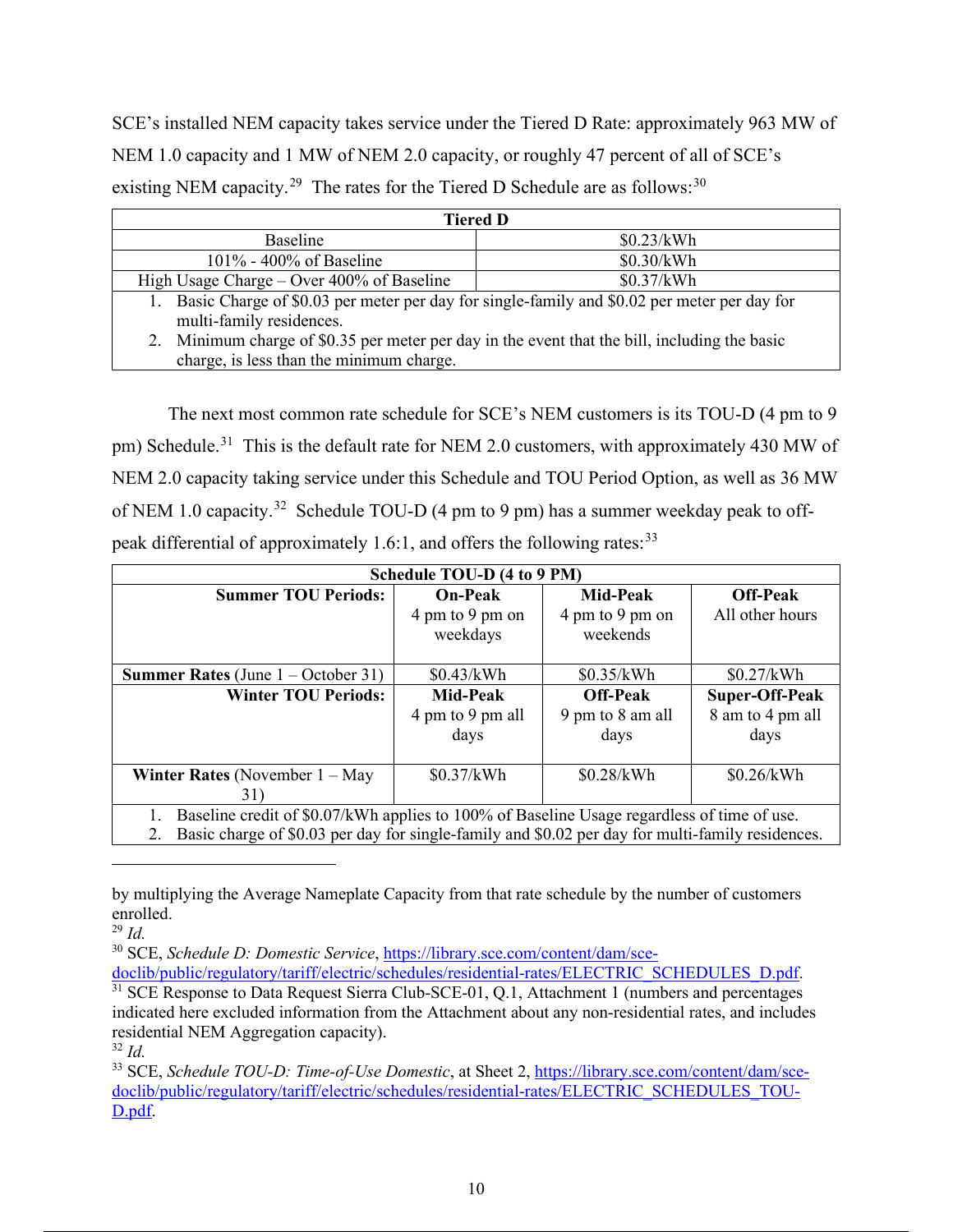SCE's installed NEM capacity takes service under the Tiered D Rate: approximately 963 MW of NEM 1.0 capacity and 1 MW of NEM 2.0 capacity, or roughly 47 percent of all of SCE's existing NEM capacity.[29] The rates for the Tiered D Schedule are as follows:[30]

| Tiered D | |
|---|---|
| Baseline | $0.23/kWh |
| 101% - 400% of Baseline | $0.30/kWh |
| High Usage Charge – Over 400% of Baseline | $0.37/kWh |
| 1. Basic Charge of $0.03 per meter per day for single-family and $0.02 per meter per day for multi-family residences. 2. Minimum charge of $0.35 per meter per day in the event that the bill, including the basic charge, is less than the minimum charge. | |

The next most common rate schedule for SCE's NEM customers is its TOU-D (4 pm to 9 pm) Schedule.[31] This is the default rate for NEM 2.0 customers, with approximately 430 MW of NEM 2.0 capacity taking service under this Schedule and TOU Period Option, as well as 36 MW of NEM 1.0 capacity.[32] Schedule TOU-D (4 pm to 9 pm) has a summer weekday peak to off-peak differential of approximately 1.6:1, and offers the following rates:[33]

| Schedule TOU-D (4 to 9 PM) | | | |
|---|---|---|---|
| **Summer TOU Periods:** | **On-Peak** 4 pm to 9 pm on weekdays | **Mid-Peak** 4 pm to 9 pm on weekends | **Off-Peak** All other hours |
| **Summer Rates** (June 1 – October 31) | $0.43/kWh | $0.35/kWh | $0.27/kWh |
| **Winter TOU Periods:** | **Mid-Peak** 4 pm to 9 pm all days | **Off-Peak** 9 pm to 8 am all days | **Super-Off-Peak** 8 am to 4 pm all days |
| **Winter Rates** (November 1 – May 31) | $0.37/kWh | $0.28/kWh | $0.26/kWh |
| 1. Baseline credit of $0.07/kWh applies to 100% of Baseline Usage regardless of time of use. 2. Basic charge of $0.03 per day for single-family and $0.02 per day for multi-family residences. | | | |

---

by multiplying the Average Nameplate Capacity from that rate schedule by the number of customers enrolled.

[29] *Id.*

[30] SCE, *Schedule D: Domestic Service*, https://library.sce.com/content/dam/sce-doclib/public/regulatory/tariff/electric/schedules/residential-rates/ELECTRIC_SCHEDULES_D.pdf.

[31] SCE Response to Data Request Sierra Club-SCE-01, Q.1, Attachment 1 (numbers and percentages indicated here excluded information from the Attachment about any non-residential rates, and includes residential NEM Aggregation capacity).

[32] *Id.*

[33] SCE, *Schedule TOU-D: Time-of-Use Domestic*, at Sheet 2, https://library.sce.com/content/dam/sce-doclib/public/regulatory/tariff/electric/schedules/residential-rates/ELECTRIC_SCHEDULES_TOU-D.pdf.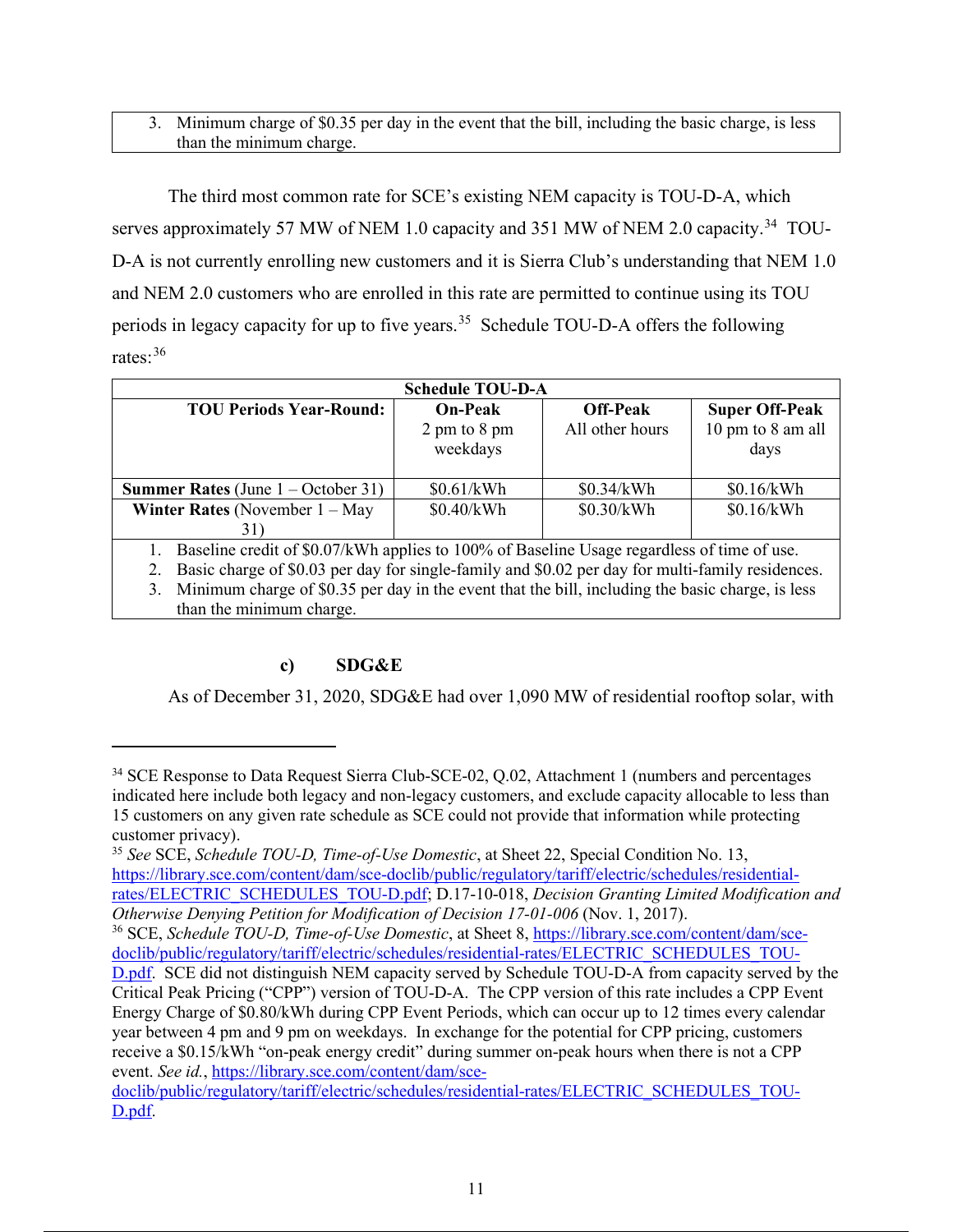| 3. Minimum charge of $0.35 per day in the event that the bill, including the basic charge, is less than the minimum charge. |
|---|

The third most common rate for SCE's existing NEM capacity is TOU-D-A, which serves approximately 57 MW of NEM 1.0 capacity and 351 MW of NEM 2.0 capacity.[34] TOU-D-A is not currently enrolling new customers and it is Sierra Club's understanding that NEM 1.0 and NEM 2.0 customers who are enrolled in this rate are permitted to continue using its TOU periods in legacy capacity for up to five years.[35] Schedule TOU-D-A offers the following rates:[36]

| Schedule TOU-D-A | | | |
|---|---|---|---|
| **TOU Periods Year-Round:** | **On-Peak** 2 pm to 8 pm weekdays | **Off-Peak** All other hours | **Super Off-Peak** 10 pm to 8 am all days |
| **Summer Rates** (June 1 – October 31) | $0.61/kWh | $0.34/kWh | $0.16/kWh |
| **Winter Rates** (November 1 – May 31) | $0.40/kWh | $0.30/kWh | $0.16/kWh |
| 1. Baseline credit of $0.07/kWh applies to 100% of Baseline Usage regardless of time of use. 2. Basic charge of $0.03 per day for single-family and $0.02 per day for multi-family residences. 3. Minimum charge of $0.35 per day in the event that the bill, including the basic charge, is less than the minimum charge. | | | |

#### c) SDG&E

As of December 31, 2020, SDG&E had over 1,090 MW of residential rooftop solar, with

---

[34] SCE Response to Data Request Sierra Club-SCE-02, Q.02, Attachment 1 (numbers and percentages indicated here include both legacy and non-legacy customers, and exclude capacity allocable to less than 15 customers on any given rate schedule as SCE could not provide that information while protecting customer privacy).

[35] *See* SCE, *Schedule TOU-D, Time-of-Use Domestic*, at Sheet 22, Special Condition No. 13, https://library.sce.com/content/dam/sce-doclib/public/regulatory/tariff/electric/schedules/residential-rates/ELECTRIC_SCHEDULES_TOU-D.pdf; D.17-10-018, *Decision Granting Limited Modification and Otherwise Denying Petition for Modification of Decision 17-01-006* (Nov. 1, 2017).

[36] SCE, *Schedule TOU-D, Time-of-Use Domestic*, at Sheet 8, https://library.sce.com/content/dam/sce-doclib/public/regulatory/tariff/electric/schedules/residential-rates/ELECTRIC_SCHEDULES_TOU-D.pdf. SCE did not distinguish NEM capacity served by Schedule TOU-D-A from capacity served by the Critical Peak Pricing ("CPP") version of TOU-D-A. The CPP version of this rate includes a CPP Event Energy Charge of $0.80/kWh during CPP Event Periods, which can occur up to 12 times every calendar year between 4 pm and 9 pm on weekdays. In exchange for the potential for CPP pricing, customers receive a $0.15/kWh "on-peak energy credit" during summer on-peak hours when there is not a CPP event. *See id.*, https://library.sce.com/content/dam/sce-doclib/public/regulatory/tariff/electric/schedules/residential-rates/ELECTRIC_SCHEDULES_TOU-D.pdf.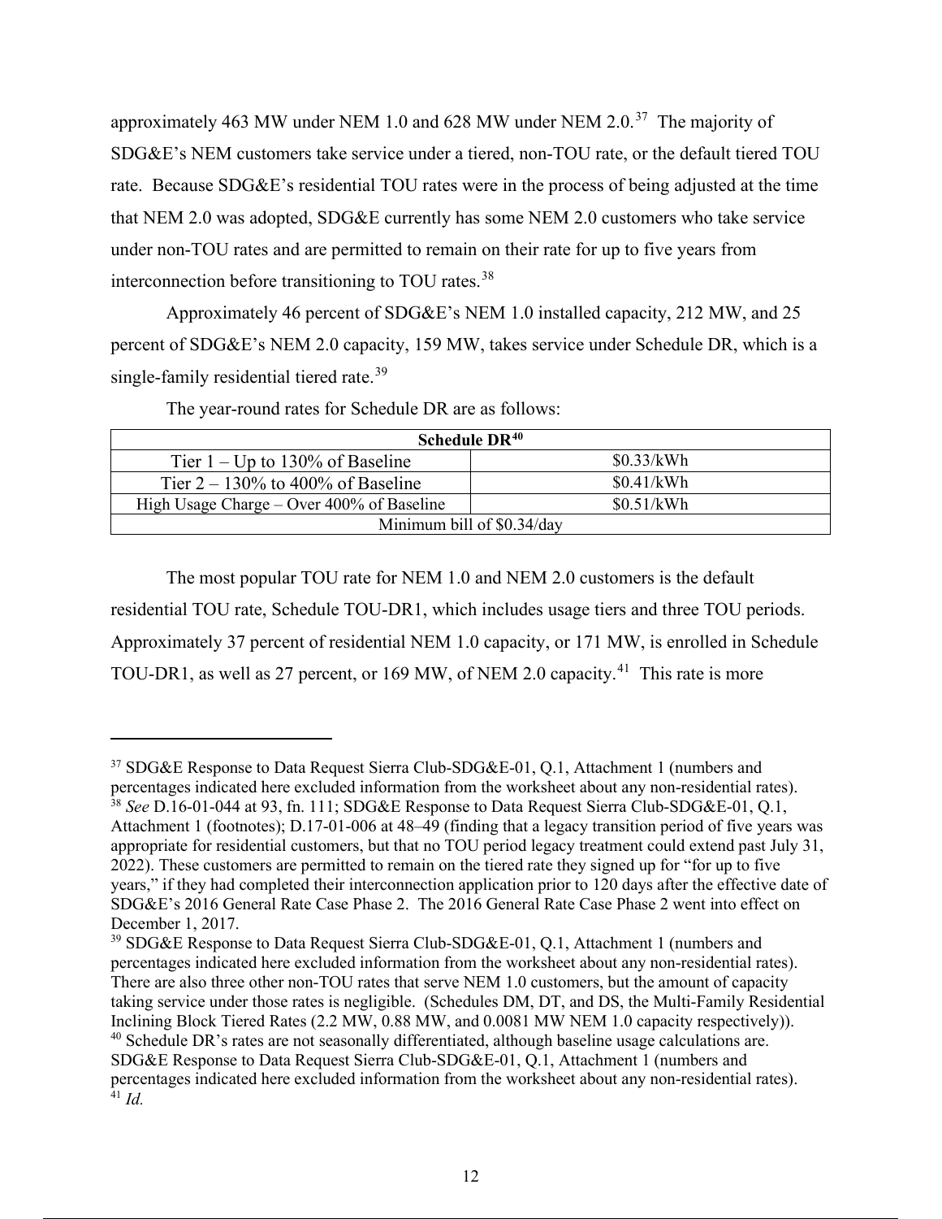approximately 463 MW under NEM 1.0 and 628 MW under NEM 2.0.[37] The majority of SDG&E's NEM customers take service under a tiered, non-TOU rate, or the default tiered TOU rate. Because SDG&E's residential TOU rates were in the process of being adjusted at the time that NEM 2.0 was adopted, SDG&E currently has some NEM 2.0 customers who take service under non-TOU rates and are permitted to remain on their rate for up to five years from interconnection before transitioning to TOU rates.[38]

Approximately 46 percent of SDG&E's NEM 1.0 installed capacity, 212 MW, and 25 percent of SDG&E's NEM 2.0 capacity, 159 MW, takes service under Schedule DR, which is a single-family residential tiered rate.[39]

The year-round rates for Schedule DR are as follows:

| **Schedule DR[40]** | |
|---|---|
| Tier 1 – Up to 130% of Baseline | $0.33/kWh |
| Tier 2 – 130% to 400% of Baseline | $0.41/kWh |
| High Usage Charge – Over 400% of Baseline | $0.51/kWh |
| Minimum bill of $0.34/day | |

The most popular TOU rate for NEM 1.0 and NEM 2.0 customers is the default residential TOU rate, Schedule TOU-DR1, which includes usage tiers and three TOU periods. Approximately 37 percent of residential NEM 1.0 capacity, or 171 MW, is enrolled in Schedule TOU-DR1, as well as 27 percent, or 169 MW, of NEM 2.0 capacity.[41] This rate is more

---

[37] SDG&E Response to Data Request Sierra Club-SDG&E-01, Q.1, Attachment 1 (numbers and percentages indicated here excluded information from the worksheet about any non-residential rates).

[38] *See* D.16-01-044 at 93, fn. 111; SDG&E Response to Data Request Sierra Club-SDG&E-01, Q.1, Attachment 1 (footnotes); D.17-01-006 at 48–49 (finding that a legacy transition period of five years was appropriate for residential customers, but that no TOU period legacy treatment could extend past July 31, 2022). These customers are permitted to remain on the tiered rate they signed up for "for up to five years," if they had completed their interconnection application prior to 120 days after the effective date of SDG&E's 2016 General Rate Case Phase 2. The 2016 General Rate Case Phase 2 went into effect on December 1, 2017.

[39] SDG&E Response to Data Request Sierra Club-SDG&E-01, Q.1, Attachment 1 (numbers and percentages indicated here excluded information from the worksheet about any non-residential rates). There are also three other non-TOU rates that serve NEM 1.0 customers, but the amount of capacity taking service under those rates is negligible. (Schedules DM, DT, and DS, the Multi-Family Residential Inclining Block Tiered Rates (2.2 MW, 0.88 MW, and 0.0081 MW NEM 1.0 capacity respectively)).

[40] Schedule DR's rates are not seasonally differentiated, although baseline usage calculations are. SDG&E Response to Data Request Sierra Club-SDG&E-01, Q.1, Attachment 1 (numbers and percentages indicated here excluded information from the worksheet about any non-residential rates).

[41] *Id.*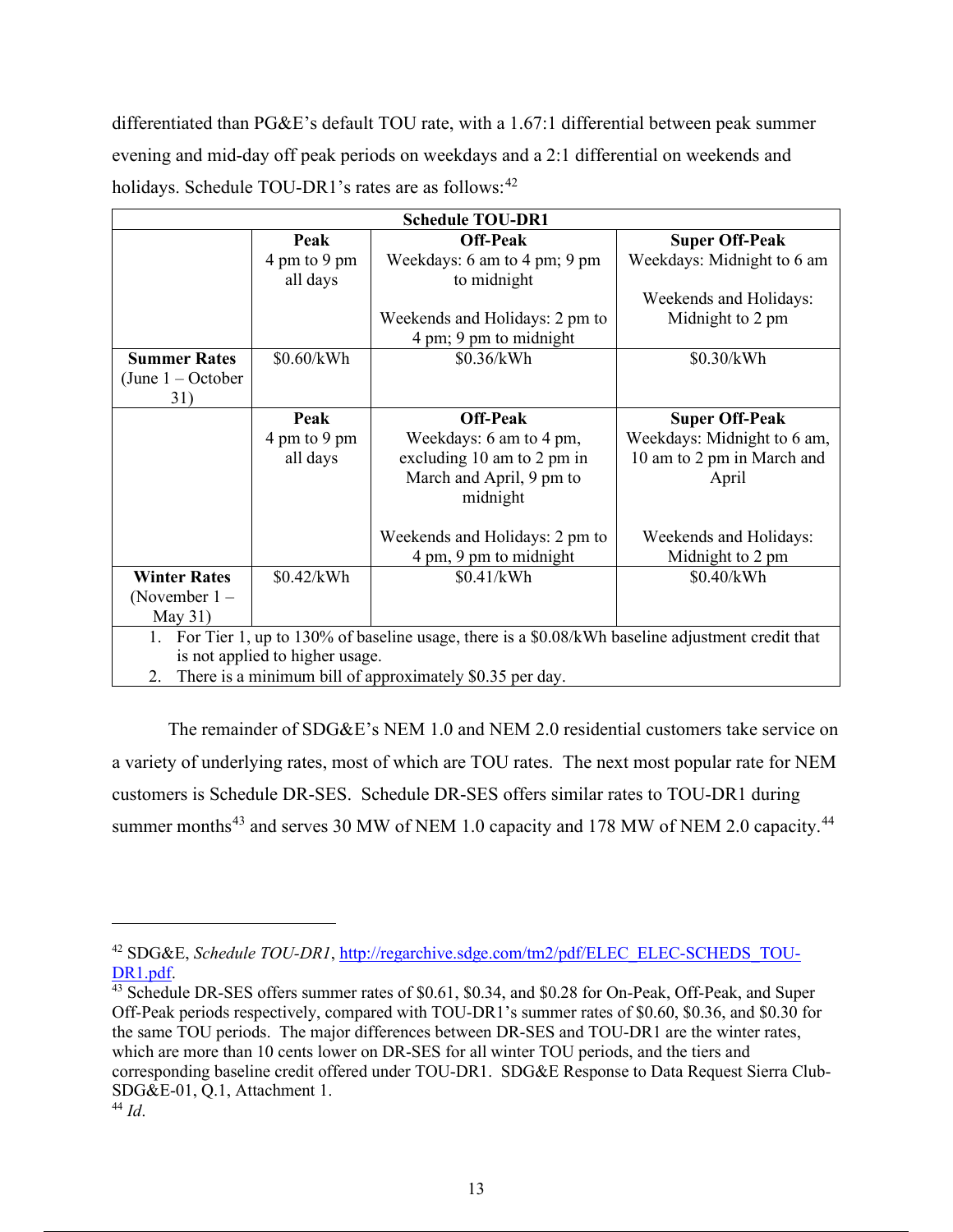differentiated than PG&E's default TOU rate, with a 1.67:1 differential between peak summer evening and mid-day off peak periods on weekdays and a 2:1 differential on weekends and holidays. Schedule TOU-DR1's rates are as follows:[42]

| Schedule TOU-DR1 | | | |
|---|---|---|---|
| | **Peak**<br>4 pm to 9 pm all days | **Off-Peak**<br>Weekdays: 6 am to 4 pm; 9 pm to midnight<br><br>Weekends and Holidays: 2 pm to 4 pm; 9 pm to midnight | **Super Off-Peak**<br>Weekdays: Midnight to 6 am<br><br>Weekends and Holidays: Midnight to 2 pm |
| **Summer Rates** (June 1 – October 31) | $0.60/kWh | $0.36/kWh | $0.30/kWh |
| | **Peak**<br>4 pm to 9 pm all days | **Off-Peak**<br>Weekdays: 6 am to 4 pm, excluding 10 am to 2 pm in March and April, 9 pm to midnight<br><br>Weekends and Holidays: 2 pm to 4 pm, 9 pm to midnight | **Super Off-Peak**<br>Weekdays: Midnight to 6 am, 10 am to 2 pm in March and April<br><br>Weekends and Holidays: Midnight to 2 pm |
| **Winter Rates** (November 1 – May 31) | $0.42/kWh | $0.41/kWh | $0.40/kWh |
| 1. For Tier 1, up to 130% of baseline usage, there is a $0.08/kWh baseline adjustment credit that is not applied to higher usage.<br>2. There is a minimum bill of approximately $0.35 per day. | | | |

The remainder of SDG&E's NEM 1.0 and NEM 2.0 residential customers take service on a variety of underlying rates, most of which are TOU rates. The next most popular rate for NEM customers is Schedule DR-SES. Schedule DR-SES offers similar rates to TOU-DR1 during summer months[43] and serves 30 MW of NEM 1.0 capacity and 178 MW of NEM 2.0 capacity.[44]

---

[42] SDG&E, *Schedule TOU-DR1*, http://regarchive.sdge.com/tm2/pdf/ELEC_ELEC-SCHEDS_TOU-DR1.pdf.

[43] Schedule DR-SES offers summer rates of $0.61, $0.34, and $0.28 for On-Peak, Off-Peak, and Super Off-Peak periods respectively, compared with TOU-DR1's summer rates of $0.60, $0.36, and $0.30 for the same TOU periods. The major differences between DR-SES and TOU-DR1 are the winter rates, which are more than 10 cents lower on DR-SES for all winter TOU periods, and the tiers and corresponding baseline credit offered under TOU-DR1. SDG&E Response to Data Request Sierra Club-SDG&E-01, Q.1, Attachment 1.

[44] *Id*.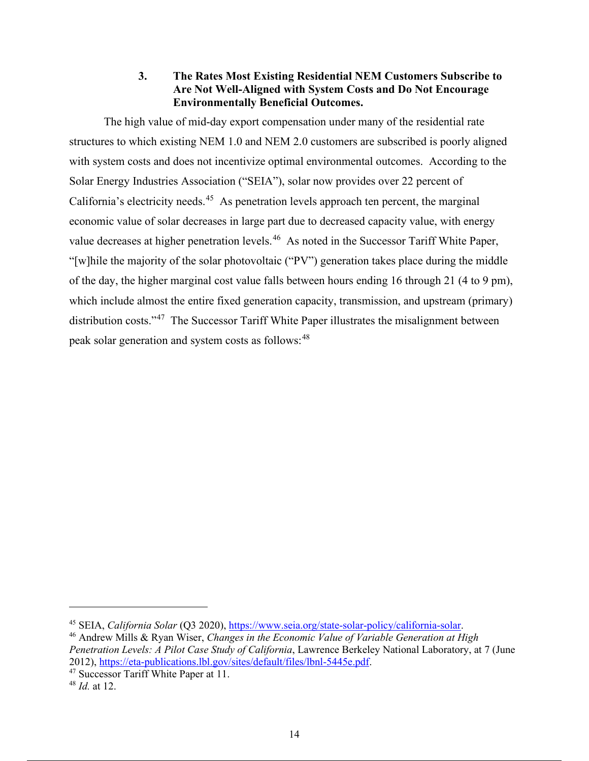### 3. The Rates Most Existing Residential NEM Customers Subscribe to Are Not Well-Aligned with System Costs and Do Not Encourage Environmentally Beneficial Outcomes.

The high value of mid-day export compensation under many of the residential rate structures to which existing NEM 1.0 and NEM 2.0 customers are subscribed is poorly aligned with system costs and does not incentivize optimal environmental outcomes. According to the Solar Energy Industries Association ("SEIA"), solar now provides over 22 percent of California's electricity needs.[45] As penetration levels approach ten percent, the marginal economic value of solar decreases in large part due to decreased capacity value, with energy value decreases at higher penetration levels.[46] As noted in the Successor Tariff White Paper, "[w]hile the majority of the solar photovoltaic ("PV") generation takes place during the middle of the day, the higher marginal cost value falls between hours ending 16 through 21 (4 to 9 pm), which include almost the entire fixed generation capacity, transmission, and upstream (primary) distribution costs."[47] The Successor Tariff White Paper illustrates the misalignment between peak solar generation and system costs as follows:[48]

---

[45] SEIA, *California Solar* (Q3 2020), https://www.seia.org/state-solar-policy/california-solar.

[46] Andrew Mills & Ryan Wiser, *Changes in the Economic Value of Variable Generation at High Penetration Levels: A Pilot Case Study of California*, Lawrence Berkeley National Laboratory, at 7 (June 2012), https://eta-publications.lbl.gov/sites/default/files/lbnl-5445e.pdf.

[47] Successor Tariff White Paper at 11.

[48] *Id.* at 12.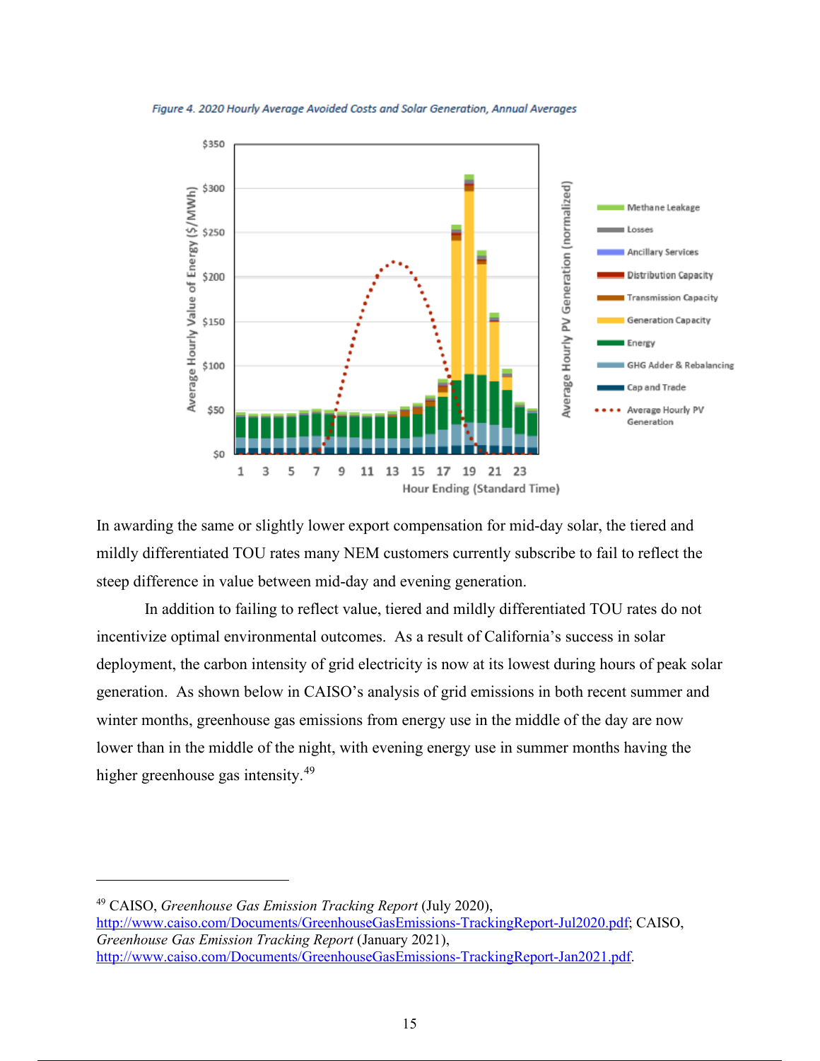*Figure 4. 2020 Hourly Average Avoided Costs and Solar Generation, Annual Averages*

In awarding the same or slightly lower export compensation for mid-day solar, the tiered and mildly differentiated TOU rates many NEM customers currently subscribe to fail to reflect the steep difference in value between mid-day and evening generation.

In addition to failing to reflect value, tiered and mildly differentiated TOU rates do not incentivize optimal environmental outcomes. As a result of California's success in solar deployment, the carbon intensity of grid electricity is now at its lowest during hours of peak solar generation. As shown below in CAISO's analysis of grid emissions in both recent summer and winter months, greenhouse gas emissions from energy use in the middle of the day are now lower than in the middle of the night, with evening energy use in summer months having the higher greenhouse gas intensity.[49]

---

[49] CAISO, *Greenhouse Gas Emission Tracking Report* (July 2020), http://www.caiso.com/Documents/GreenhouseGasEmissions-TrackingReport-Jul2020.pdf; CAISO, *Greenhouse Gas Emission Tracking Report* (January 2021), http://www.caiso.com/Documents/GreenhouseGasEmissions-TrackingReport-Jan2021.pdf.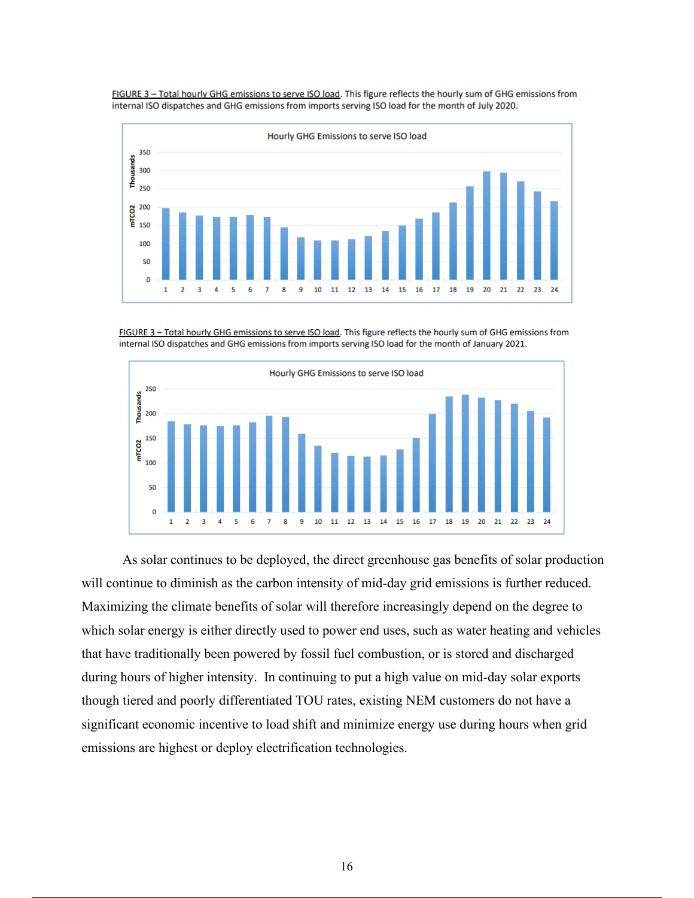<u>FIGURE 3 – Total hourly GHG emissions to serve ISO load</u>. This figure reflects the hourly sum of GHG emissions from internal ISO dispatches and GHG emissions from imports serving ISO load for the month of July 2020.

<u>FIGURE 3 – Total hourly GHG emissions to serve ISO load</u>. This figure reflects the hourly sum of GHG emissions from internal ISO dispatches and GHG emissions from imports serving ISO load for the month of January 2021.

As solar continues to be deployed, the direct greenhouse gas benefits of solar production will continue to diminish as the carbon intensity of mid-day grid emissions is further reduced. Maximizing the climate benefits of solar will therefore increasingly depend on the degree to which solar energy is either directly used to power end uses, such as water heating and vehicles that have traditionally been powered by fossil fuel combustion, or is stored and discharged during hours of higher intensity. In continuing to put a high value on mid-day solar exports though tiered and poorly differentiated TOU rates, existing NEM customers do not have a significant economic incentive to load shift and minimize energy use during hours when grid emissions are highest or deploy electrification technologies.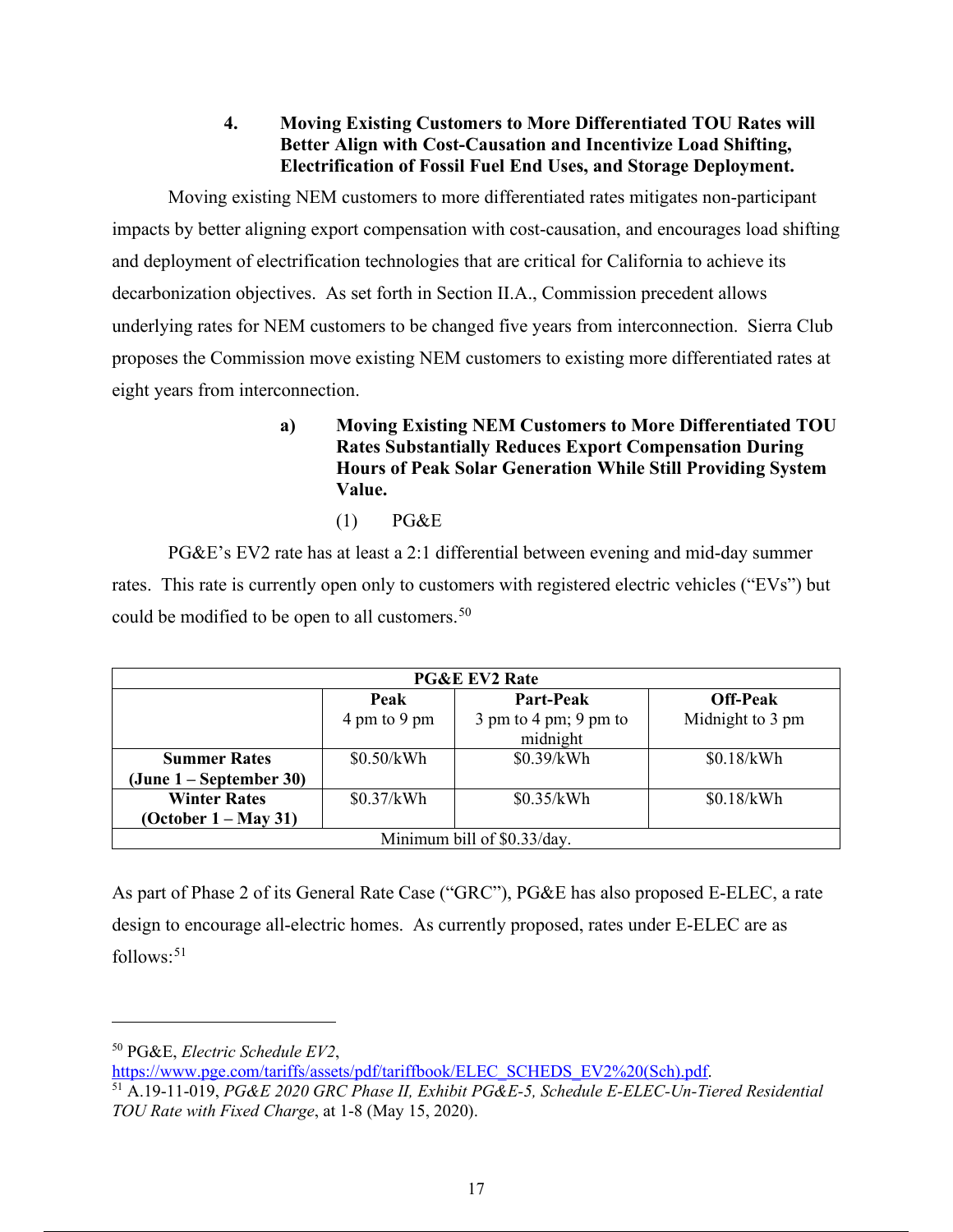#### 4. Moving Existing Customers to More Differentiated TOU Rates will Better Align with Cost-Causation and Incentivize Load Shifting, Electrification of Fossil Fuel End Uses, and Storage Deployment.

Moving existing NEM customers to more differentiated rates mitigates non-participant impacts by better aligning export compensation with cost-causation, and encourages load shifting and deployment of electrification technologies that are critical for California to achieve its decarbonization objectives. As set forth in Section II.A., Commission precedent allows underlying rates for NEM customers to be changed five years from interconnection. Sierra Club proposes the Commission move existing NEM customers to existing more differentiated rates at eight years from interconnection.

##### a) Moving Existing NEM Customers to More Differentiated TOU Rates Substantially Reduces Export Compensation During Hours of Peak Solar Generation While Still Providing System Value.

(1) PG&E

PG&E's EV2 rate has at least a 2:1 differential between evening and mid-day summer rates. This rate is currently open only to customers with registered electric vehicles ("EVs") but could be modified to be open to all customers.[50]

| PG&E EV2 Rate | | | |
|---|---|---|---|
| | **Peak**<br>4 pm to 9 pm | **Part-Peak**<br>3 pm to 4 pm; 9 pm to midnight | **Off-Peak**<br>Midnight to 3 pm |
| **Summer Rates (June 1 – September 30)** | $0.50/kWh | $0.39/kWh | $0.18/kWh |
| **Winter Rates (October 1 – May 31)** | $0.37/kWh | $0.35/kWh | $0.18/kWh |
| Minimum bill of $0.33/day. | | | |

As part of Phase 2 of its General Rate Case ("GRC"), PG&E has also proposed E-ELEC, a rate design to encourage all-electric homes. As currently proposed, rates under E-ELEC are as follows:[51]

---

[50] PG&E, *Electric Schedule EV2*, https://www.pge.com/tariffs/assets/pdf/tariffbook/ELEC_SCHEDS_EV2%20(Sch).pdf.

[51] A.19-11-019, *PG&E 2020 GRC Phase II, Exhibit PG&E-5, Schedule E-ELEC-Un-Tiered Residential TOU Rate with Fixed Charge*, at 1-8 (May 15, 2020).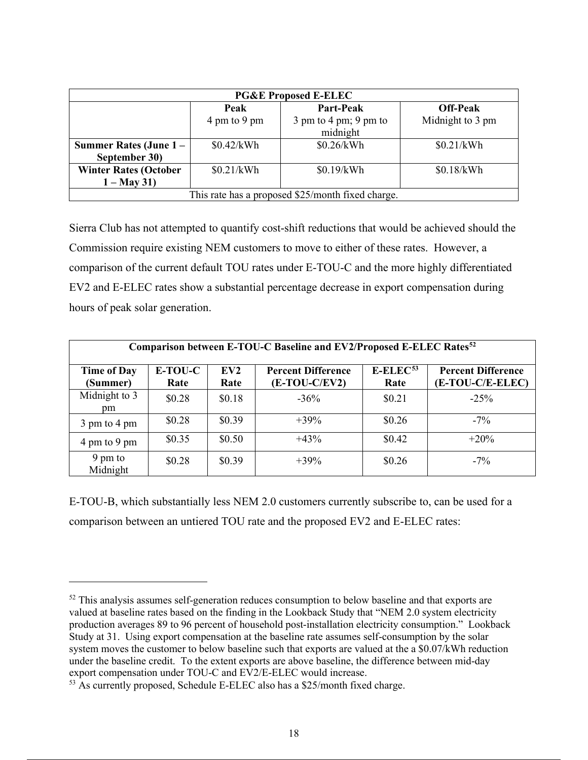| PG&E Proposed E-ELEC | | | |
|---|---|---|---|
| | Peak<br>4 pm to 9 pm | Part-Peak<br>3 pm to 4 pm; 9 pm to midnight | Off-Peak<br>Midnight to 3 pm |
| **Summer Rates (June 1 – September 30)** | $0.42/kWh | $0.26/kWh | $0.21/kWh |
| **Winter Rates (October 1 – May 31)** | $0.21/kWh | $0.19/kWh | $0.18/kWh |
| This rate has a proposed $25/month fixed charge. | | | |

Sierra Club has not attempted to quantify cost-shift reductions that would be achieved should the Commission require existing NEM customers to move to either of these rates. However, a comparison of the current default TOU rates under E-TOU-C and the more highly differentiated EV2 and E-ELEC rates show a substantial percentage decrease in export compensation during hours of peak solar generation.

| Comparison between E-TOU-C Baseline and EV2/Proposed E-ELEC Rates[52] | | | | | |
|---|---|---|---|---|---|
| **Time of Day (Summer)** | **E-TOU-C Rate** | **EV2 Rate** | **Percent Difference (E-TOU-C/EV2)** | **E-ELEC[53] Rate** | **Percent Difference (E-TOU-C/E-ELEC)** |
| Midnight to 3 pm | $0.28 | $0.18 | -36% | $0.21 | -25% |
| 3 pm to 4 pm | $0.28 | $0.39 | +39% | $0.26 | -7% |
| 4 pm to 9 pm | $0.35 | $0.50 | +43% | $0.42 | +20% |
| 9 pm to Midnight | $0.28 | $0.39 | +39% | $0.26 | -7% |

E-TOU-B, which substantially less NEM 2.0 customers currently subscribe to, can be used for a comparison between an untiered TOU rate and the proposed EV2 and E-ELEC rates:

---

[52] This analysis assumes self-generation reduces consumption to below baseline and that exports are valued at baseline rates based on the finding in the Lookback Study that "NEM 2.0 system electricity production averages 89 to 96 percent of household post-installation electricity consumption." Lookback Study at 31. Using export compensation at the baseline rate assumes self-consumption by the solar system moves the customer to below baseline such that exports are valued at the a $0.07/kWh reduction under the baseline credit. To the extent exports are above baseline, the difference between mid-day export compensation under TOU-C and EV2/E-ELEC would increase.

[53] As currently proposed, Schedule E-ELEC also has a $25/month fixed charge.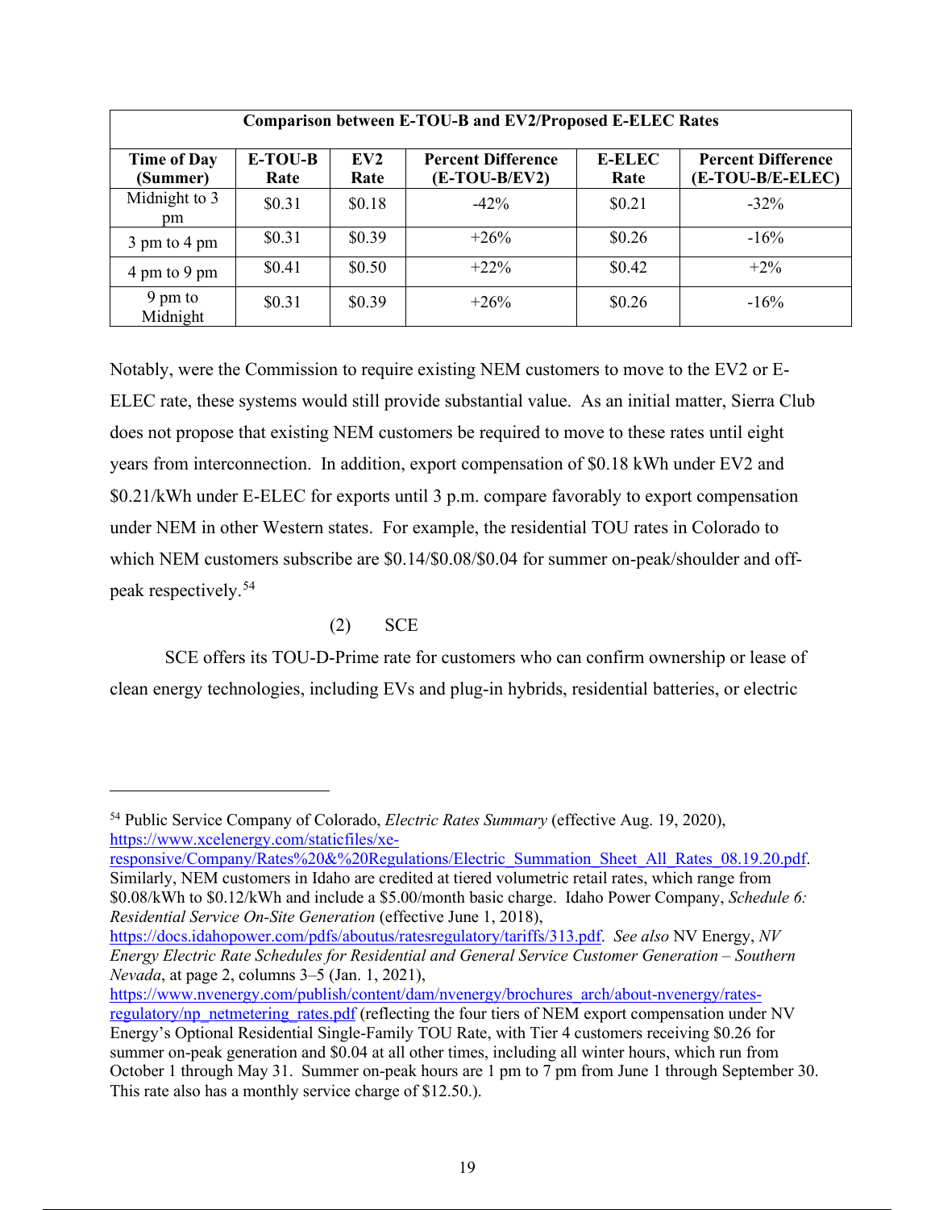| Comparison between E-TOU-B and EV2/Proposed E-ELEC Rates | | | | | |
|---|---|---|---|---|---|
| **Time of Day (Summer)** | **E-TOU-B Rate** | **EV2 Rate** | **Percent Difference (E-TOU-B/EV2)** | **E-ELEC Rate** | **Percent Difference (E-TOU-B/E-ELEC)** |
| Midnight to 3 pm | $0.31 | $0.18 | -42% | $0.21 | -32% |
| 3 pm to 4 pm | $0.31 | $0.39 | +26% | $0.26 | -16% |
| 4 pm to 9 pm | $0.41 | $0.50 | +22% | $0.42 | +2% |
| 9 pm to Midnight | $0.31 | $0.39 | +26% | $0.26 | -16% |

Notably, were the Commission to require existing NEM customers to move to the EV2 or E-ELEC rate, these systems would still provide substantial value. As an initial matter, Sierra Club does not propose that existing NEM customers be required to move to these rates until eight years from interconnection. In addition, export compensation of $0.18 kWh under EV2 and $0.21/kWh under E-ELEC for exports until 3 p.m. compare favorably to export compensation under NEM in other Western states. For example, the residential TOU rates in Colorado to which NEM customers subscribe are $0.14/$0.08/$0.04 for summer on-peak/shoulder and off-peak respectively.[54]

(2) SCE

SCE offers its TOU-D-Prime rate for customers who can confirm ownership or lease of clean energy technologies, including EVs and plug-in hybrids, residential batteries, or electric

---

[54] Public Service Company of Colorado, *Electric Rates Summary* (effective Aug. 19, 2020), https://www.xcelenergy.com/staticfiles/xe-responsive/Company/Rates%20&%20Regulations/Electric_Summation_Sheet_All_Rates_08.19.20.pdf. Similarly, NEM customers in Idaho are credited at tiered volumetric retail rates, which range from $0.08/kWh to $0.12/kWh and include a $5.00/month basic charge. Idaho Power Company, *Schedule 6: Residential Service On-Site Generation* (effective June 1, 2018), https://docs.idahopower.com/pdfs/aboutus/ratesregulatory/tariffs/313.pdf. *See also* NV Energy, *NV Energy Electric Rate Schedules for Residential and General Service Customer Generation – Southern Nevada*, at page 2, columns 3–5 (Jan. 1, 2021), https://www.nvenergy.com/publish/content/dam/nvenergy/brochures_arch/about-nvenergy/rates-regulatory/np_netmetering_rates.pdf (reflecting the four tiers of NEM export compensation under NV Energy's Optional Residential Single-Family TOU Rate, with Tier 4 customers receiving $0.26 for summer on-peak generation and $0.04 at all other times, including all winter hours, which run from October 1 through May 31. Summer on-peak hours are 1 pm to 7 pm from June 1 through September 30. This rate also has a monthly service charge of $12.50.).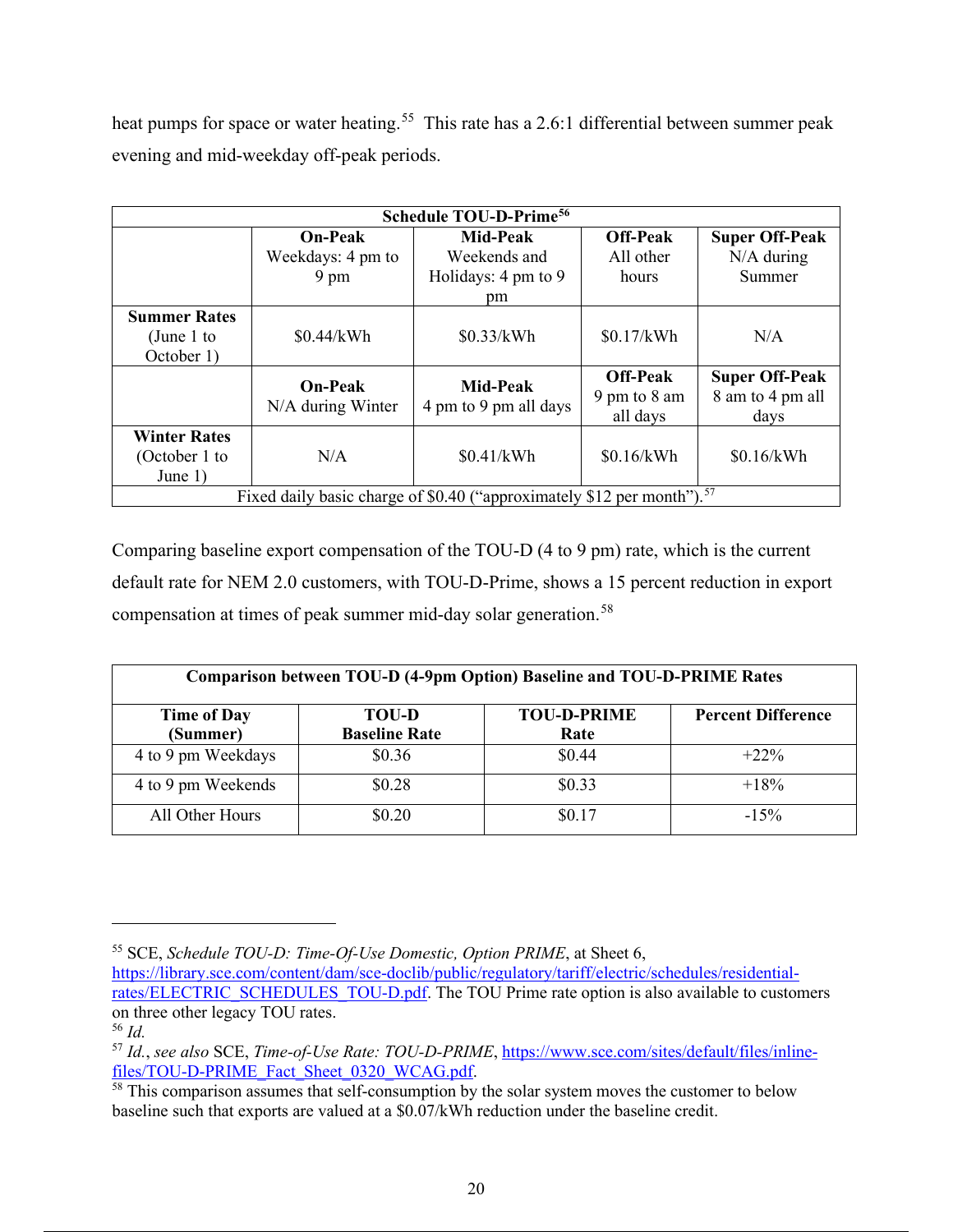heat pumps for space or water heating.[55] This rate has a 2.6:1 differential between summer peak evening and mid-weekday off-peak periods.

| **Schedule TOU-D-Prime**[56] | | | | |
|---|---|---|---|---|
| | **On-Peak** Weekdays: 4 pm to 9 pm | **Mid-Peak** Weekends and Holidays: 4 pm to 9 pm | **Off-Peak** All other hours | **Super Off-Peak** N/A during Summer |
| **Summer Rates** (June 1 to October 1) | \$0.44/kWh | \$0.33/kWh | \$0.17/kWh | N/A |
| | **On-Peak** N/A during Winter | **Mid-Peak** 4 pm to 9 pm all days | **Off-Peak** 9 pm to 8 am all days | **Super Off-Peak** 8 am to 4 pm all days |
| **Winter Rates** (October 1 to June 1) | N/A | \$0.41/kWh | \$0.16/kWh | \$0.16/kWh |
| Fixed daily basic charge of \$0.40 ("approximately \$12 per month").[57] | | | | |

Comparing baseline export compensation of the TOU-D (4 to 9 pm) rate, which is the current default rate for NEM 2.0 customers, with TOU-D-Prime, shows a 15 percent reduction in export compensation at times of peak summer mid-day solar generation.[58]

| **Comparison between TOU-D (4-9pm Option) Baseline and TOU-D-PRIME Rates** | | | |
|---|---|---|---|
| **Time of Day (Summer)** | **TOU-D Baseline Rate** | **TOU-D-PRIME Rate** | **Percent Difference** |
| 4 to 9 pm Weekdays | \$0.36 | \$0.44 | +22% |
| 4 to 9 pm Weekends | \$0.28 | \$0.33 | +18% |
| All Other Hours | \$0.20 | \$0.17 | -15% |

---

[55] SCE, *Schedule TOU-D: Time-Of-Use Domestic, Option PRIME*, at Sheet 6, https://library.sce.com/content/dam/sce-doclib/public/regulatory/tariff/electric/schedules/residential-rates/ELECTRIC_SCHEDULES_TOU-D.pdf. The TOU Prime rate option is also available to customers on three other legacy TOU rates.

[56] *Id.*

[57] *Id.*, *see also* SCE, *Time-of-Use Rate: TOU-D-PRIME*, https://www.sce.com/sites/default/files/inline-files/TOU-D-PRIME_Fact_Sheet_0320_WCAG.pdf.

[58] This comparison assumes that self-consumption by the solar system moves the customer to below baseline such that exports are valued at a \$0.07/kWh reduction under the baseline credit.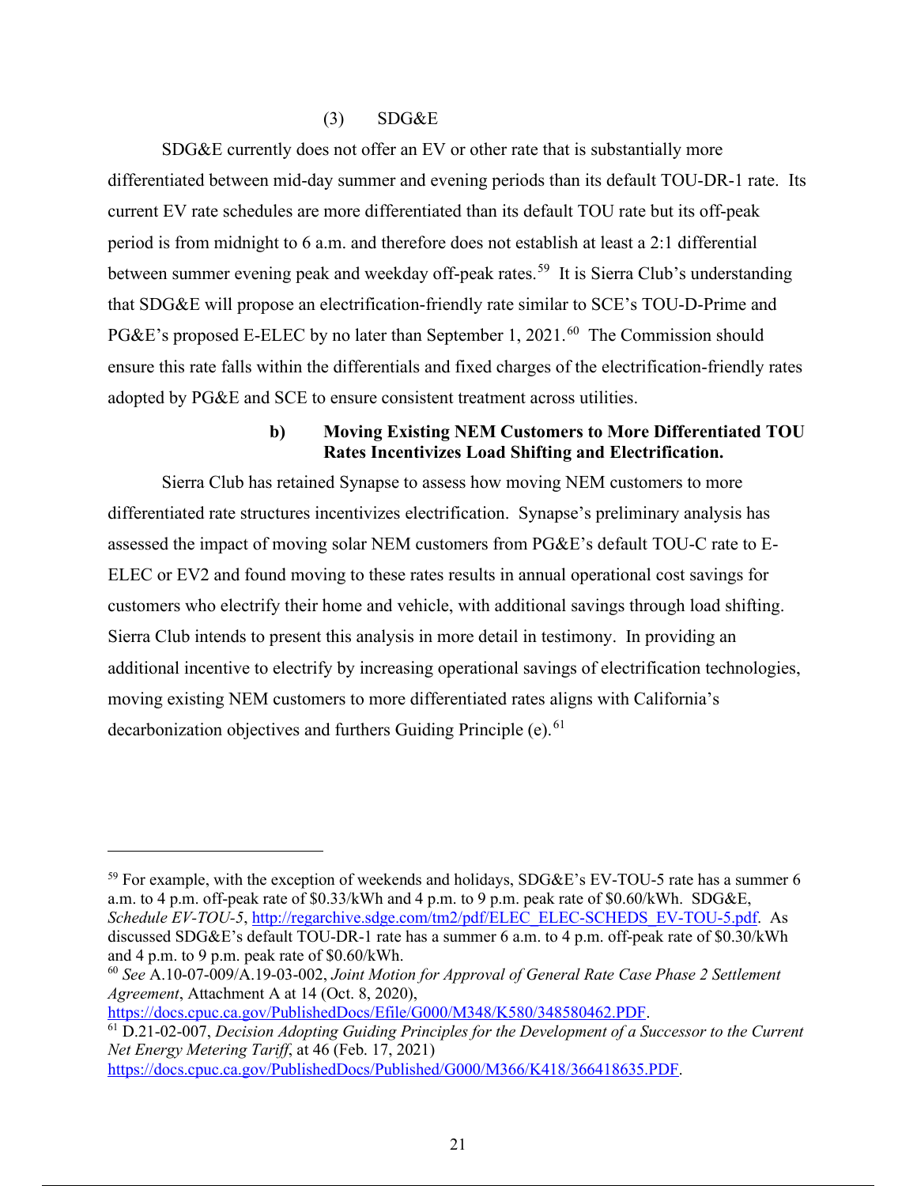#### (3) SDG&E

SDG&E currently does not offer an EV or other rate that is substantially more differentiated between mid-day summer and evening periods than its default TOU-DR-1 rate. Its current EV rate schedules are more differentiated than its default TOU rate but its off-peak period is from midnight to 6 a.m. and therefore does not establish at least a 2:1 differential between summer evening peak and weekday off-peak rates.[59] It is Sierra Club's understanding that SDG&E will propose an electrification-friendly rate similar to SCE's TOU-D-Prime and PG&E's proposed E-ELEC by no later than September 1, 2021.[60] The Commission should ensure this rate falls within the differentials and fixed charges of the electrification-friendly rates adopted by PG&E and SCE to ensure consistent treatment across utilities.

### b) Moving Existing NEM Customers to More Differentiated TOU Rates Incentivizes Load Shifting and Electrification.

Sierra Club has retained Synapse to assess how moving NEM customers to more differentiated rate structures incentivizes electrification. Synapse's preliminary analysis has assessed the impact of moving solar NEM customers from PG&E's default TOU-C rate to E-ELEC or EV2 and found moving to these rates results in annual operational cost savings for customers who electrify their home and vehicle, with additional savings through load shifting. Sierra Club intends to present this analysis in more detail in testimony. In providing an additional incentive to electrify by increasing operational savings of electrification technologies, moving existing NEM customers to more differentiated rates aligns with California's decarbonization objectives and furthers Guiding Principle (e).[61]

---

[59] For example, with the exception of weekends and holidays, SDG&E's EV-TOU-5 rate has a summer 6 a.m. to 4 p.m. off-peak rate of $0.33/kWh and 4 p.m. to 9 p.m. peak rate of $0.60/kWh. SDG&E, *Schedule EV-TOU-5*, http://regarchive.sdge.com/tm2/pdf/ELEC_ELEC-SCHEDS_EV-TOU-5.pdf. As discussed SDG&E's default TOU-DR-1 rate has a summer 6 a.m. to 4 p.m. off-peak rate of $0.30/kWh and 4 p.m. to 9 p.m. peak rate of $0.60/kWh.

[60] *See* A.10-07-009/A.19-03-002, *Joint Motion for Approval of General Rate Case Phase 2 Settlement Agreement*, Attachment A at 14 (Oct. 8, 2020), https://docs.cpuc.ca.gov/PublishedDocs/Efile/G000/M348/K580/348580462.PDF.

[61] D.21-02-007, *Decision Adopting Guiding Principles for the Development of a Successor to the Current Net Energy Metering Tariff*, at 46 (Feb. 17, 2021) https://docs.cpuc.ca.gov/PublishedDocs/Published/G000/M366/K418/366418635.PDF.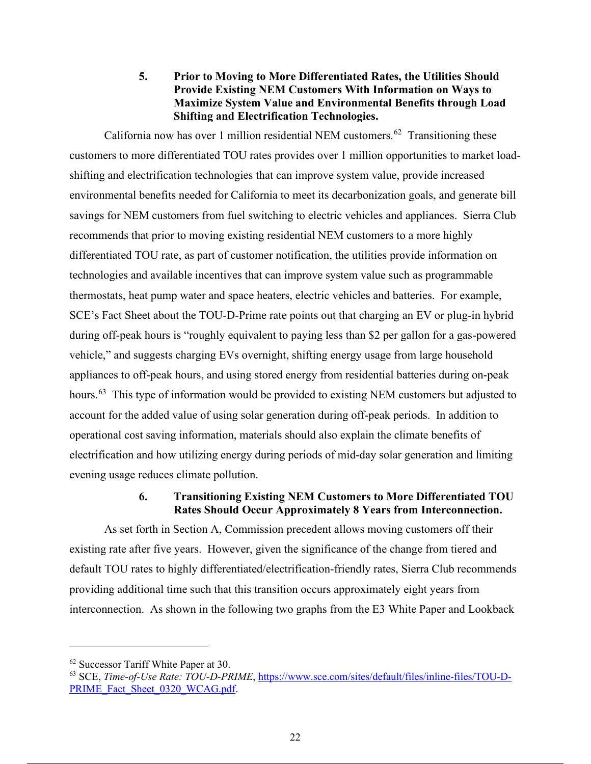### 5. Prior to Moving to More Differentiated Rates, the Utilities Should Provide Existing NEM Customers With Information on Ways to Maximize System Value and Environmental Benefits through Load Shifting and Electrification Technologies.

California now has over 1 million residential NEM customers.[62] Transitioning these customers to more differentiated TOU rates provides over 1 million opportunities to market load-shifting and electrification technologies that can improve system value, provide increased environmental benefits needed for California to meet its decarbonization goals, and generate bill savings for NEM customers from fuel switching to electric vehicles and appliances. Sierra Club recommends that prior to moving existing residential NEM customers to a more highly differentiated TOU rate, as part of customer notification, the utilities provide information on technologies and available incentives that can improve system value such as programmable thermostats, heat pump water and space heaters, electric vehicles and batteries. For example, SCE's Fact Sheet about the TOU-D-Prime rate points out that charging an EV or plug-in hybrid during off-peak hours is "roughly equivalent to paying less than $2 per gallon for a gas-powered vehicle," and suggests charging EVs overnight, shifting energy usage from large household appliances to off-peak hours, and using stored energy from residential batteries during on-peak hours.[63] This type of information would be provided to existing NEM customers but adjusted to account for the added value of using solar generation during off-peak periods. In addition to operational cost saving information, materials should also explain the climate benefits of electrification and how utilizing energy during periods of mid-day solar generation and limiting evening usage reduces climate pollution.

### 6. Transitioning Existing NEM Customers to More Differentiated TOU Rates Should Occur Approximately 8 Years from Interconnection.

As set forth in Section A, Commission precedent allows moving customers off their existing rate after five years. However, given the significance of the change from tiered and default TOU rates to highly differentiated/electrification-friendly rates, Sierra Club recommends providing additional time such that this transition occurs approximately eight years from interconnection. As shown in the following two graphs from the E3 White Paper and Lookback

---

[62] Successor Tariff White Paper at 30.

[63] SCE, *Time-of-Use Rate: TOU-D-PRIME*, https://www.sce.com/sites/default/files/inline-files/TOU-D-PRIME_Fact_Sheet_0320_WCAG.pdf.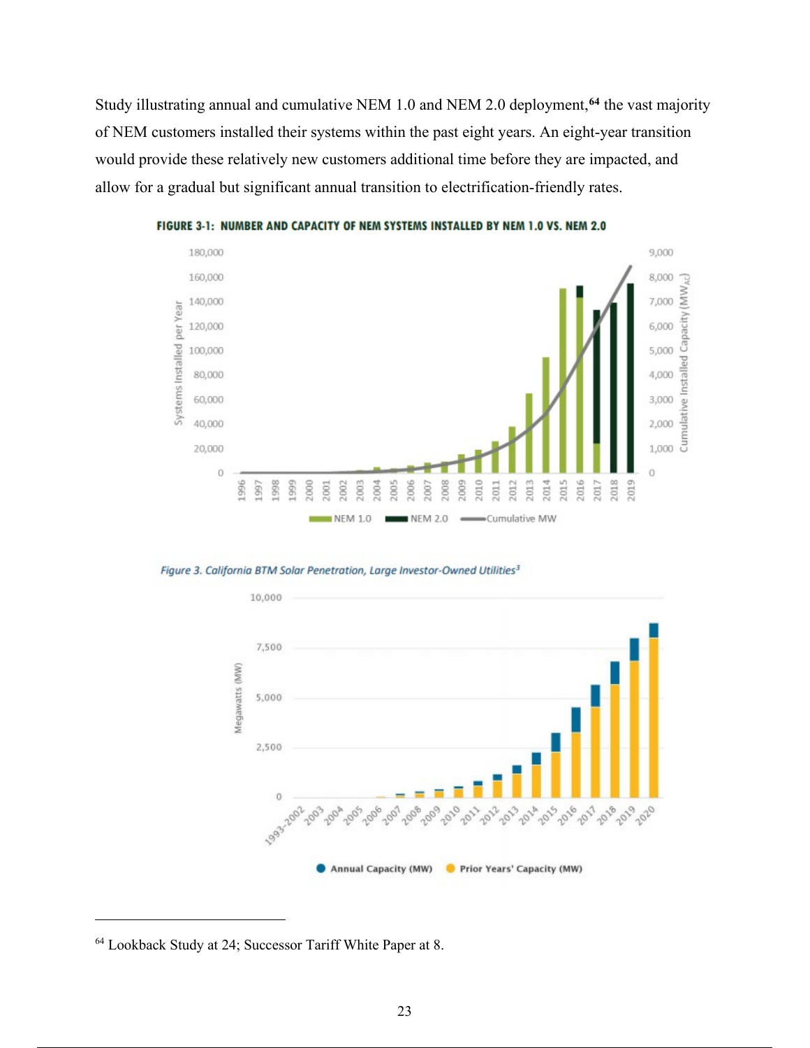Study illustrating annual and cumulative NEM 1.0 and NEM 2.0 deployment,[64] the vast majority of NEM customers installed their systems within the past eight years. An eight-year transition would provide these relatively new customers additional time before they are impacted, and allow for a gradual but significant annual transition to electrification-friendly rates.

**FIGURE 3-1: NUMBER AND CAPACITY OF NEM SYSTEMS INSTALLED BY NEM 1.0 VS. NEM 2.0**

*Figure 3. California BTM Solar Penetration, Large Investor-Owned Utilities[3]*

---

[64] Lookback Study at 24; Successor Tariff White Paper at 8.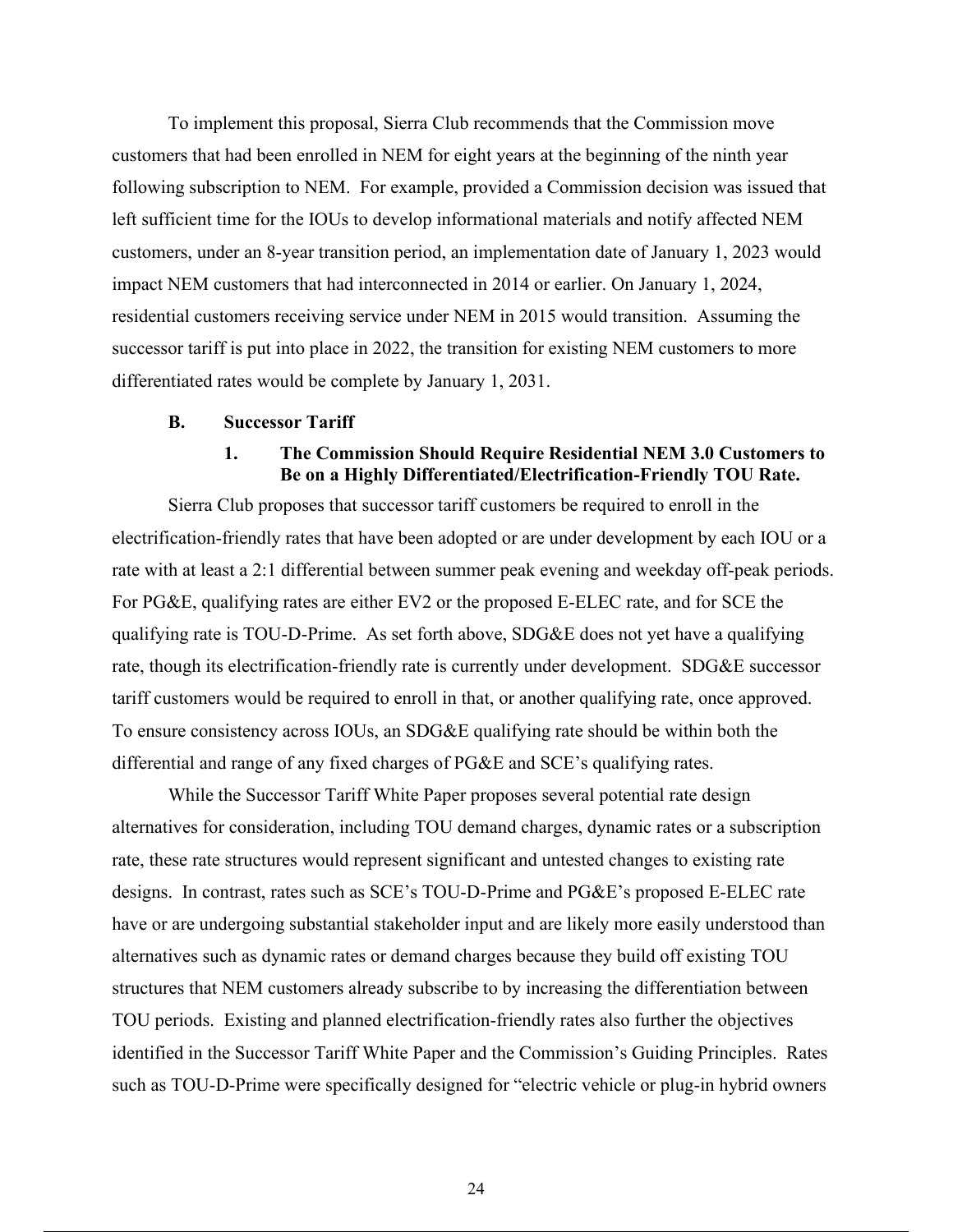To implement this proposal, Sierra Club recommends that the Commission move customers that had been enrolled in NEM for eight years at the beginning of the ninth year following subscription to NEM. For example, provided a Commission decision was issued that left sufficient time for the IOUs to develop informational materials and notify affected NEM customers, under an 8-year transition period, an implementation date of January 1, 2023 would impact NEM customers that had interconnected in 2014 or earlier. On January 1, 2024, residential customers receiving service under NEM in 2015 would transition. Assuming the successor tariff is put into place in 2022, the transition for existing NEM customers to more differentiated rates would be complete by January 1, 2031.

### B. Successor Tariff

#### 1. The Commission Should Require Residential NEM 3.0 Customers to Be on a Highly Differentiated/Electrification-Friendly TOU Rate.

Sierra Club proposes that successor tariff customers be required to enroll in the electrification-friendly rates that have been adopted or are under development by each IOU or a rate with at least a 2:1 differential between summer peak evening and weekday off-peak periods. For PG&E, qualifying rates are either EV2 or the proposed E-ELEC rate, and for SCE the qualifying rate is TOU-D-Prime. As set forth above, SDG&E does not yet have a qualifying rate, though its electrification-friendly rate is currently under development. SDG&E successor tariff customers would be required to enroll in that, or another qualifying rate, once approved. To ensure consistency across IOUs, an SDG&E qualifying rate should be within both the differential and range of any fixed charges of PG&E and SCE's qualifying rates.

While the Successor Tariff White Paper proposes several potential rate design alternatives for consideration, including TOU demand charges, dynamic rates or a subscription rate, these rate structures would represent significant and untested changes to existing rate designs. In contrast, rates such as SCE's TOU-D-Prime and PG&E's proposed E-ELEC rate have or are undergoing substantial stakeholder input and are likely more easily understood than alternatives such as dynamic rates or demand charges because they build off existing TOU structures that NEM customers already subscribe to by increasing the differentiation between TOU periods. Existing and planned electrification-friendly rates also further the objectives identified in the Successor Tariff White Paper and the Commission's Guiding Principles. Rates such as TOU-D-Prime were specifically designed for "electric vehicle or plug-in hybrid owners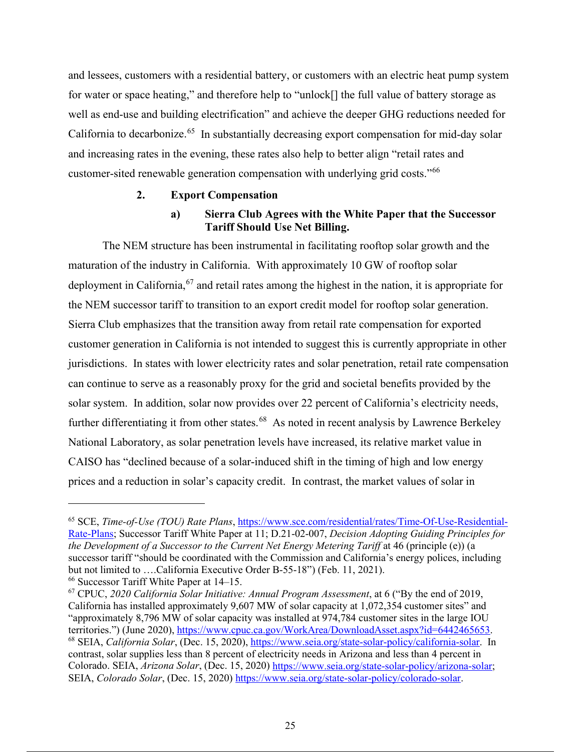and lessees, customers with a residential battery, or customers with an electric heat pump system for water or space heating," and therefore help to "unlock[] the full value of battery storage as well as end-use and building electrification" and achieve the deeper GHG reductions needed for California to decarbonize.[65] In substantially decreasing export compensation for mid-day solar and increasing rates in the evening, these rates also help to better align "retail rates and customer-sited renewable generation compensation with underlying grid costs."[66]

### 2. Export Compensation

#### a) Sierra Club Agrees with the White Paper that the Successor Tariff Should Use Net Billing.

The NEM structure has been instrumental in facilitating rooftop solar growth and the maturation of the industry in California. With approximately 10 GW of rooftop solar deployment in California,[67] and retail rates among the highest in the nation, it is appropriate for the NEM successor tariff to transition to an export credit model for rooftop solar generation. Sierra Club emphasizes that the transition away from retail rate compensation for exported customer generation in California is not intended to suggest this is currently appropriate in other jurisdictions. In states with lower electricity rates and solar penetration, retail rate compensation can continue to serve as a reasonably proxy for the grid and societal benefits provided by the solar system. In addition, solar now provides over 22 percent of California's electricity needs, further differentiating it from other states.[68] As noted in recent analysis by Lawrence Berkeley National Laboratory, as solar penetration levels have increased, its relative market value in CAISO has "declined because of a solar-induced shift in the timing of high and low energy prices and a reduction in solar's capacity credit. In contrast, the market values of solar in

---

[65] SCE, *Time-of-Use (TOU) Rate Plans*, https://www.sce.com/residential/rates/Time-Of-Use-Residential-Rate-Plans; Successor Tariff White Paper at 11; D.21-02-007, *Decision Adopting Guiding Principles for the Development of a Successor to the Current Net Energy Metering Tariff* at 46 (principle (e)) (a successor tariff "should be coordinated with the Commission and California's energy polices, including but not limited to ….California Executive Order B-55-18") (Feb. 11, 2021).

[66] Successor Tariff White Paper at 14–15.

[67] CPUC, *2020 California Solar Initiative: Annual Program Assessment*, at 6 ("By the end of 2019, California has installed approximately 9,607 MW of solar capacity at 1,072,354 customer sites" and "approximately 8,796 MW of solar capacity was installed at 974,784 customer sites in the large IOU territories.") (June 2020), https://www.cpuc.ca.gov/WorkArea/DownloadAsset.aspx?id=6442465653.

[68] SEIA, *California Solar*, (Dec. 15, 2020), https://www.seia.org/state-solar-policy/california-solar. In contrast, solar supplies less than 8 percent of electricity needs in Arizona and less than 4 percent in Colorado. SEIA, *Arizona Solar*, (Dec. 15, 2020) https://www.seia.org/state-solar-policy/arizona-solar; SEIA, *Colorado Solar*, (Dec. 15, 2020) https://www.seia.org/state-solar-policy/colorado-solar.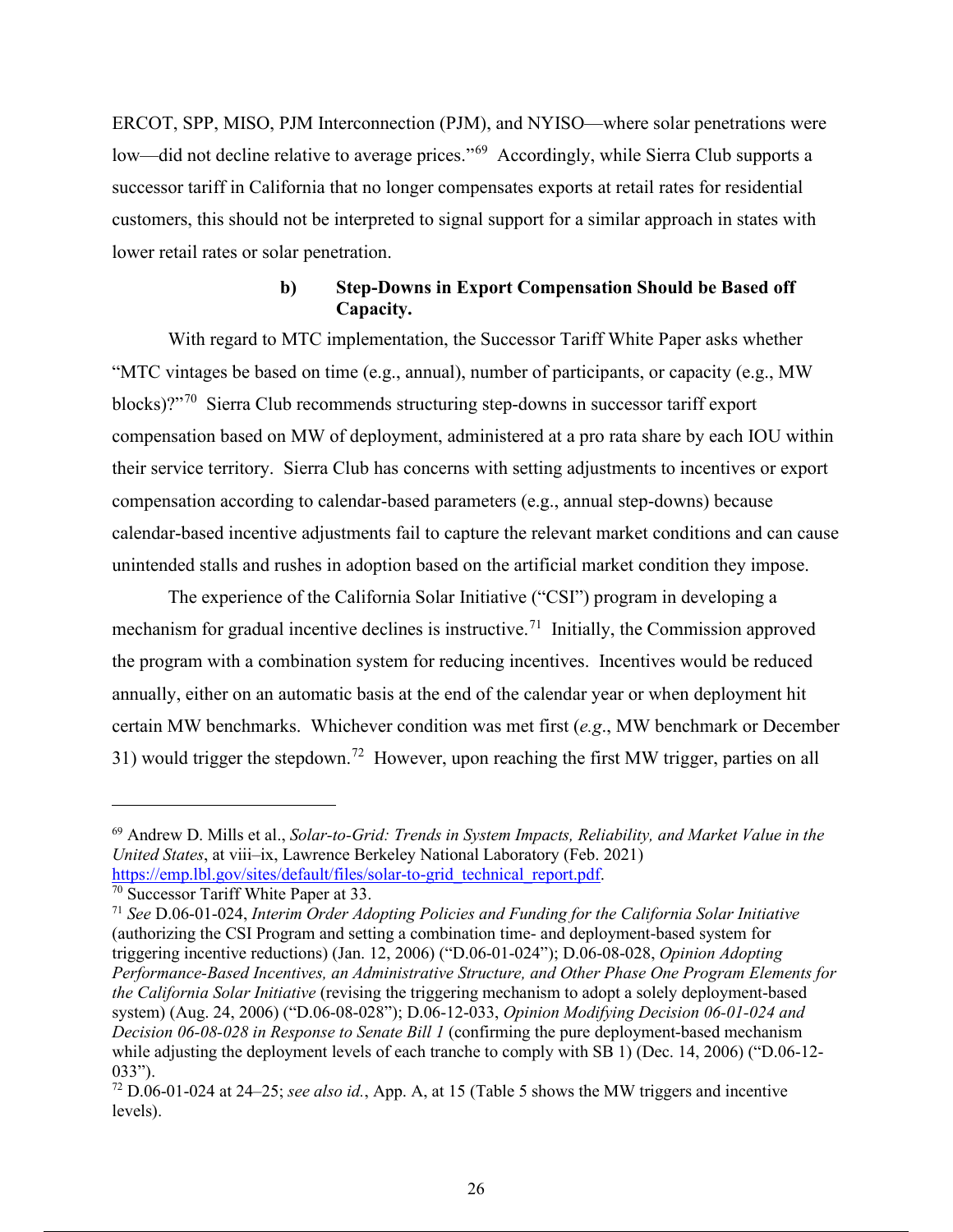ERCOT, SPP, MISO, PJM Interconnection (PJM), and NYISO—where solar penetrations were low—did not decline relative to average prices."[69] Accordingly, while Sierra Club supports a successor tariff in California that no longer compensates exports at retail rates for residential customers, this should not be interpreted to signal support for a similar approach in states with lower retail rates or solar penetration.

#### b) Step-Downs in Export Compensation Should be Based off Capacity.

With regard to MTC implementation, the Successor Tariff White Paper asks whether "MTC vintages be based on time (e.g., annual), number of participants, or capacity (e.g., MW blocks)?"[70] Sierra Club recommends structuring step-downs in successor tariff export compensation based on MW of deployment, administered at a pro rata share by each IOU within their service territory. Sierra Club has concerns with setting adjustments to incentives or export compensation according to calendar-based parameters (e.g., annual step-downs) because calendar-based incentive adjustments fail to capture the relevant market conditions and can cause unintended stalls and rushes in adoption based on the artificial market condition they impose.

The experience of the California Solar Initiative ("CSI") program in developing a mechanism for gradual incentive declines is instructive.[71] Initially, the Commission approved the program with a combination system for reducing incentives. Incentives would be reduced annually, either on an automatic basis at the end of the calendar year or when deployment hit certain MW benchmarks. Whichever condition was met first (*e.g.*, MW benchmark or December 31) would trigger the stepdown.[72] However, upon reaching the first MW trigger, parties on all

---

[69] Andrew D. Mills et al., *Solar-to-Grid: Trends in System Impacts, Reliability, and Market Value in the United States*, at viii–ix, Lawrence Berkeley National Laboratory (Feb. 2021) https://emp.lbl.gov/sites/default/files/solar-to-grid_technical_report.pdf.

[70] Successor Tariff White Paper at 33.

[71] *See* D.06-01-024, *Interim Order Adopting Policies and Funding for the California Solar Initiative* (authorizing the CSI Program and setting a combination time- and deployment-based system for triggering incentive reductions) (Jan. 12, 2006) ("D.06-01-024"); D.06-08-028, *Opinion Adopting Performance-Based Incentives, an Administrative Structure, and Other Phase One Program Elements for the California Solar Initiative* (revising the triggering mechanism to adopt a solely deployment-based system) (Aug. 24, 2006) ("D.06-08-028"); D.06-12-033, *Opinion Modifying Decision 06-01-024 and Decision 06-08-028 in Response to Senate Bill 1* (confirming the pure deployment-based mechanism while adjusting the deployment levels of each tranche to comply with SB 1) (Dec. 14, 2006) ("D.06-12-033").

[72] D.06-01-024 at 24–25; *see also id.*, App. A, at 15 (Table 5 shows the MW triggers and incentive levels).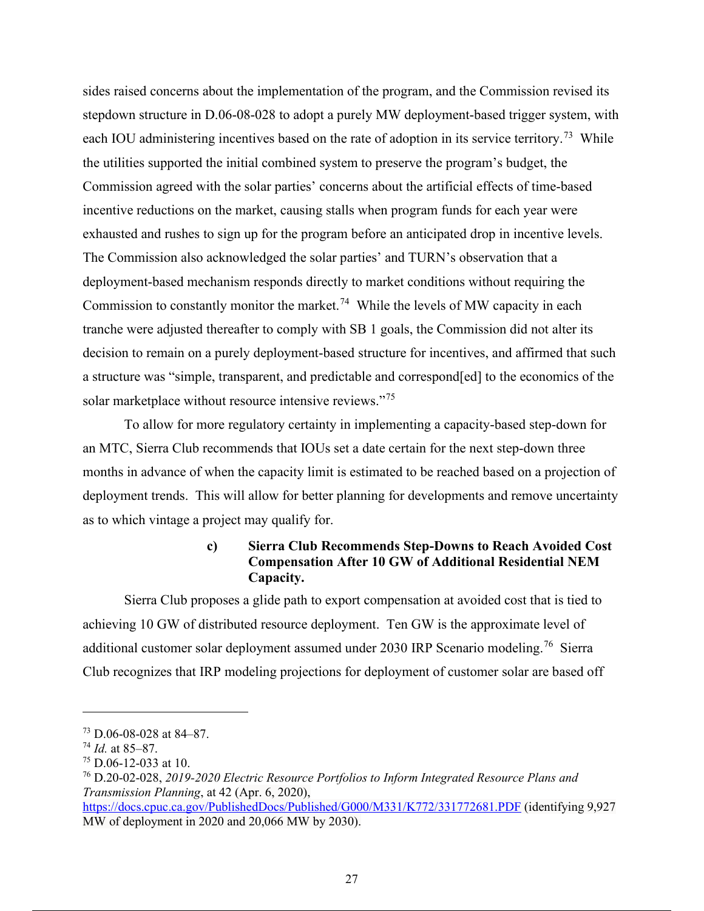sides raised concerns about the implementation of the program, and the Commission revised its stepdown structure in D.06-08-028 to adopt a purely MW deployment-based trigger system, with each IOU administering incentives based on the rate of adoption in its service territory.[73] While the utilities supported the initial combined system to preserve the program's budget, the Commission agreed with the solar parties' concerns about the artificial effects of time-based incentive reductions on the market, causing stalls when program funds for each year were exhausted and rushes to sign up for the program before an anticipated drop in incentive levels. The Commission also acknowledged the solar parties' and TURN's observation that a deployment-based mechanism responds directly to market conditions without requiring the Commission to constantly monitor the market.[74] While the levels of MW capacity in each tranche were adjusted thereafter to comply with SB 1 goals, the Commission did not alter its decision to remain on a purely deployment-based structure for incentives, and affirmed that such a structure was "simple, transparent, and predictable and correspond[ed] to the economics of the solar marketplace without resource intensive reviews."[75]

To allow for more regulatory certainty in implementing a capacity-based step-down for an MTC, Sierra Club recommends that IOUs set a date certain for the next step-down three months in advance of when the capacity limit is estimated to be reached based on a projection of deployment trends. This will allow for better planning for developments and remove uncertainty as to which vintage a project may qualify for.

#### c) Sierra Club Recommends Step-Downs to Reach Avoided Cost Compensation After 10 GW of Additional Residential NEM Capacity.

Sierra Club proposes a glide path to export compensation at avoided cost that is tied to achieving 10 GW of distributed resource deployment. Ten GW is the approximate level of additional customer solar deployment assumed under 2030 IRP Scenario modeling.[76] Sierra Club recognizes that IRP modeling projections for deployment of customer solar are based off

---

[73] D.06-08-028 at 84–87.

[74] *Id.* at 85–87.

[75] D.06-12-033 at 10.

[76] D.20-02-028, *2019-2020 Electric Resource Portfolios to Inform Integrated Resource Plans and Transmission Planning*, at 42 (Apr. 6, 2020), https://docs.cpuc.ca.gov/PublishedDocs/Published/G000/M331/K772/331772681.PDF (identifying 9,927 MW of deployment in 2020 and 20,066 MW by 2030).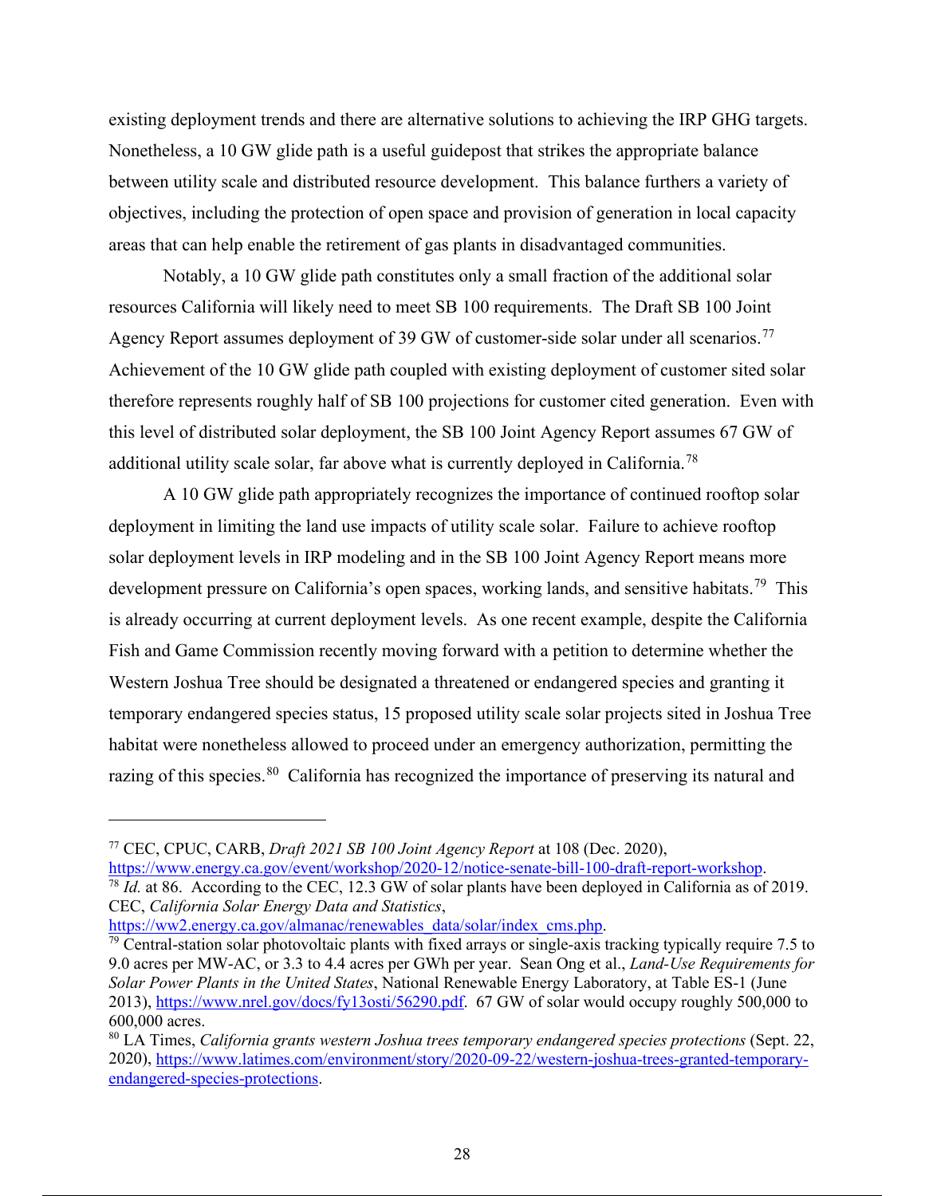existing deployment trends and there are alternative solutions to achieving the IRP GHG targets. Nonetheless, a 10 GW glide path is a useful guidepost that strikes the appropriate balance between utility scale and distributed resource development. This balance furthers a variety of objectives, including the protection of open space and provision of generation in local capacity areas that can help enable the retirement of gas plants in disadvantaged communities.

Notably, a 10 GW glide path constitutes only a small fraction of the additional solar resources California will likely need to meet SB 100 requirements. The Draft SB 100 Joint Agency Report assumes deployment of 39 GW of customer-side solar under all scenarios.[77] Achievement of the 10 GW glide path coupled with existing deployment of customer sited solar therefore represents roughly half of SB 100 projections for customer cited generation. Even with this level of distributed solar deployment, the SB 100 Joint Agency Report assumes 67 GW of additional utility scale solar, far above what is currently deployed in California.[78]

A 10 GW glide path appropriately recognizes the importance of continued rooftop solar deployment in limiting the land use impacts of utility scale solar. Failure to achieve rooftop solar deployment levels in IRP modeling and in the SB 100 Joint Agency Report means more development pressure on California's open spaces, working lands, and sensitive habitats.[79] This is already occurring at current deployment levels. As one recent example, despite the California Fish and Game Commission recently moving forward with a petition to determine whether the Western Joshua Tree should be designated a threatened or endangered species and granting it temporary endangered species status, 15 proposed utility scale solar projects sited in Joshua Tree habitat were nonetheless allowed to proceed under an emergency authorization, permitting the razing of this species.[80] California has recognized the importance of preserving its natural and

---

[77] CEC, CPUC, CARB, *Draft 2021 SB 100 Joint Agency Report* at 108 (Dec. 2020), https://www.energy.ca.gov/event/workshop/2020-12/notice-senate-bill-100-draft-report-workshop.

[78] *Id.* at 86. According to the CEC, 12.3 GW of solar plants have been deployed in California as of 2019. CEC, *California Solar Energy Data and Statistics*, https://ww2.energy.ca.gov/almanac/renewables_data/solar/index_cms.php.

[79] Central-station solar photovoltaic plants with fixed arrays or single-axis tracking typically require 7.5 to 9.0 acres per MW-AC, or 3.3 to 4.4 acres per GWh per year. Sean Ong et al., *Land-Use Requirements for Solar Power Plants in the United States*, National Renewable Energy Laboratory, at Table ES-1 (June 2013), https://www.nrel.gov/docs/fy13osti/56290.pdf. 67 GW of solar would occupy roughly 500,000 to 600,000 acres.

[80] LA Times, *California grants western Joshua trees temporary endangered species protections* (Sept. 22, 2020), https://www.latimes.com/environment/story/2020-09-22/western-joshua-trees-granted-temporary-endangered-species-protections.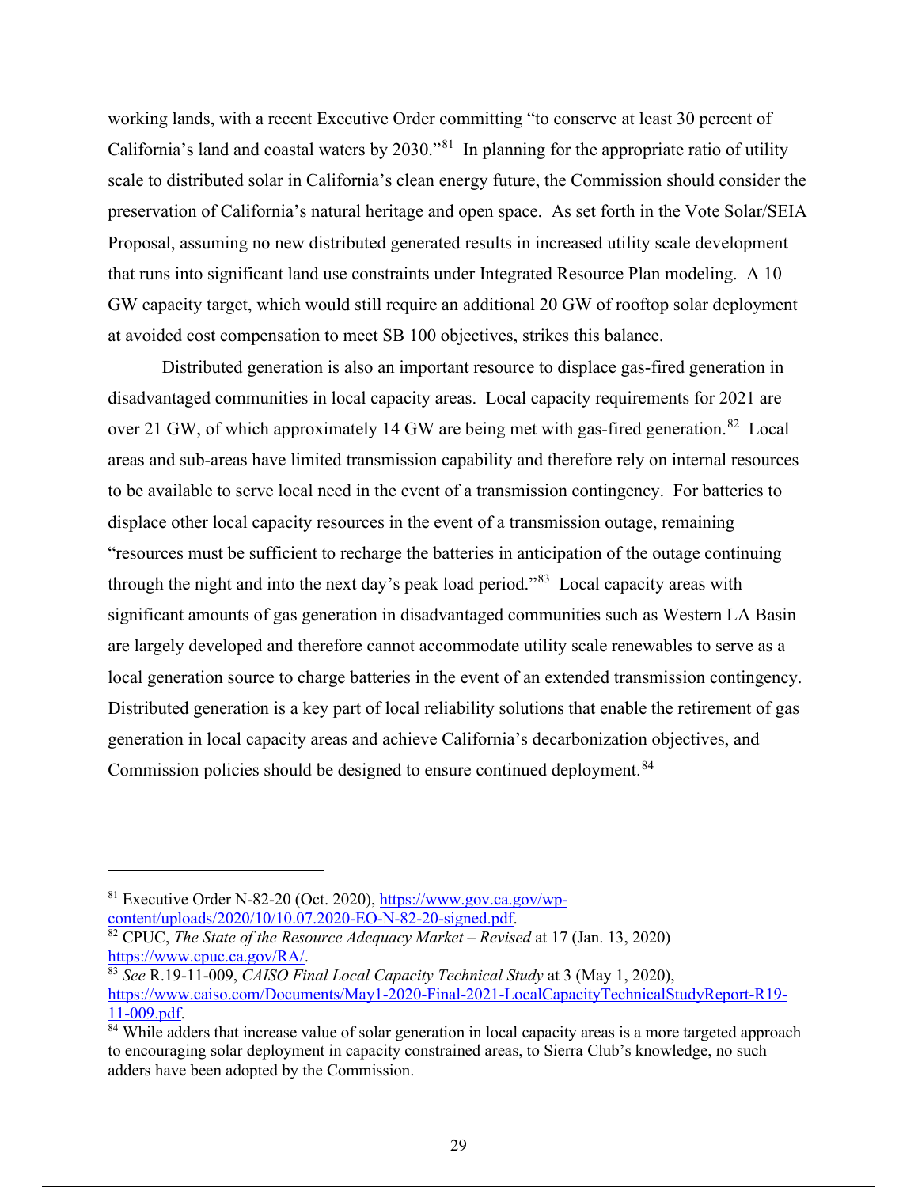working lands, with a recent Executive Order committing "to conserve at least 30 percent of California's land and coastal waters by 2030."[81] In planning for the appropriate ratio of utility scale to distributed solar in California's clean energy future, the Commission should consider the preservation of California's natural heritage and open space. As set forth in the Vote Solar/SEIA Proposal, assuming no new distributed generated results in increased utility scale development that runs into significant land use constraints under Integrated Resource Plan modeling. A 10 GW capacity target, which would still require an additional 20 GW of rooftop solar deployment at avoided cost compensation to meet SB 100 objectives, strikes this balance.

Distributed generation is also an important resource to displace gas-fired generation in disadvantaged communities in local capacity areas. Local capacity requirements for 2021 are over 21 GW, of which approximately 14 GW are being met with gas-fired generation.[82] Local areas and sub-areas have limited transmission capability and therefore rely on internal resources to be available to serve local need in the event of a transmission contingency. For batteries to displace other local capacity resources in the event of a transmission outage, remaining "resources must be sufficient to recharge the batteries in anticipation of the outage continuing through the night and into the next day's peak load period."[83] Local capacity areas with significant amounts of gas generation in disadvantaged communities such as Western LA Basin are largely developed and therefore cannot accommodate utility scale renewables to serve as a local generation source to charge batteries in the event of an extended transmission contingency. Distributed generation is a key part of local reliability solutions that enable the retirement of gas generation in local capacity areas and achieve California's decarbonization objectives, and Commission policies should be designed to ensure continued deployment.[84]

---

[81] Executive Order N-82-20 (Oct. 2020), https://www.gov.ca.gov/wp-content/uploads/2020/10/10.07.2020-EO-N-82-20-signed.pdf.

[82] CPUC, *The State of the Resource Adequacy Market – Revised* at 17 (Jan. 13, 2020) https://www.cpuc.ca.gov/RA/.

[83] *See* R.19-11-009, *CAISO Final Local Capacity Technical Study* at 3 (May 1, 2020), https://www.caiso.com/Documents/May1-2020-Final-2021-LocalCapacityTechnicalStudyReport-R19-11-009.pdf.

[84] While adders that increase value of solar generation in local capacity areas is a more targeted approach to encouraging solar deployment in capacity constrained areas, to Sierra Club's knowledge, no such adders have been adopted by the Commission.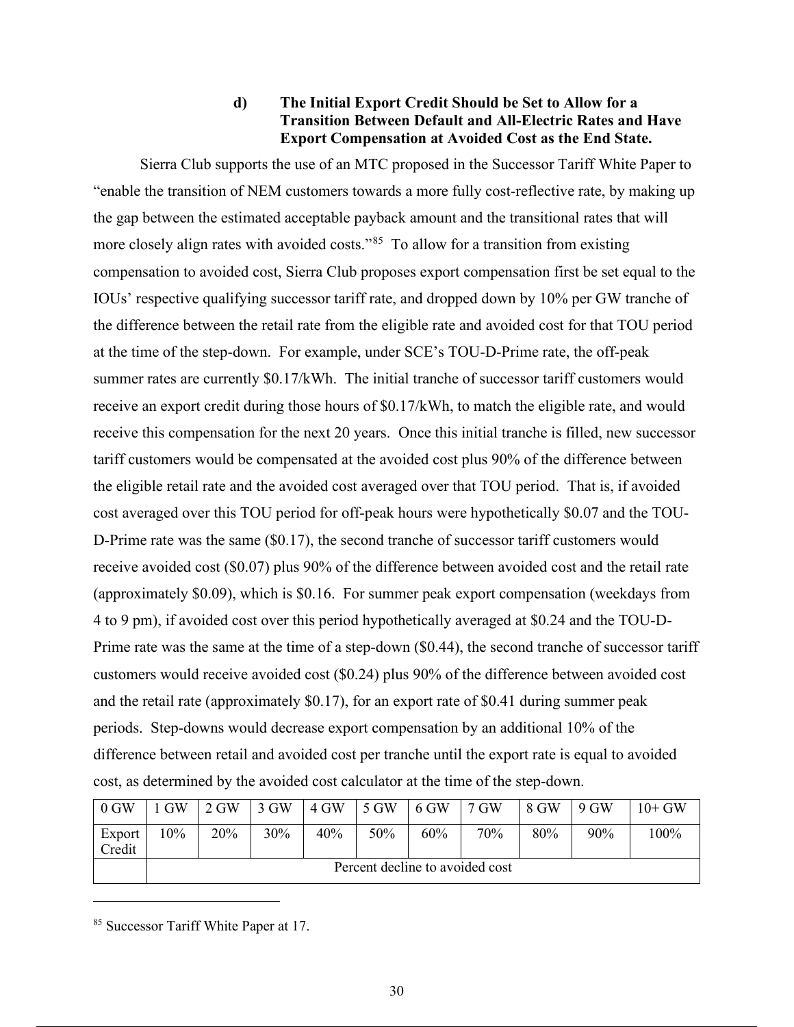#### d) The Initial Export Credit Should be Set to Allow for a Transition Between Default and All-Electric Rates and Have Export Compensation at Avoided Cost as the End State.

Sierra Club supports the use of an MTC proposed in the Successor Tariff White Paper to "enable the transition of NEM customers towards a more fully cost-reflective rate, by making up the gap between the estimated acceptable payback amount and the transitional rates that will more closely align rates with avoided costs."[85] To allow for a transition from existing compensation to avoided cost, Sierra Club proposes export compensation first be set equal to the IOUs' respective qualifying successor tariff rate, and dropped down by 10% per GW tranche of the difference between the retail rate from the eligible rate and avoided cost for that TOU period at the time of the step-down. For example, under SCE's TOU-D-Prime rate, the off-peak summer rates are currently $0.17/kWh. The initial tranche of successor tariff customers would receive an export credit during those hours of $0.17/kWh, to match the eligible rate, and would receive this compensation for the next 20 years. Once this initial tranche is filled, new successor tariff customers would be compensated at the avoided cost plus 90% of the difference between the eligible retail rate and the avoided cost averaged over that TOU period. That is, if avoided cost averaged over this TOU period for off-peak hours were hypothetically $0.07 and the TOU-D-Prime rate was the same ($0.17), the second tranche of successor tariff customers would receive avoided cost ($0.07) plus 90% of the difference between avoided cost and the retail rate (approximately $0.09), which is $0.16. For summer peak export compensation (weekdays from 4 to 9 pm), if avoided cost over this period hypothetically averaged at $0.24 and the TOU-D-Prime rate was the same at the time of a step-down ($0.44), the second tranche of successor tariff customers would receive avoided cost ($0.24) plus 90% of the difference between avoided cost and the retail rate (approximately $0.17), for an export rate of $0.41 during summer peak periods. Step-downs would decrease export compensation by an additional 10% of the difference between retail and avoided cost per tranche until the export rate is equal to avoided cost, as determined by the avoided cost calculator at the time of the step-down.

| 0 GW | 1 GW | 2 GW | 3 GW | 4 GW | 5 GW | 6 GW | 7 GW | 8 GW | 9 GW | 10+ GW |
|---|---|---|---|---|---|---|---|---|---|---|
| Export Credit | 10% | 20% | 30% | 40% | 50% | 60% | 70% | 80% | 90% | 100% |
| | Percent decline to avoided cost | | | | | | | | | |

[85] Successor Tariff White Paper at 17.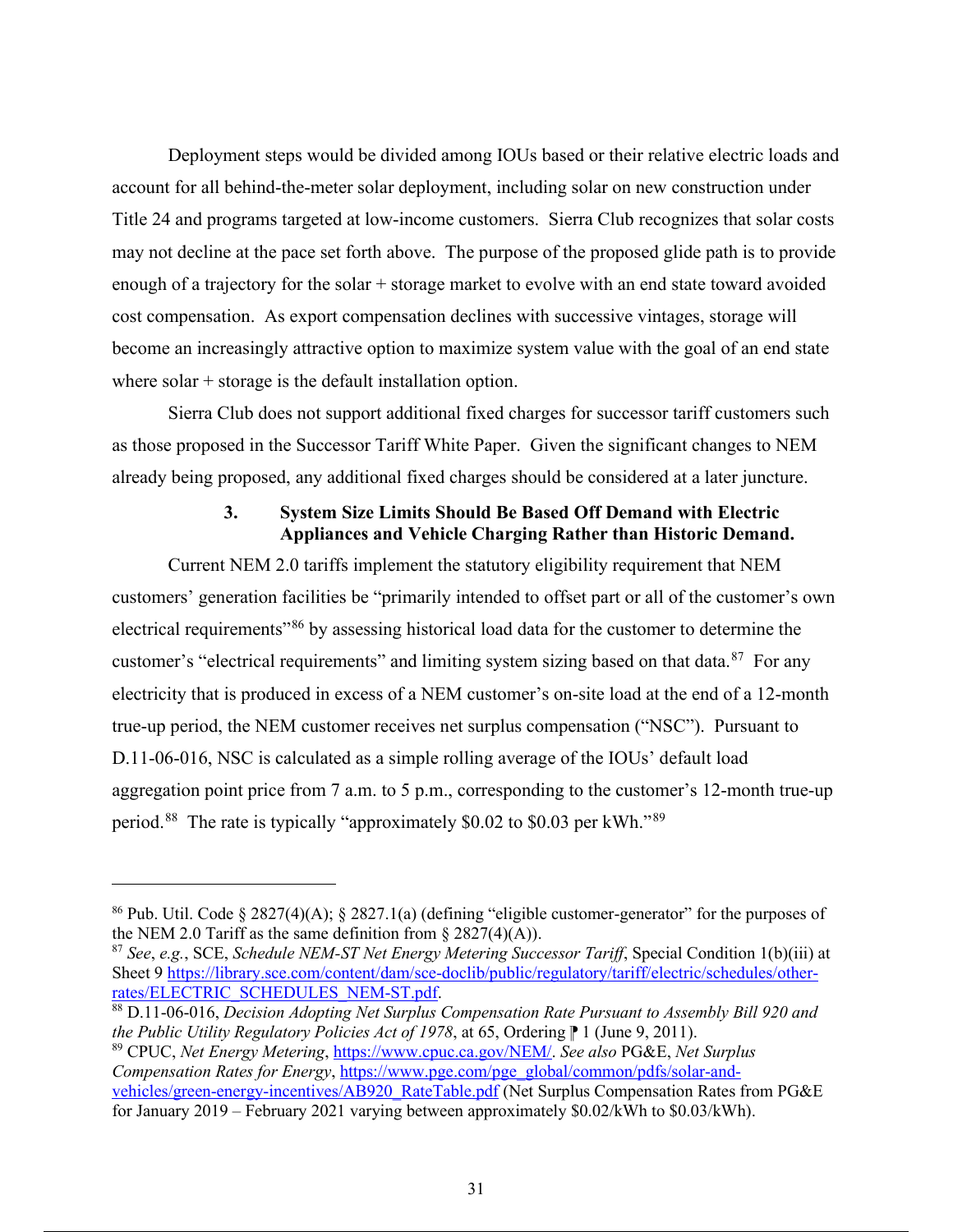Deployment steps would be divided among IOUs based or their relative electric loads and account for all behind-the-meter solar deployment, including solar on new construction under Title 24 and programs targeted at low-income customers. Sierra Club recognizes that solar costs may not decline at the pace set forth above. The purpose of the proposed glide path is to provide enough of a trajectory for the solar + storage market to evolve with an end state toward avoided cost compensation. As export compensation declines with successive vintages, storage will become an increasingly attractive option to maximize system value with the goal of an end state where solar + storage is the default installation option.

Sierra Club does not support additional fixed charges for successor tariff customers such as those proposed in the Successor Tariff White Paper. Given the significant changes to NEM already being proposed, any additional fixed charges should be considered at a later juncture.

### 3. System Size Limits Should Be Based Off Demand with Electric Appliances and Vehicle Charging Rather than Historic Demand.

Current NEM 2.0 tariffs implement the statutory eligibility requirement that NEM customers' generation facilities be "primarily intended to offset part or all of the customer's own electrical requirements"[86] by assessing historical load data for the customer to determine the customer's "electrical requirements" and limiting system sizing based on that data.[87] For any electricity that is produced in excess of a NEM customer's on-site load at the end of a 12-month true-up period, the NEM customer receives net surplus compensation ("NSC"). Pursuant to D.11-06-016, NSC is calculated as a simple rolling average of the IOUs' default load aggregation point price from 7 a.m. to 5 p.m., corresponding to the customer's 12-month true-up period.[88] The rate is typically "approximately $0.02 to $0.03 per kWh."[89]

---

[86] Pub. Util. Code § 2827(4)(A); § 2827.1(a) (defining "eligible customer-generator" for the purposes of the NEM 2.0 Tariff as the same definition from § 2827(4)(A)).

[87] *See*, *e.g.*, SCE, *Schedule NEM-ST Net Energy Metering Successor Tariff*, Special Condition 1(b)(iii) at Sheet 9 https://library.sce.com/content/dam/sce-doclib/public/regulatory/tariff/electric/schedules/other-rates/ELECTRIC_SCHEDULES_NEM-ST.pdf.

[88] D.11-06-016, *Decision Adopting Net Surplus Compensation Rate Pursuant to Assembly Bill 920 and the Public Utility Regulatory Policies Act of 1978*, at 65, Ordering ¶ 1 (June 9, 2011).

[89] CPUC, *Net Energy Metering*, https://www.cpuc.ca.gov/NEM/. *See also* PG&E, *Net Surplus Compensation Rates for Energy*, https://www.pge.com/pge_global/common/pdfs/solar-and-vehicles/green-energy-incentives/AB920_RateTable.pdf (Net Surplus Compensation Rates from PG&E for January 2019 – February 2021 varying between approximately $0.02/kWh to $0.03/kWh).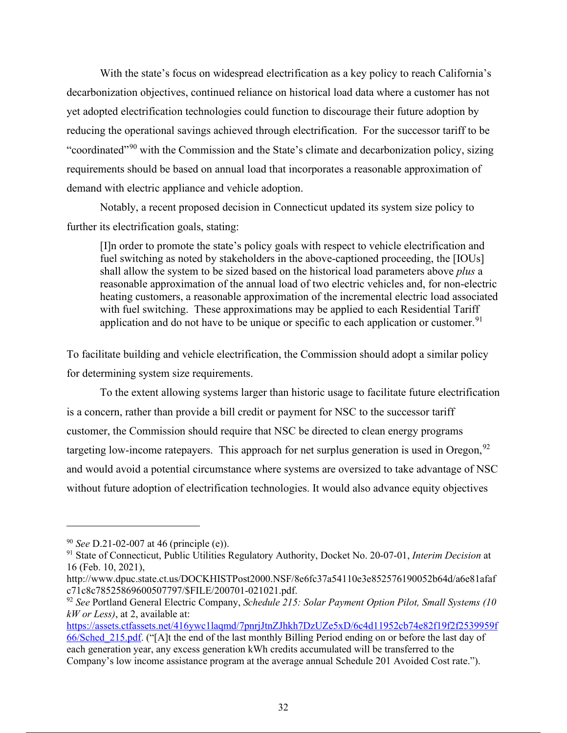With the state's focus on widespread electrification as a key policy to reach California's decarbonization objectives, continued reliance on historical load data where a customer has not yet adopted electrification technologies could function to discourage their future adoption by reducing the operational savings achieved through electrification. For the successor tariff to be "coordinated"[90] with the Commission and the State's climate and decarbonization policy, sizing requirements should be based on annual load that incorporates a reasonable approximation of demand with electric appliance and vehicle adoption.

Notably, a recent proposed decision in Connecticut updated its system size policy to further its electrification goals, stating:

> [I]n order to promote the state's policy goals with respect to vehicle electrification and fuel switching as noted by stakeholders in the above-captioned proceeding, the [IOUs] shall allow the system to be sized based on the historical load parameters above *plus* a reasonable approximation of the annual load of two electric vehicles and, for non-electric heating customers, a reasonable approximation of the incremental electric load associated with fuel switching. These approximations may be applied to each Residential Tariff application and do not have to be unique or specific to each application or customer.[91]

To facilitate building and vehicle electrification, the Commission should adopt a similar policy for determining system size requirements.

To the extent allowing systems larger than historic usage to facilitate future electrification is a concern, rather than provide a bill credit or payment for NSC to the successor tariff customer, the Commission should require that NSC be directed to clean energy programs targeting low-income ratepayers. This approach for net surplus generation is used in Oregon,[92] and would avoid a potential circumstance where systems are oversized to take advantage of NSC without future adoption of electrification technologies. It would also advance equity objectives

---

[90] *See* D.21-02-007 at 46 (principle (e)).

[91] State of Connecticut, Public Utilities Regulatory Authority, Docket No. 20-07-01, *Interim Decision* at 16 (Feb. 10, 2021), http://www.dpuc.state.ct.us/DOCKHISTPost2000.NSF/8e6fc37a54110e3e852576190052b64d/a6e81afafc71c8c78525869600507797/$FILE/200701-021021.pdf.

[92] *See* Portland General Electric Company, *Schedule 215: Solar Payment Option Pilot, Small Systems (10 kW or Less)*, at 2, available at: https://assets.ctfassets.net/416ywc1laqmd/7pnrjJtnZJhkh7DzUZe5xD/6c4d11952cb74e82f19f2f2539959f66/Sched_215.pdf. ("[A]t the end of the last monthly Billing Period ending on or before the last day of each generation year, any excess generation kWh credits accumulated will be transferred to the Company's low income assistance program at the average annual Schedule 201 Avoided Cost rate.").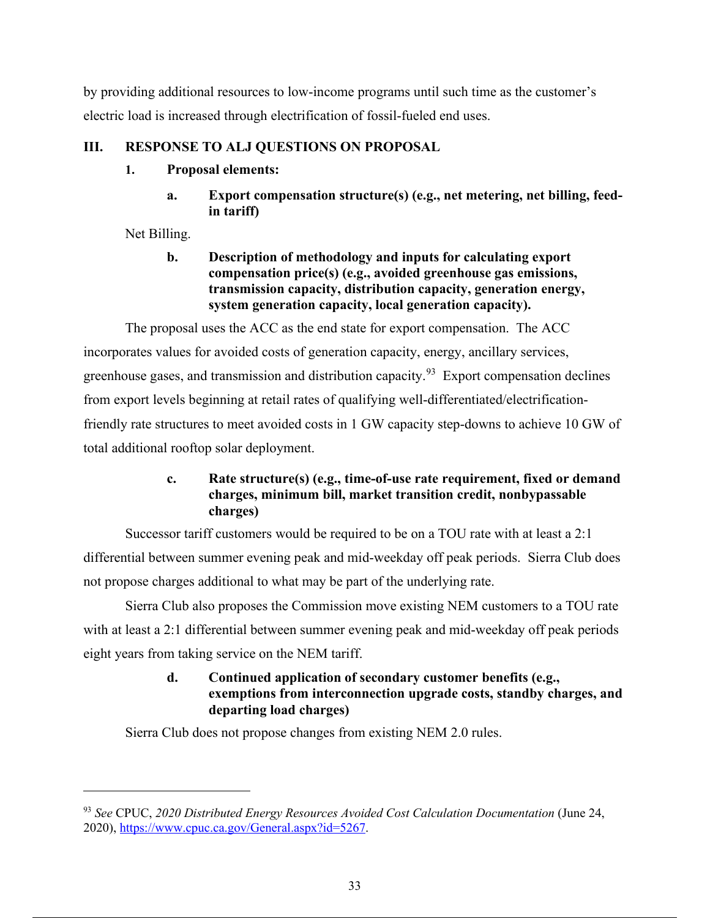by providing additional resources to low-income programs until such time as the customer's electric load is increased through electrification of fossil-fueled end uses.

## III. RESPONSE TO ALJ QUESTIONS ON PROPOSAL

### 1. Proposal elements:

#### a. Export compensation structure(s) (e.g., net metering, net billing, feed-in tariff)

Net Billing.

#### b. Description of methodology and inputs for calculating export compensation price(s) (e.g., avoided greenhouse gas emissions, transmission capacity, distribution capacity, generation energy, system generation capacity, local generation capacity).

The proposal uses the ACC as the end state for export compensation. The ACC incorporates values for avoided costs of generation capacity, energy, ancillary services, greenhouse gases, and transmission and distribution capacity.[93] Export compensation declines from export levels beginning at retail rates of qualifying well-differentiated/electrification-friendly rate structures to meet avoided costs in 1 GW capacity step-downs to achieve 10 GW of total additional rooftop solar deployment.

#### c. Rate structure(s) (e.g., time-of-use rate requirement, fixed or demand charges, minimum bill, market transition credit, nonbypassable charges)

Successor tariff customers would be required to be on a TOU rate with at least a 2:1 differential between summer evening peak and mid-weekday off peak periods. Sierra Club does not propose charges additional to what may be part of the underlying rate.

Sierra Club also proposes the Commission move existing NEM customers to a TOU rate with at least a 2:1 differential between summer evening peak and mid-weekday off peak periods eight years from taking service on the NEM tariff.

#### d. Continued application of secondary customer benefits (e.g., exemptions from interconnection upgrade costs, standby charges, and departing load charges)

Sierra Club does not propose changes from existing NEM 2.0 rules.

---

[93] *See* CPUC, *2020 Distributed Energy Resources Avoided Cost Calculation Documentation* (June 24, 2020), https://www.cpuc.ca.gov/General.aspx?id=5267.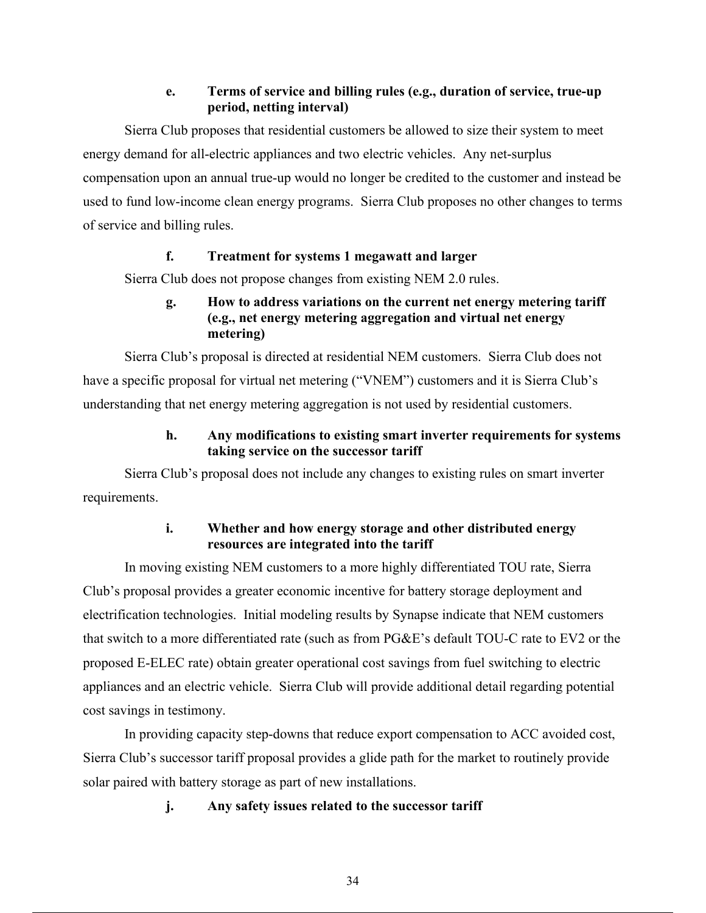#### e. Terms of service and billing rules (e.g., duration of service, true-up period, netting interval)

Sierra Club proposes that residential customers be allowed to size their system to meet energy demand for all-electric appliances and two electric vehicles. Any net-surplus compensation upon an annual true-up would no longer be credited to the customer and instead be used to fund low-income clean energy programs. Sierra Club proposes no other changes to terms of service and billing rules.

#### f. Treatment for systems 1 megawatt and larger

Sierra Club does not propose changes from existing NEM 2.0 rules.

#### g. How to address variations on the current net energy metering tariff (e.g., net energy metering aggregation and virtual net energy metering)

Sierra Club's proposal is directed at residential NEM customers. Sierra Club does not have a specific proposal for virtual net metering ("VNEM") customers and it is Sierra Club's understanding that net energy metering aggregation is not used by residential customers.

#### h. Any modifications to existing smart inverter requirements for systems taking service on the successor tariff

Sierra Club's proposal does not include any changes to existing rules on smart inverter requirements.

#### i. Whether and how energy storage and other distributed energy resources are integrated into the tariff

In moving existing NEM customers to a more highly differentiated TOU rate, Sierra Club's proposal provides a greater economic incentive for battery storage deployment and electrification technologies. Initial modeling results by Synapse indicate that NEM customers that switch to a more differentiated rate (such as from PG&E's default TOU-C rate to EV2 or the proposed E-ELEC rate) obtain greater operational cost savings from fuel switching to electric appliances and an electric vehicle. Sierra Club will provide additional detail regarding potential cost savings in testimony.

In providing capacity step-downs that reduce export compensation to ACC avoided cost, Sierra Club's successor tariff proposal provides a glide path for the market to routinely provide solar paired with battery storage as part of new installations.

#### j. Any safety issues related to the successor tariff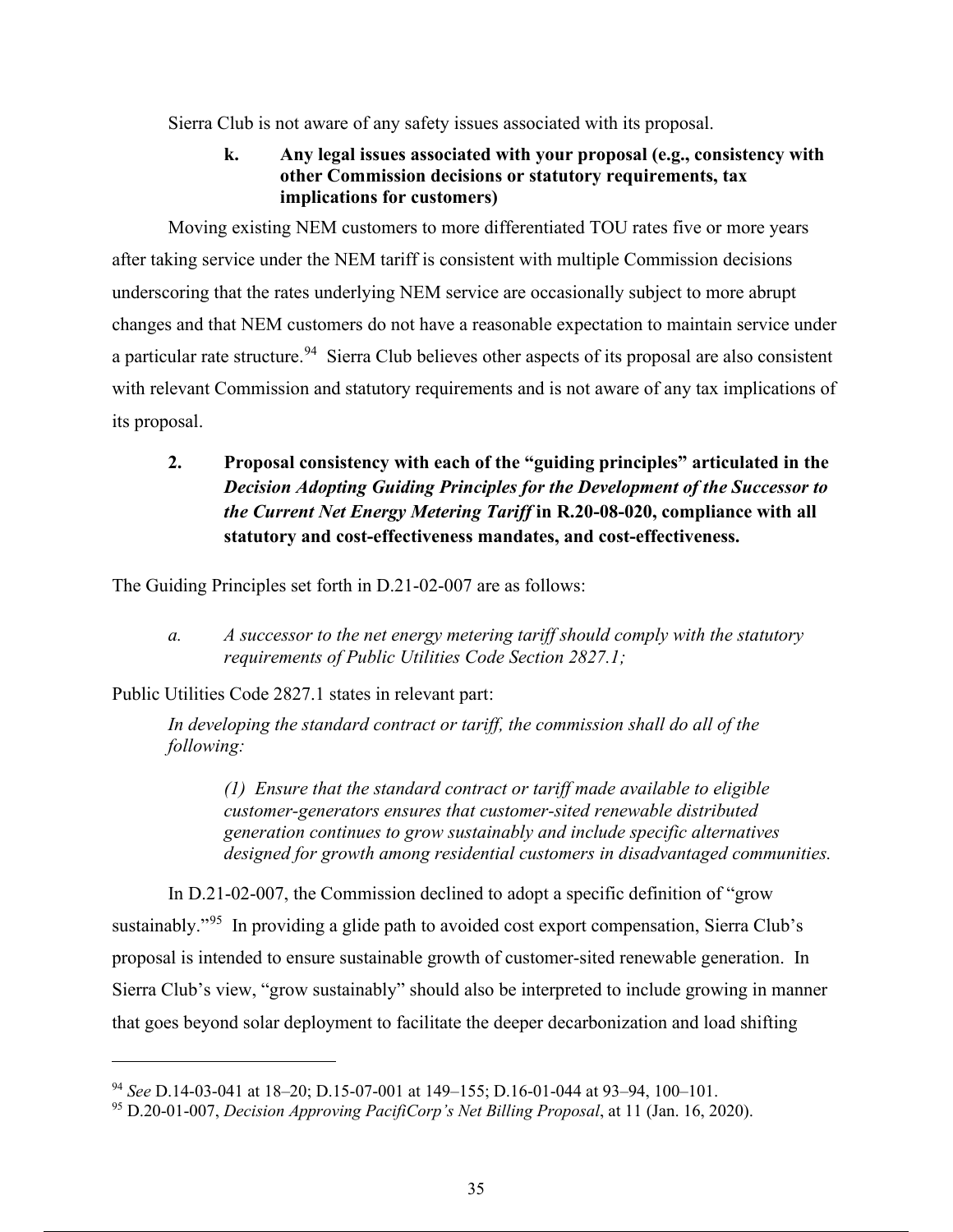Sierra Club is not aware of any safety issues associated with its proposal.

**k. Any legal issues associated with your proposal (e.g., consistency with other Commission decisions or statutory requirements, tax implications for customers)**

Moving existing NEM customers to more differentiated TOU rates five or more years after taking service under the NEM tariff is consistent with multiple Commission decisions underscoring that the rates underlying NEM service are occasionally subject to more abrupt changes and that NEM customers do not have a reasonable expectation to maintain service under a particular rate structure.[94] Sierra Club believes other aspects of its proposal are also consistent with relevant Commission and statutory requirements and is not aware of any tax implications of its proposal.

### 2. Proposal consistency with each of the "guiding principles" articulated in the *Decision Adopting Guiding Principles for the Development of the Successor to the Current Net Energy Metering Tariff* in R.20-08-020, compliance with all statutory and cost-effectiveness mandates, and cost-effectiveness.

The Guiding Principles set forth in D.21-02-007 are as follows:

> *a. A successor to the net energy metering tariff should comply with the statutory requirements of Public Utilities Code Section 2827.1;*

Public Utilities Code 2827.1 states in relevant part:

> *In developing the standard contract or tariff, the commission shall do all of the following:*
>
> > *(1) Ensure that the standard contract or tariff made available to eligible customer-generators ensures that customer-sited renewable distributed generation continues to grow sustainably and include specific alternatives designed for growth among residential customers in disadvantaged communities.*

In D.21-02-007, the Commission declined to adopt a specific definition of "grow sustainably."[95] In providing a glide path to avoided cost export compensation, Sierra Club's proposal is intended to ensure sustainable growth of customer-sited renewable generation. In Sierra Club's view, "grow sustainably" should also be interpreted to include growing in manner that goes beyond solar deployment to facilitate the deeper decarbonization and load shifting

---

[94] *See* D.14-03-041 at 18–20; D.15-07-001 at 149–155; D.16-01-044 at 93–94, 100–101.

[95] D.20-01-007, *Decision Approving PacifiCorp's Net Billing Proposal*, at 11 (Jan. 16, 2020).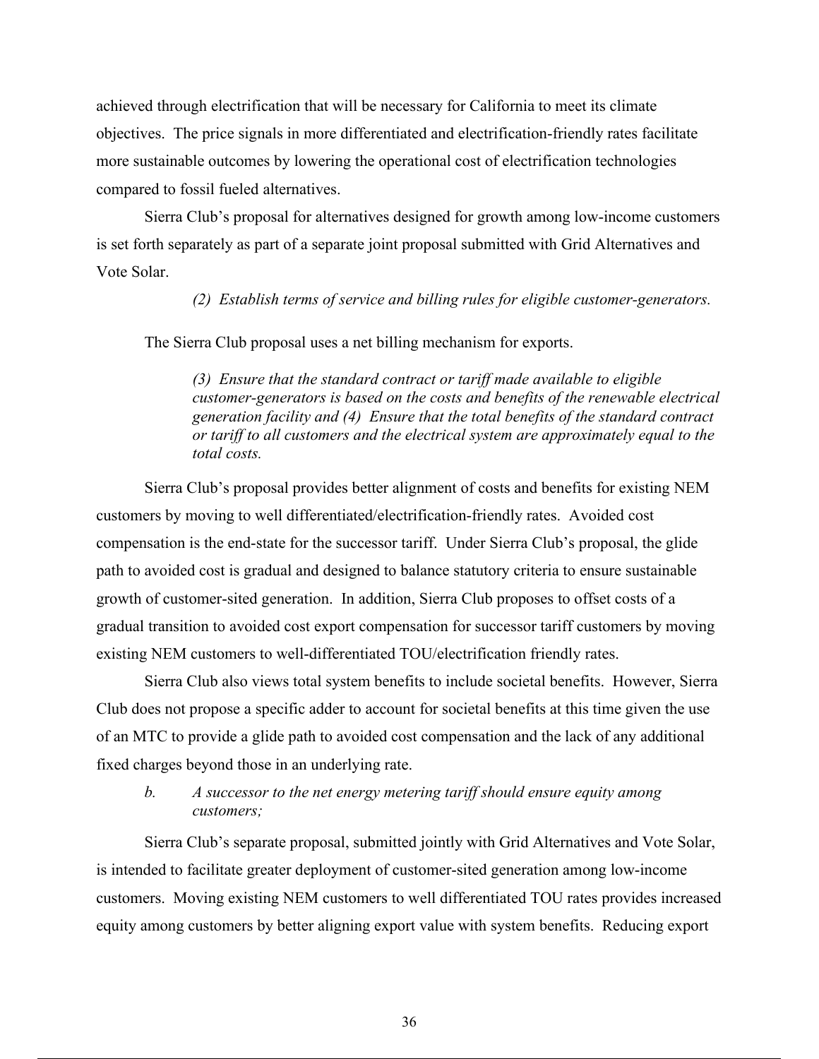achieved through electrification that will be necessary for California to meet its climate objectives. The price signals in more differentiated and electrification-friendly rates facilitate more sustainable outcomes by lowering the operational cost of electrification technologies compared to fossil fueled alternatives.

Sierra Club's proposal for alternatives designed for growth among low-income customers is set forth separately as part of a separate joint proposal submitted with Grid Alternatives and Vote Solar.

> *(2) Establish terms of service and billing rules for eligible customer-generators.*

The Sierra Club proposal uses a net billing mechanism for exports.

> *(3) Ensure that the standard contract or tariff made available to eligible customer-generators is based on the costs and benefits of the renewable electrical generation facility and (4) Ensure that the total benefits of the standard contract or tariff to all customers and the electrical system are approximately equal to the total costs.*

Sierra Club's proposal provides better alignment of costs and benefits for existing NEM customers by moving to well differentiated/electrification-friendly rates. Avoided cost compensation is the end-state for the successor tariff. Under Sierra Club's proposal, the glide path to avoided cost is gradual and designed to balance statutory criteria to ensure sustainable growth of customer-sited generation. In addition, Sierra Club proposes to offset costs of a gradual transition to avoided cost export compensation for successor tariff customers by moving existing NEM customers to well-differentiated TOU/electrification friendly rates.

Sierra Club also views total system benefits to include societal benefits. However, Sierra Club does not propose a specific adder to account for societal benefits at this time given the use of an MTC to provide a glide path to avoided cost compensation and the lack of any additional fixed charges beyond those in an underlying rate.

*b. A successor to the net energy metering tariff should ensure equity among customers;*

Sierra Club's separate proposal, submitted jointly with Grid Alternatives and Vote Solar, is intended to facilitate greater deployment of customer-sited generation among low-income customers. Moving existing NEM customers to well differentiated TOU rates provides increased equity among customers by better aligning export value with system benefits. Reducing export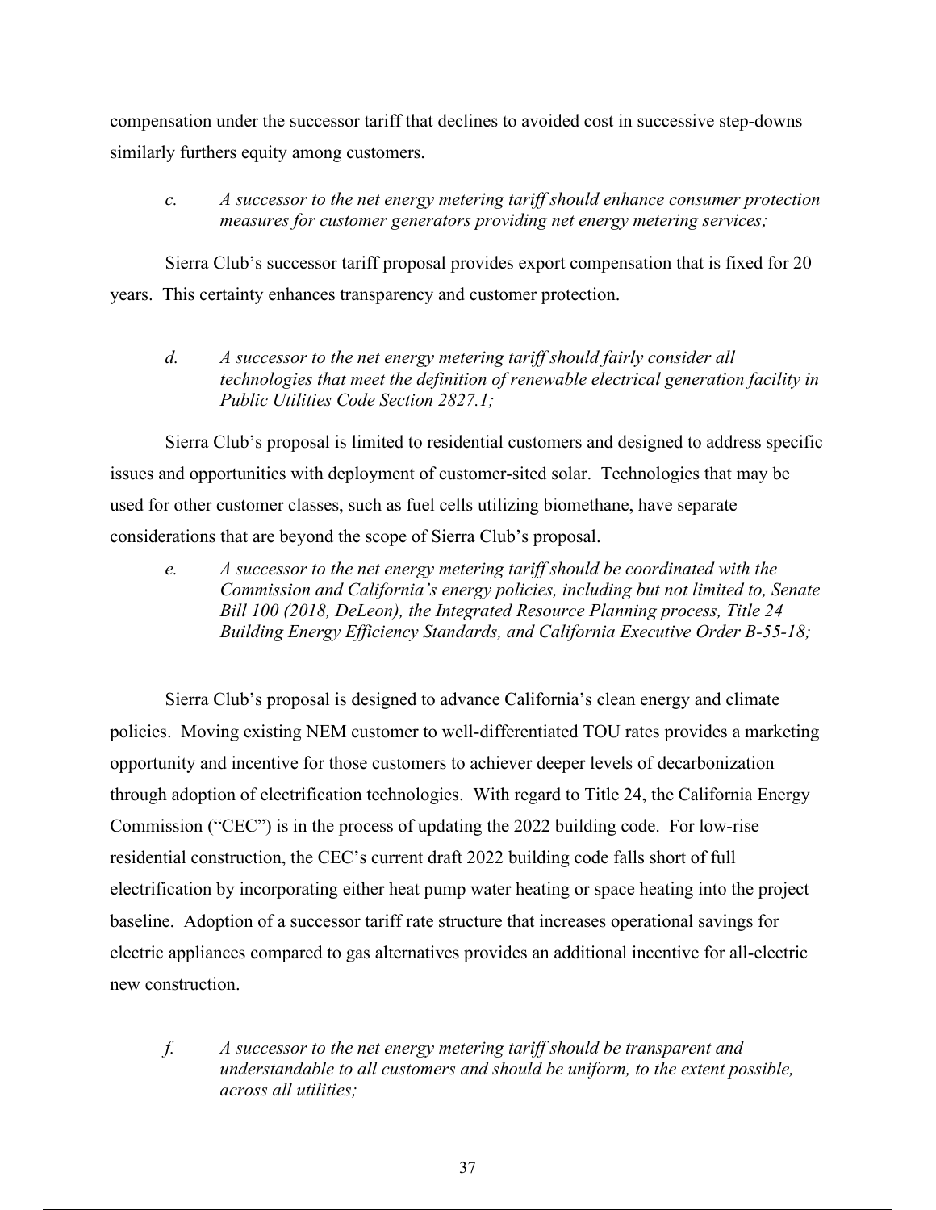compensation under the successor tariff that declines to avoided cost in successive step-downs similarly furthers equity among customers.

> *c. A successor to the net energy metering tariff should enhance consumer protection measures for customer generators providing net energy metering services;*

Sierra Club's successor tariff proposal provides export compensation that is fixed for 20 years. This certainty enhances transparency and customer protection.

> *d. A successor to the net energy metering tariff should fairly consider all technologies that meet the definition of renewable electrical generation facility in Public Utilities Code Section 2827.1;*

Sierra Club's proposal is limited to residential customers and designed to address specific issues and opportunities with deployment of customer-sited solar. Technologies that may be used for other customer classes, such as fuel cells utilizing biomethane, have separate considerations that are beyond the scope of Sierra Club's proposal.

> *e. A successor to the net energy metering tariff should be coordinated with the Commission and California's energy policies, including but not limited to, Senate Bill 100 (2018, DeLeon), the Integrated Resource Planning process, Title 24 Building Energy Efficiency Standards, and California Executive Order B-55-18;*

Sierra Club's proposal is designed to advance California's clean energy and climate policies. Moving existing NEM customer to well-differentiated TOU rates provides a marketing opportunity and incentive for those customers to achiever deeper levels of decarbonization through adoption of electrification technologies. With regard to Title 24, the California Energy Commission ("CEC") is in the process of updating the 2022 building code. For low-rise residential construction, the CEC's current draft 2022 building code falls short of full electrification by incorporating either heat pump water heating or space heating into the project baseline. Adoption of a successor tariff rate structure that increases operational savings for electric appliances compared to gas alternatives provides an additional incentive for all-electric new construction.

> *f. A successor to the net energy metering tariff should be transparent and understandable to all customers and should be uniform, to the extent possible, across all utilities;*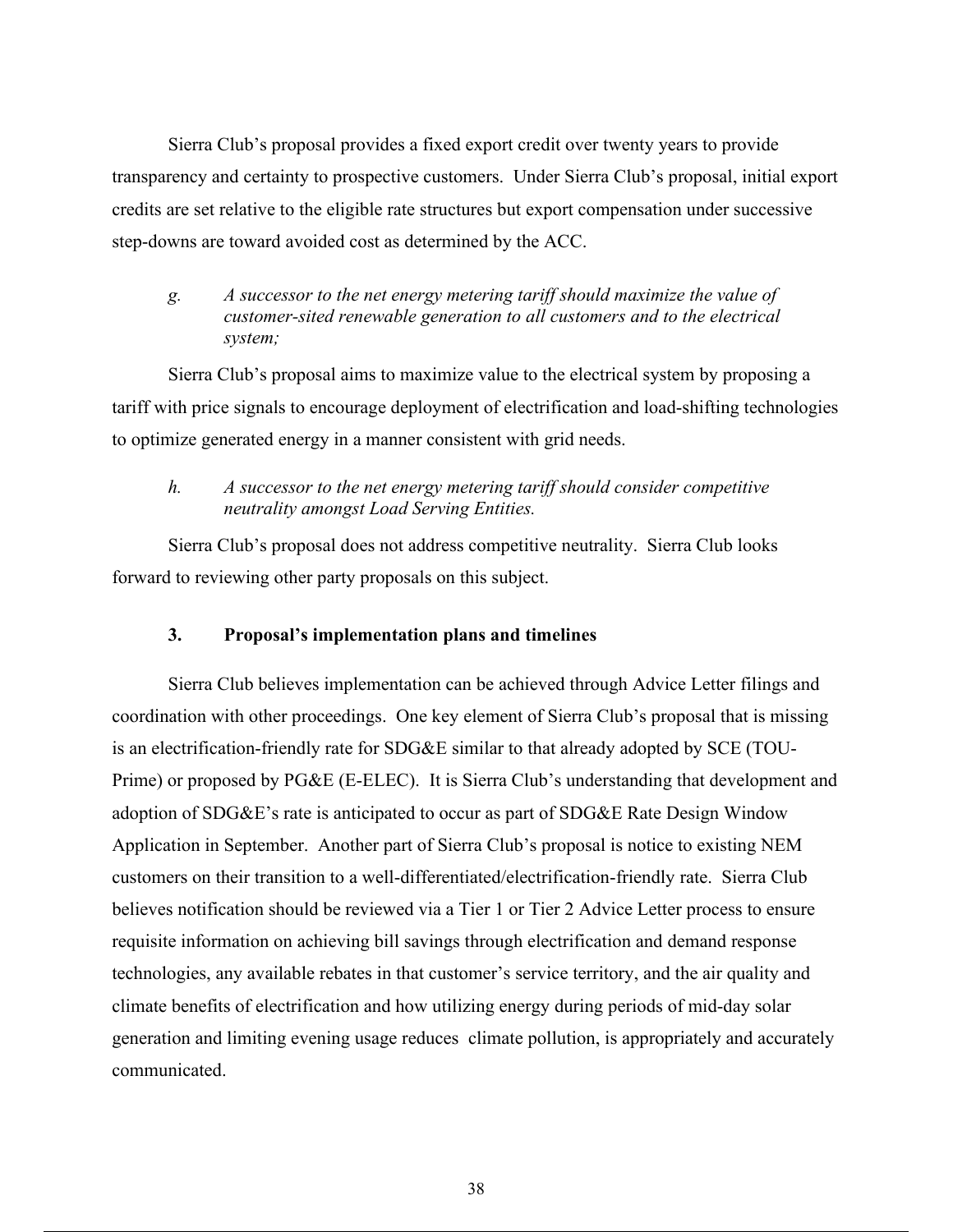Sierra Club's proposal provides a fixed export credit over twenty years to provide transparency and certainty to prospective customers. Under Sierra Club's proposal, initial export credits are set relative to the eligible rate structures but export compensation under successive step-downs are toward avoided cost as determined by the ACC.

*g. A successor to the net energy metering tariff should maximize the value of customer-sited renewable generation to all customers and to the electrical system;*

Sierra Club's proposal aims to maximize value to the electrical system by proposing a tariff with price signals to encourage deployment of electrification and load-shifting technologies to optimize generated energy in a manner consistent with grid needs.

*h. A successor to the net energy metering tariff should consider competitive neutrality amongst Load Serving Entities.*

Sierra Club's proposal does not address competitive neutrality. Sierra Club looks forward to reviewing other party proposals on this subject.

### 3. Proposal's implementation plans and timelines

Sierra Club believes implementation can be achieved through Advice Letter filings and coordination with other proceedings. One key element of Sierra Club's proposal that is missing is an electrification-friendly rate for SDG&E similar to that already adopted by SCE (TOU-Prime) or proposed by PG&E (E-ELEC). It is Sierra Club's understanding that development and adoption of SDG&E's rate is anticipated to occur as part of SDG&E Rate Design Window Application in September. Another part of Sierra Club's proposal is notice to existing NEM customers on their transition to a well-differentiated/electrification-friendly rate. Sierra Club believes notification should be reviewed via a Tier 1 or Tier 2 Advice Letter process to ensure requisite information on achieving bill savings through electrification and demand response technologies, any available rebates in that customer's service territory, and the air quality and climate benefits of electrification and how utilizing energy during periods of mid-day solar generation and limiting evening usage reduces climate pollution, is appropriately and accurately communicated.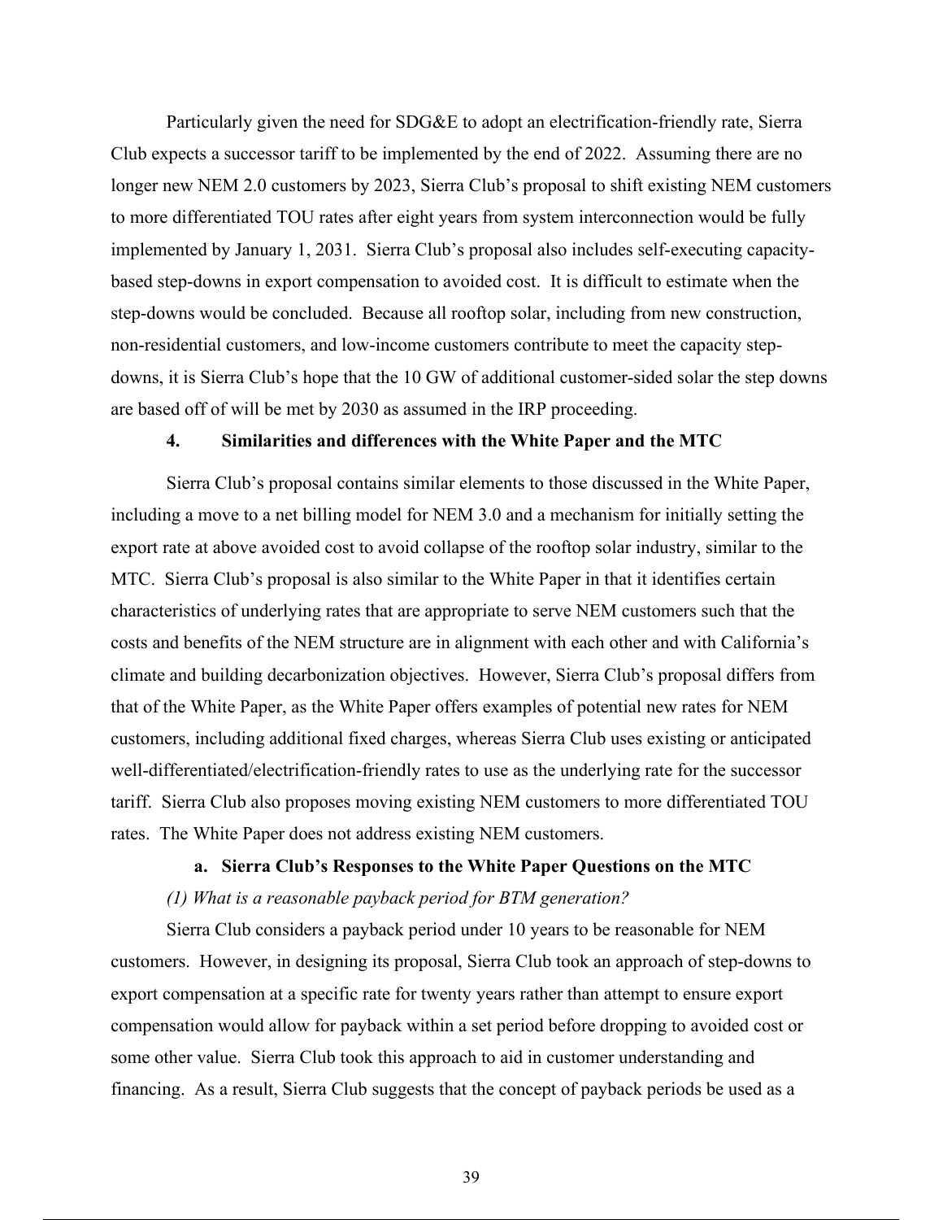Particularly given the need for SDG&E to adopt an electrification-friendly rate, Sierra Club expects a successor tariff to be implemented by the end of 2022. Assuming there are no longer new NEM 2.0 customers by 2023, Sierra Club's proposal to shift existing NEM customers to more differentiated TOU rates after eight years from system interconnection would be fully implemented by January 1, 2031. Sierra Club's proposal also includes self-executing capacity-based step-downs in export compensation to avoided cost. It is difficult to estimate when the step-downs would be concluded. Because all rooftop solar, including from new construction, non-residential customers, and low-income customers contribute to meet the capacity step-downs, it is Sierra Club's hope that the 10 GW of additional customer-sided solar the step downs are based off of will be met by 2030 as assumed in the IRP proceeding.

### 4. Similarities and differences with the White Paper and the MTC

Sierra Club's proposal contains similar elements to those discussed in the White Paper, including a move to a net billing model for NEM 3.0 and a mechanism for initially setting the export rate at above avoided cost to avoid collapse of the rooftop solar industry, similar to the MTC. Sierra Club's proposal is also similar to the White Paper in that it identifies certain characteristics of underlying rates that are appropriate to serve NEM customers such that the costs and benefits of the NEM structure are in alignment with each other and with California's climate and building decarbonization objectives. However, Sierra Club's proposal differs from that of the White Paper, as the White Paper offers examples of potential new rates for NEM customers, including additional fixed charges, whereas Sierra Club uses existing or anticipated well-differentiated/electrification-friendly rates to use as the underlying rate for the successor tariff. Sierra Club also proposes moving existing NEM customers to more differentiated TOU rates. The White Paper does not address existing NEM customers.

#### a. Sierra Club's Responses to the White Paper Questions on the MTC

*(1) What is a reasonable payback period for BTM generation?*

Sierra Club considers a payback period under 10 years to be reasonable for NEM customers. However, in designing its proposal, Sierra Club took an approach of step-downs to export compensation at a specific rate for twenty years rather than attempt to ensure export compensation would allow for payback within a set period before dropping to avoided cost or some other value. Sierra Club took this approach to aid in customer understanding and financing. As a result, Sierra Club suggests that the concept of payback periods be used as a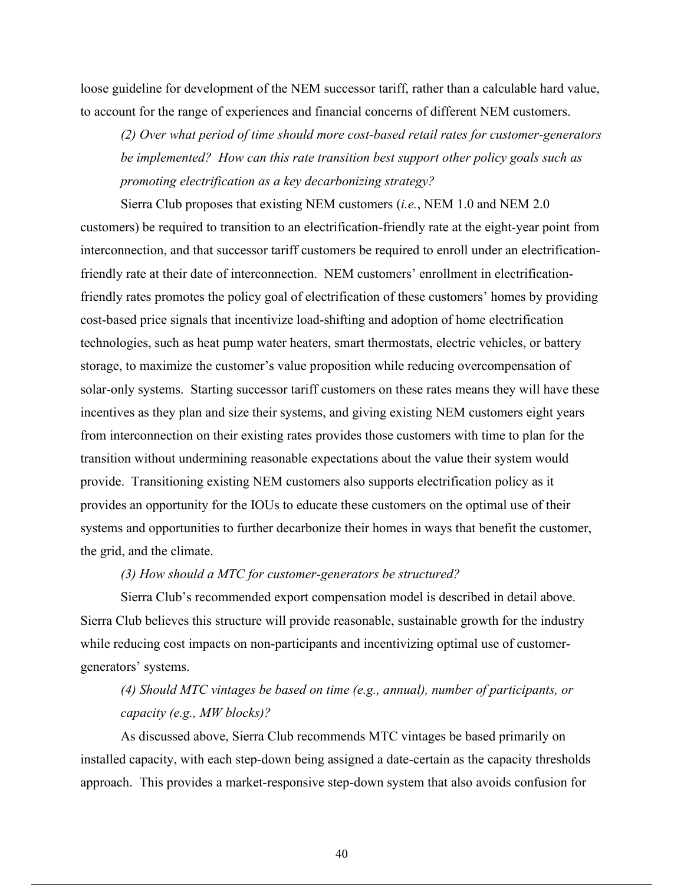loose guideline for development of the NEM successor tariff, rather than a calculable hard value, to account for the range of experiences and financial concerns of different NEM customers.

*(2) Over what period of time should more cost-based retail rates for customer-generators be implemented? How can this rate transition best support other policy goals such as promoting electrification as a key decarbonizing strategy?*

Sierra Club proposes that existing NEM customers (*i.e.*, NEM 1.0 and NEM 2.0 customers) be required to transition to an electrification-friendly rate at the eight-year point from interconnection, and that successor tariff customers be required to enroll under an electrification-friendly rate at their date of interconnection. NEM customers' enrollment in electrification-friendly rates promotes the policy goal of electrification of these customers' homes by providing cost-based price signals that incentivize load-shifting and adoption of home electrification technologies, such as heat pump water heaters, smart thermostats, electric vehicles, or battery storage, to maximize the customer's value proposition while reducing overcompensation of solar-only systems. Starting successor tariff customers on these rates means they will have these incentives as they plan and size their systems, and giving existing NEM customers eight years from interconnection on their existing rates provides those customers with time to plan for the transition without undermining reasonable expectations about the value their system would provide. Transitioning existing NEM customers also supports electrification policy as it provides an opportunity for the IOUs to educate these customers on the optimal use of their systems and opportunities to further decarbonize their homes in ways that benefit the customer, the grid, and the climate.

*(3) How should a MTC for customer-generators be structured?*

Sierra Club's recommended export compensation model is described in detail above. Sierra Club believes this structure will provide reasonable, sustainable growth for the industry while reducing cost impacts on non-participants and incentivizing optimal use of customer-generators' systems.

*(4) Should MTC vintages be based on time (e.g., annual), number of participants, or capacity (e.g., MW blocks)?*

As discussed above, Sierra Club recommends MTC vintages be based primarily on installed capacity, with each step-down being assigned a date-certain as the capacity thresholds approach. This provides a market-responsive step-down system that also avoids confusion for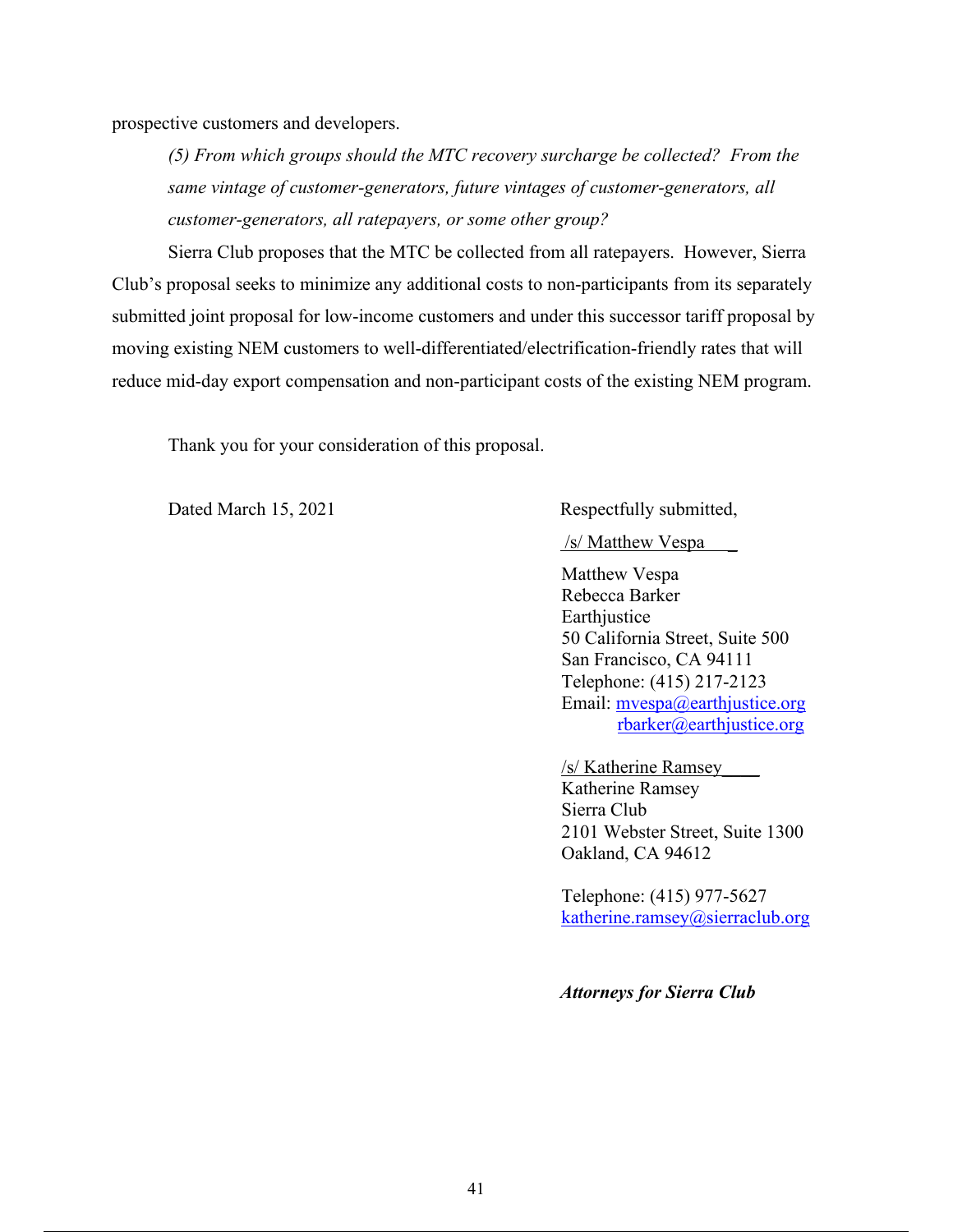prospective customers and developers.

*(5) From which groups should the MTC recovery surcharge be collected? From the same vintage of customer-generators, future vintages of customer-generators, all customer-generators, all ratepayers, or some other group?*

Sierra Club proposes that the MTC be collected from all ratepayers. However, Sierra Club's proposal seeks to minimize any additional costs to non-participants from its separately submitted joint proposal for low-income customers and under this successor tariff proposal by moving existing NEM customers to well-differentiated/electrification-friendly rates that will reduce mid-day export compensation and non-participant costs of the existing NEM program.

Thank you for your consideration of this proposal.

Dated March 15, 2021

Respectfully submitted,

/s/ Matthew Vespa

Matthew Vespa
Rebecca Barker
Earthjustice
50 California Street, Suite 500
San Francisco, CA 94111
Telephone: (415) 217-2123
Email: mvespa@earthjustice.org
rbarker@earthjustice.org

/s/ Katherine Ramsey
Katherine Ramsey
Sierra Club
2101 Webster Street, Suite 1300
Oakland, CA 94612

Telephone: (415) 977-5627
katherine.ramsey@sierraclub.org

***Attorneys for Sierra Club***